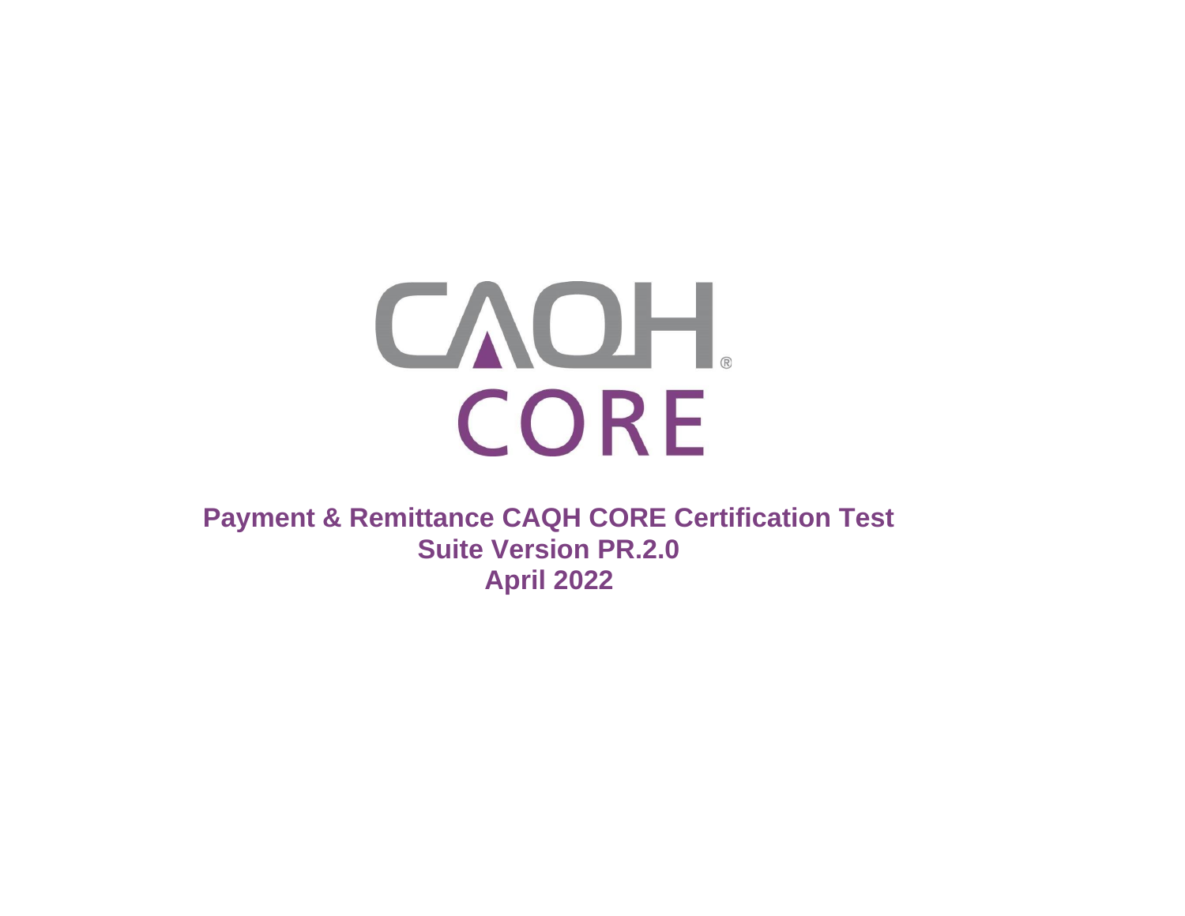# Payment & Remittance CAQH CORE Certification Test Suite Version PR.2.0

**April 2022**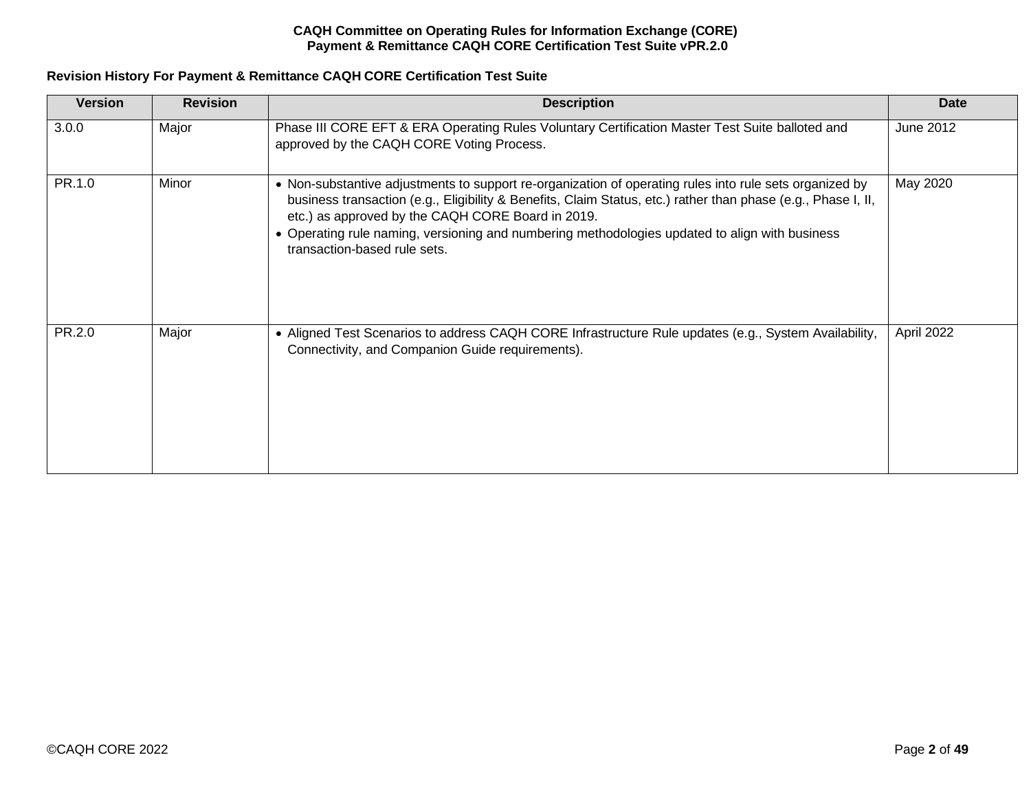**Revision History For Payment & Remittance CAQH CORE Certification Test Suite**

| Version | Revision | Description | Date |
|---|---|---|---|
| 3.0.0 | Major | Phase III CORE EFT & ERA Operating Rules Voluntary Certification Master Test Suite balloted and approved by the CAQH CORE Voting Process. | June 2012 |
| PR.1.0 | Minor | • Non-substantive adjustments to support re-organization of operating rules into rule sets organized by business transaction (e.g., Eligibility & Benefits, Claim Status, etc.) rather than phase (e.g., Phase I, II, etc.) as approved by the CAQH CORE Board in 2019.<br>• Operating rule naming, versioning and numbering methodologies updated to align with business transaction-based rule sets. | May 2020 |
| PR.2.0 | Major | • Aligned Test Scenarios to address CAQH CORE Infrastructure Rule updates (e.g., System Availability, Connectivity, and Companion Guide requirements). | April 2022 |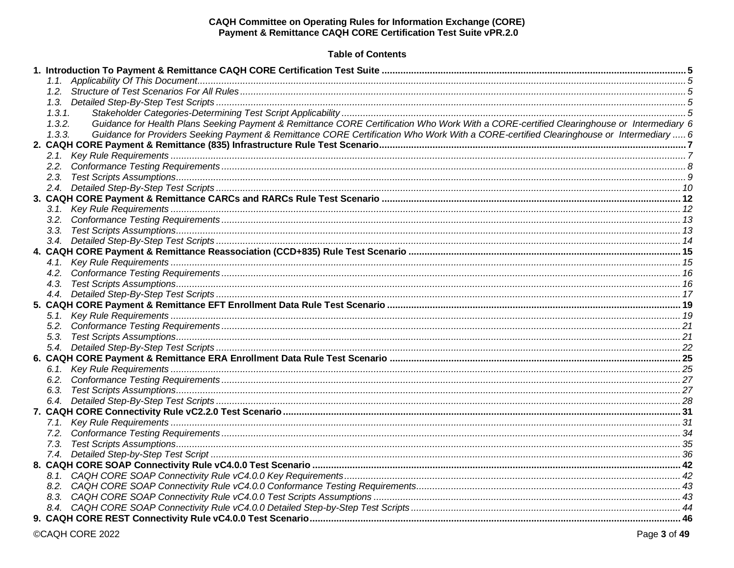# Table of Contents

**1. Introduction To Payment & Remittance CAQH CORE Certification Test Suite** ..... 5
- *1.1. Applicability Of This Document* ..... 5
- *1.2. Structure of Test Scenarios For All Rules* ..... 5
- *1.3. Detailed Step-By-Step Test Scripts* ..... 5
- *1.3.1. Stakeholder Categories-Determining Test Script Applicability* ..... 5
- *1.3.2. Guidance for Health Plans Seeking Payment & Remittance CORE Certification Who Work With a CORE-certified Clearinghouse or Intermediary* 6
- *1.3.3. Guidance for Providers Seeking Payment & Remittance CORE Certification Who Work With a CORE-certified Clearinghouse or Intermediary* ..... 6

**2. CAQH CORE Payment & Remittance (835) Infrastructure Rule Test Scenario** ..... 7
- *2.1. Key Rule Requirements* ..... 7
- *2.2. Conformance Testing Requirements* ..... 8
- *2.3. Test Scripts Assumptions* ..... 9
- *2.4. Detailed Step-By-Step Test Scripts* ..... 10

**3. CAQH CORE Payment & Remittance CARCs and RARCs Rule Test Scenario** ..... 12
- *3.1. Key Rule Requirements* ..... 12
- *3.2. Conformance Testing Requirements* ..... 13
- *3.3. Test Scripts Assumptions* ..... 13
- *3.4. Detailed Step-By-Step Test Scripts* ..... 14

**4. CAQH CORE Payment & Remittance Reassociation (CCD+835) Rule Test Scenario** ..... 15
- *4.1. Key Rule Requirements* ..... 15
- *4.2. Conformance Testing Requirements* ..... 16
- *4.3. Test Scripts Assumptions* ..... 16
- *4.4. Detailed Step-By-Step Test Scripts* ..... 17

**5. CAQH CORE Payment & Remittance EFT Enrollment Data Rule Test Scenario** ..... 19
- *5.1. Key Rule Requirements* ..... 19
- *5.2. Conformance Testing Requirements* ..... 21
- *5.3. Test Scripts Assumptions* ..... 21
- *5.4. Detailed Step-By-Step Test Scripts* ..... 22

**6. CAQH CORE Payment & Remittance ERA Enrollment Data Rule Test Scenario** ..... 25
- *6.1. Key Rule Requirements* ..... 25
- *6.2. Conformance Testing Requirements* ..... 27
- *6.3. Test Scripts Assumptions* ..... 27
- *6.4. Detailed Step-By-Step Test Scripts* ..... 28

**7. CAQH CORE Connectivity Rule vC2.2.0 Test Scenario** ..... 31
- *7.1. Key Rule Requirements* ..... 31
- *7.2. Conformance Testing Requirements* ..... 34
- *7.3. Test Scripts Assumptions* ..... 35
- *7.4. Detailed Step-by-Step Test Script* ..... 36

**8. CAQH CORE SOAP Connectivity Rule vC4.0.0 Test Scenario** ..... 42
- *8.1. CAQH CORE SOAP Connectivity Rule vC4.0.0 Key Requirements* ..... 42
- *8.2. CAQH CORE SOAP Connectivity Rule vC4.0.0 Conformance Testing Requirements* ..... 43
- *8.3. CAQH CORE SOAP Connectivity Rule vC4.0.0 Test Scripts Assumptions* ..... 43
- *8.4. CAQH CORE SOAP Connectivity Rule vC4.0.0 Detailed Step-by-Step Test Scripts* ..... 44

**9. CAQH CORE REST Connectivity Rule vC4.0.0 Test Scenario** ..... 46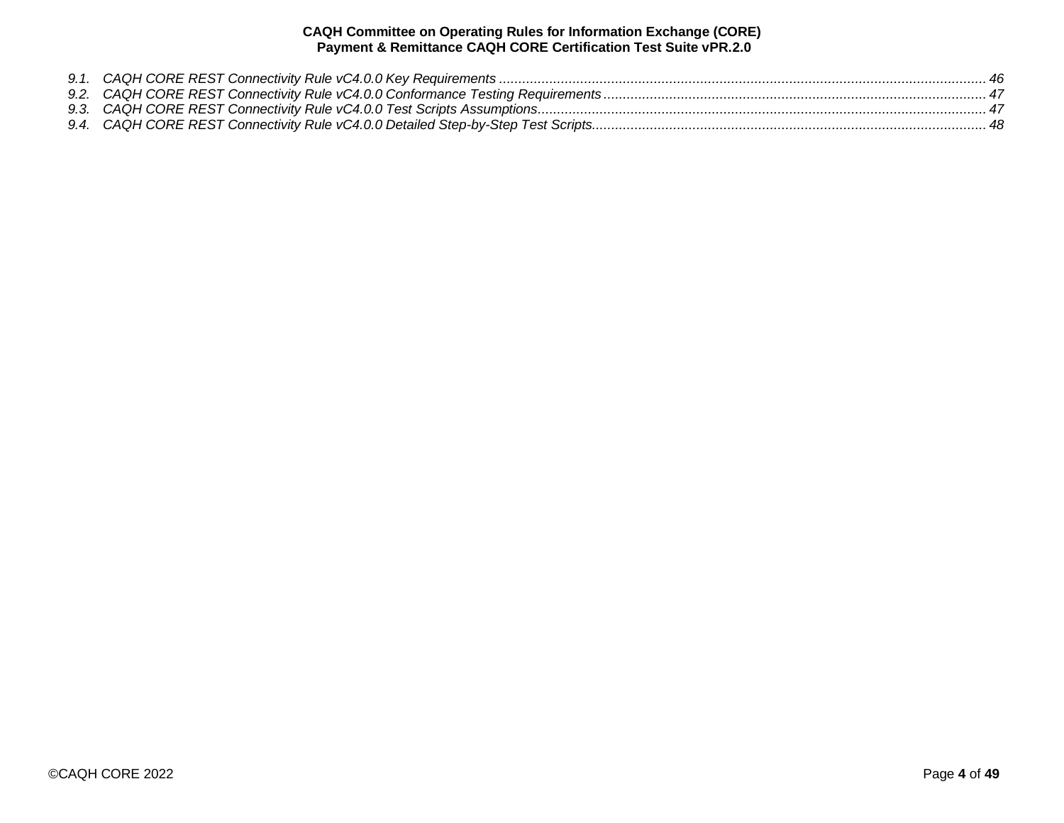*9.1. CAQH CORE REST Connectivity Rule vC4.0.0 Key Requirements ........................................................................................................................... 46*
*9.2. CAQH CORE REST Connectivity Rule vC4.0.0 Conformance Testing Requirements ............................................................................................. 47*
*9.3. CAQH CORE REST Connectivity Rule vC4.0.0 Test Scripts Assumptions............................................................................................................. 47*
*9.4. CAQH CORE REST Connectivity Rule vC4.0.0 Detailed Step-by-Step Test Scripts............................................................................................... 48*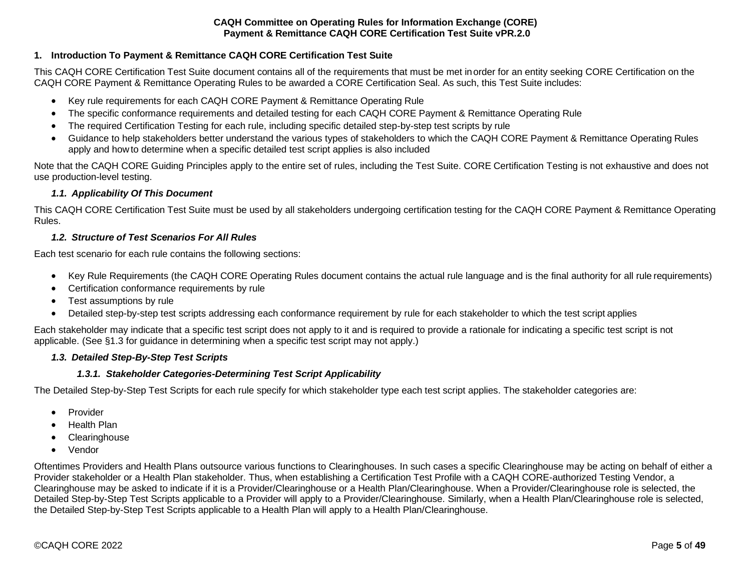## 1. Introduction To Payment & Remittance CAQH CORE Certification Test Suite

This CAQH CORE Certification Test Suite document contains all of the requirements that must be met in order for an entity seeking CORE Certification on the CAQH CORE Payment & Remittance Operating Rules to be awarded a CORE Certification Seal. As such, this Test Suite includes:

- Key rule requirements for each CAQH CORE Payment & Remittance Operating Rule
- The specific conformance requirements and detailed testing for each CAQH CORE Payment & Remittance Operating Rule
- The required Certification Testing for each rule, including specific detailed step-by-step test scripts by rule
- Guidance to help stakeholders better understand the various types of stakeholders to which the CAQH CORE Payment & Remittance Operating Rules apply and how to determine when a specific detailed test script applies is also included

Note that the CAQH CORE Guiding Principles apply to the entire set of rules, including the Test Suite. CORE Certification Testing is not exhaustive and does not use production-level testing.

### *1.1. Applicability Of This Document*

This CAQH CORE Certification Test Suite must be used by all stakeholders undergoing certification testing for the CAQH CORE Payment & Remittance Operating Rules.

### *1.2. Structure of Test Scenarios For All Rules*

Each test scenario for each rule contains the following sections:

- Key Rule Requirements (the CAQH CORE Operating Rules document contains the actual rule language and is the final authority for all rule requirements)
- Certification conformance requirements by rule
- Test assumptions by rule
- Detailed step-by-step test scripts addressing each conformance requirement by rule for each stakeholder to which the test script applies

Each stakeholder may indicate that a specific test script does not apply to it and is required to provide a rationale for indicating a specific test script is not applicable. (See §1.3 for guidance in determining when a specific test script may not apply.)

### *1.3. Detailed Step-By-Step Test Scripts*

#### *1.3.1. Stakeholder Categories-Determining Test Script Applicability*

The Detailed Step-by-Step Test Scripts for each rule specify for which stakeholder type each test script applies. The stakeholder categories are:

- Provider
- Health Plan
- Clearinghouse
- Vendor

Oftentimes Providers and Health Plans outsource various functions to Clearinghouses. In such cases a specific Clearinghouse may be acting on behalf of either a Provider stakeholder or a Health Plan stakeholder. Thus, when establishing a Certification Test Profile with a CAQH CORE-authorized Testing Vendor, a Clearinghouse may be asked to indicate if it is a Provider/Clearinghouse or a Health Plan/Clearinghouse. When a Provider/Clearinghouse role is selected, the Detailed Step-by-Step Test Scripts applicable to a Provider will apply to a Provider/Clearinghouse. Similarly, when a Health Plan/Clearinghouse role is selected, the Detailed Step-by-Step Test Scripts applicable to a Health Plan will apply to a Health Plan/Clearinghouse.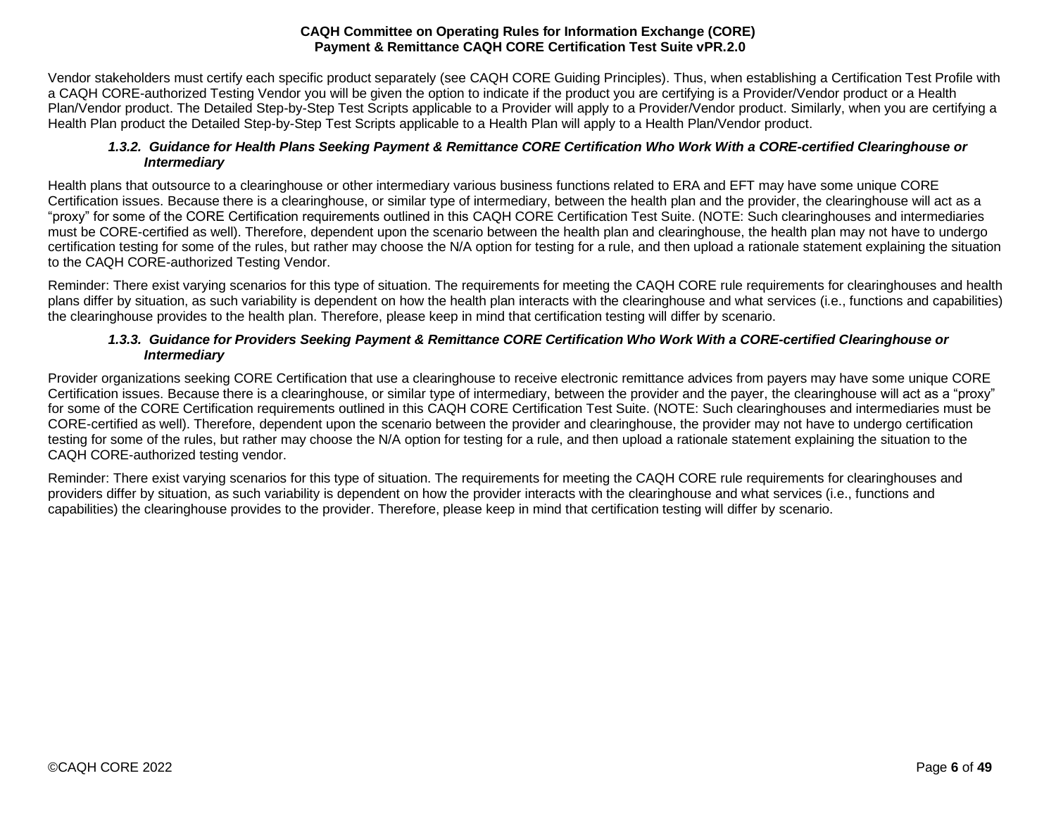Vendor stakeholders must certify each specific product separately (see CAQH CORE Guiding Principles). Thus, when establishing a Certification Test Profile with a CAQH CORE-authorized Testing Vendor you will be given the option to indicate if the product you are certifying is a Provider/Vendor product or a Health Plan/Vendor product. The Detailed Step-by-Step Test Scripts applicable to a Provider will apply to a Provider/Vendor product. Similarly, when you are certifying a Health Plan product the Detailed Step-by-Step Test Scripts applicable to a Health Plan will apply to a Health Plan/Vendor product.

#### *1.3.2. Guidance for Health Plans Seeking Payment & Remittance CORE Certification Who Work With a CORE-certified Clearinghouse or Intermediary*

Health plans that outsource to a clearinghouse or other intermediary various business functions related to ERA and EFT may have some unique CORE Certification issues. Because there is a clearinghouse, or similar type of intermediary, between the health plan and the provider, the clearinghouse will act as a "proxy" for some of the CORE Certification requirements outlined in this CAQH CORE Certification Test Suite. (NOTE: Such clearinghouses and intermediaries must be CORE-certified as well). Therefore, dependent upon the scenario between the health plan and clearinghouse, the health plan may not have to undergo certification testing for some of the rules, but rather may choose the N/A option for testing for a rule, and then upload a rationale statement explaining the situation to the CAQH CORE-authorized Testing Vendor.

Reminder: There exist varying scenarios for this type of situation. The requirements for meeting the CAQH CORE rule requirements for clearinghouses and health plans differ by situation, as such variability is dependent on how the health plan interacts with the clearinghouse and what services (i.e., functions and capabilities) the clearinghouse provides to the health plan. Therefore, please keep in mind that certification testing will differ by scenario.

#### *1.3.3. Guidance for Providers Seeking Payment & Remittance CORE Certification Who Work With a CORE-certified Clearinghouse or Intermediary*

Provider organizations seeking CORE Certification that use a clearinghouse to receive electronic remittance advices from payers may have some unique CORE Certification issues. Because there is a clearinghouse, or similar type of intermediary, between the provider and the payer, the clearinghouse will act as a "proxy" for some of the CORE Certification requirements outlined in this CAQH CORE Certification Test Suite. (NOTE: Such clearinghouses and intermediaries must be CORE-certified as well). Therefore, dependent upon the scenario between the provider and clearinghouse, the provider may not have to undergo certification testing for some of the rules, but rather may choose the N/A option for testing for a rule, and then upload a rationale statement explaining the situation to the CAQH CORE-authorized testing vendor.

Reminder: There exist varying scenarios for this type of situation. The requirements for meeting the CAQH CORE rule requirements for clearinghouses and providers differ by situation, as such variability is dependent on how the provider interacts with the clearinghouse and what services (i.e., functions and capabilities) the clearinghouse provides to the provider. Therefore, please keep in mind that certification testing will differ by scenario.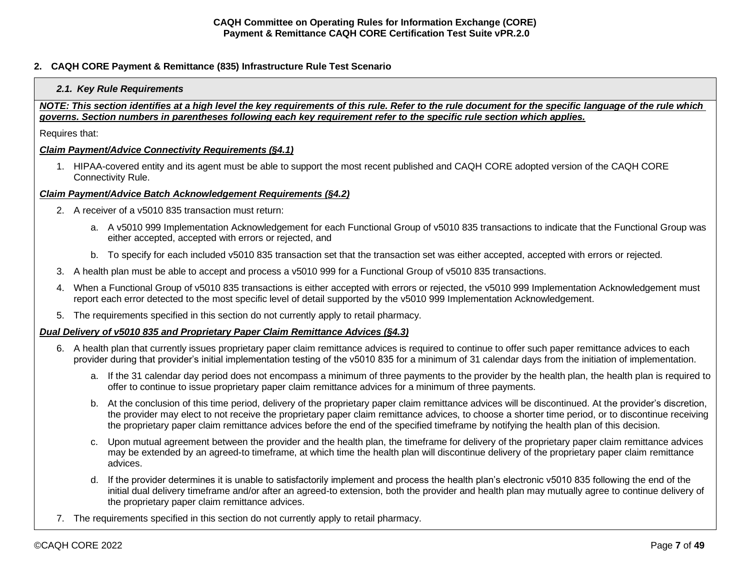## 2. CAQH CORE Payment & Remittance (835) Infrastructure Rule Test Scenario

### *2.1. Key Rule Requirements*

***NOTE: This section identifies at a high level the key requirements of this rule. Refer to the rule document for the specific language of the rule which governs. Section numbers in parentheses following each key requirement refer to the specific rule section which applies.***

Requires that:

***Claim Payment/Advice Connectivity Requirements (§4.1)***

1. HIPAA-covered entity and its agent must be able to support the most recent published and CAQH CORE adopted version of the CAQH CORE Connectivity Rule.

***Claim Payment/Advice Batch Acknowledgement Requirements (§4.2)***

2. A receiver of a v5010 835 transaction must return:
   a. A v5010 999 Implementation Acknowledgement for each Functional Group of v5010 835 transactions to indicate that the Functional Group was either accepted, accepted with errors or rejected, and
   b. To specify for each included v5010 835 transaction set that the transaction set was either accepted, accepted with errors or rejected.
3. A health plan must be able to accept and process a v5010 999 for a Functional Group of v5010 835 transactions.
4. When a Functional Group of v5010 835 transactions is either accepted with errors or rejected, the v5010 999 Implementation Acknowledgement must report each error detected to the most specific level of detail supported by the v5010 999 Implementation Acknowledgement.
5. The requirements specified in this section do not currently apply to retail pharmacy.

***Dual Delivery of v5010 835 and Proprietary Paper Claim Remittance Advices (§4.3)***

6. A health plan that currently issues proprietary paper claim remittance advices is required to continue to offer such paper remittance advices to each provider during that provider's initial implementation testing of the v5010 835 for a minimum of 31 calendar days from the initiation of implementation.
   a. If the 31 calendar day period does not encompass a minimum of three payments to the provider by the health plan, the health plan is required to offer to continue to issue proprietary paper claim remittance advices for a minimum of three payments.
   b. At the conclusion of this time period, delivery of the proprietary paper claim remittance advices will be discontinued. At the provider's discretion, the provider may elect to not receive the proprietary paper claim remittance advices, to choose a shorter time period, or to discontinue receiving the proprietary paper claim remittance advices before the end of the specified timeframe by notifying the health plan of this decision.
   c. Upon mutual agreement between the provider and the health plan, the timeframe for delivery of the proprietary paper claim remittance advices may be extended by an agreed-to timeframe, at which time the health plan will discontinue delivery of the proprietary paper claim remittance advices.
   d. If the provider determines it is unable to satisfactorily implement and process the health plan's electronic v5010 835 following the end of the initial dual delivery timeframe and/or after an agreed-to extension, both the provider and health plan may mutually agree to continue delivery of the proprietary paper claim remittance advices.
7. The requirements specified in this section do not currently apply to retail pharmacy.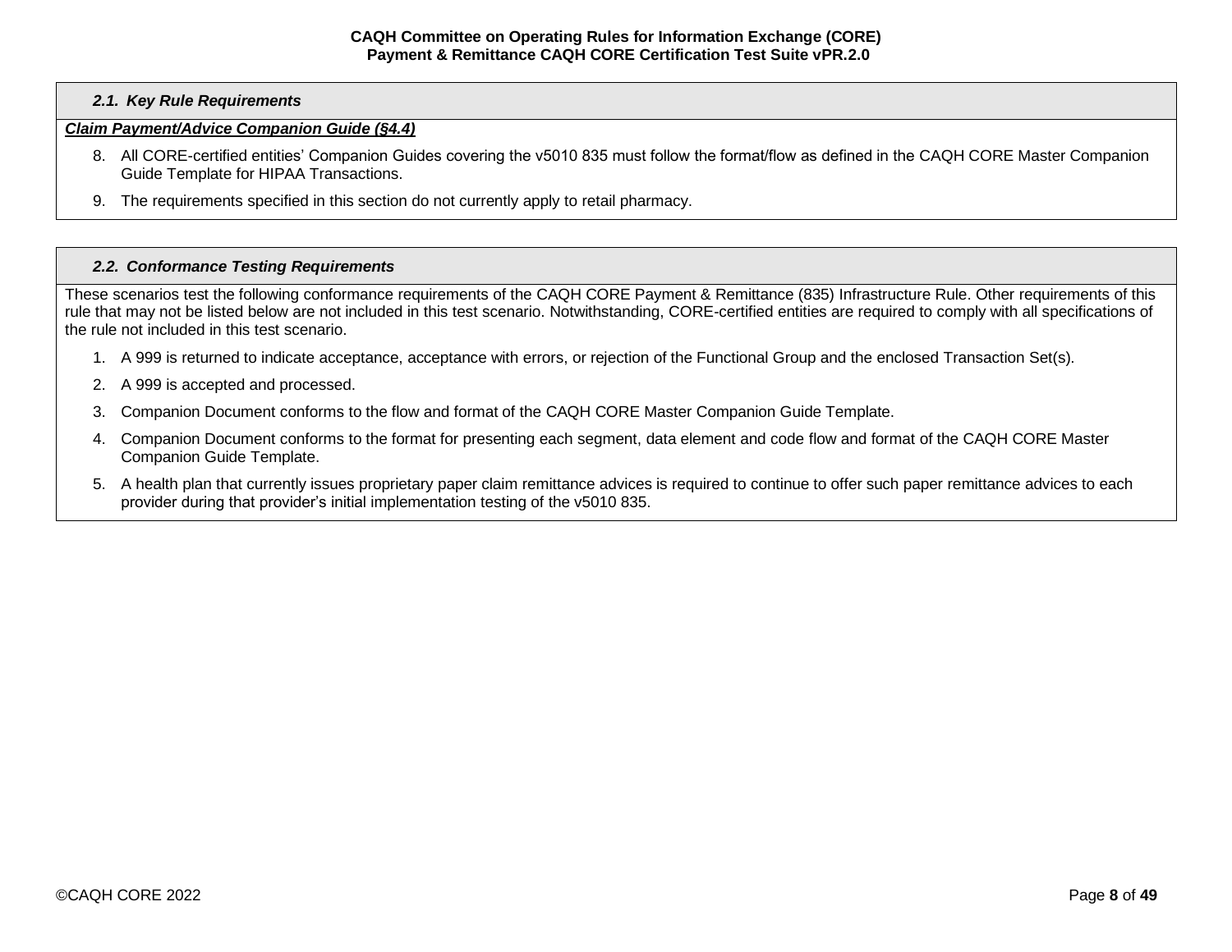### *2.1. Key Rule Requirements*

***Claim Payment/Advice Companion Guide (§4.4)***

8. All CORE-certified entities' Companion Guides covering the v5010 835 must follow the format/flow as defined in the CAQH CORE Master Companion Guide Template for HIPAA Transactions.
9. The requirements specified in this section do not currently apply to retail pharmacy.

### *2.2. Conformance Testing Requirements*

These scenarios test the following conformance requirements of the CAQH CORE Payment & Remittance (835) Infrastructure Rule. Other requirements of this rule that may not be listed below are not included in this test scenario. Notwithstanding, CORE-certified entities are required to comply with all specifications of the rule not included in this test scenario.

1. A 999 is returned to indicate acceptance, acceptance with errors, or rejection of the Functional Group and the enclosed Transaction Set(s).
2. A 999 is accepted and processed.
3. Companion Document conforms to the flow and format of the CAQH CORE Master Companion Guide Template.
4. Companion Document conforms to the format for presenting each segment, data element and code flow and format of the CAQH CORE Master Companion Guide Template.
5. A health plan that currently issues proprietary paper claim remittance advices is required to continue to offer such paper remittance advices to each provider during that provider's initial implementation testing of the v5010 835.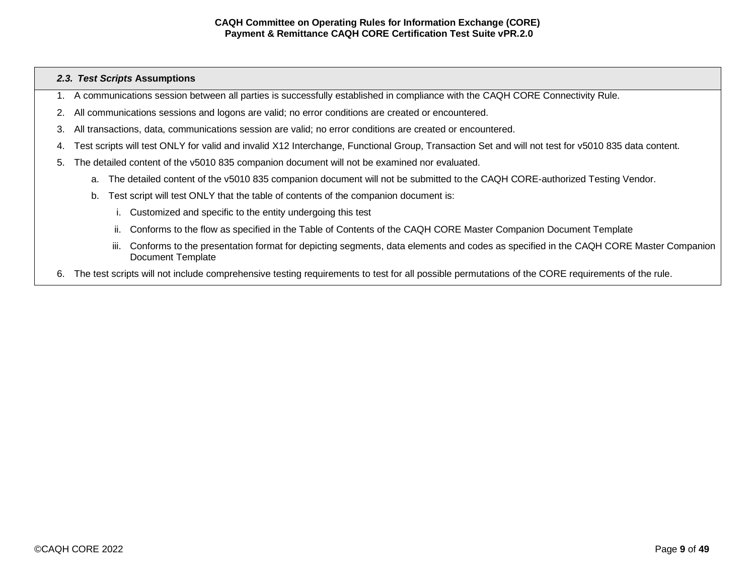### *2.3. Test Scripts* Assumptions

1. A communications session between all parties is successfully established in compliance with the CAQH CORE Connectivity Rule.
2. All communications sessions and logons are valid; no error conditions are created or encountered.
3. All transactions, data, communications session are valid; no error conditions are created or encountered.
4. Test scripts will test ONLY for valid and invalid X12 Interchange, Functional Group, Transaction Set and will not test for v5010 835 data content.
5. The detailed content of the v5010 835 companion document will not be examined nor evaluated.
    a. The detailed content of the v5010 835 companion document will not be submitted to the CAQH CORE-authorized Testing Vendor.
    b. Test script will test ONLY that the table of contents of the companion document is:
        i. Customized and specific to the entity undergoing this test
        ii. Conforms to the flow as specified in the Table of Contents of the CAQH CORE Master Companion Document Template
        iii. Conforms to the presentation format for depicting segments, data elements and codes as specified in the CAQH CORE Master Companion Document Template
6. The test scripts will not include comprehensive testing requirements to test for all possible permutations of the CORE requirements of the rule.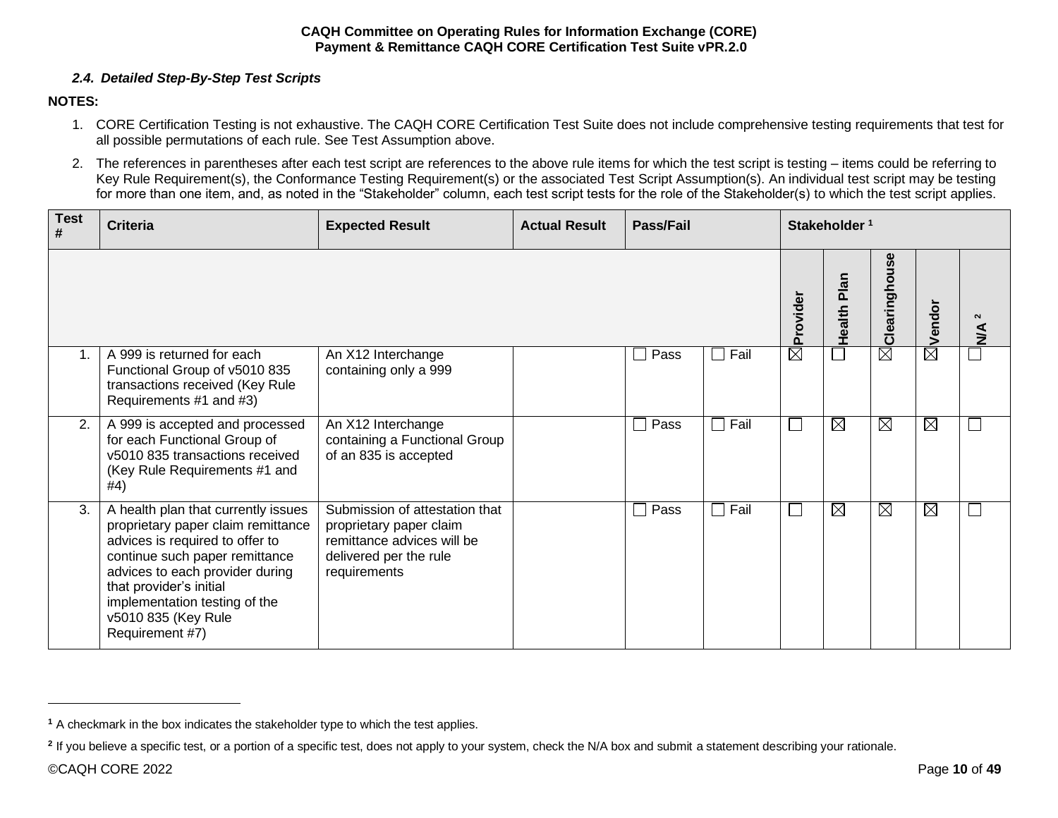### *2.4. Detailed Step-By-Step Test Scripts*

**NOTES:**

1. CORE Certification Testing is not exhaustive. The CAQH CORE Certification Test Suite does not include comprehensive testing requirements that test for all possible permutations of each rule. See Test Assumption above.
2. The references in parentheses after each test script are references to the above rule items for which the test script is testing – items could be referring to Key Rule Requirement(s), the Conformance Testing Requirement(s) or the associated Test Script Assumption(s). An individual test script may be testing for more than one item, and, as noted in the "Stakeholder" column, each test script tests for the role of the Stakeholder(s) to which the test script applies.

| Test # | Criteria | Expected Result | Actual Result | Pass/Fail | | Stakeholder [1] | | | | |
|---|---|---|---|---|---|---|---|---|---|---|
| | | | | | | Provider | Health Plan | Clearinghouse | Vendor | N/A [2] |
| 1. | A 999 is returned for each Functional Group of v5010 835 transactions received (Key Rule Requirements #1 and #3) | An X12 Interchange containing only a 999 | | ☐ Pass | ☐ Fail | ☒ | ☐ | ☒ | ☒ | ☐ |
| 2. | A 999 is accepted and processed for each Functional Group of v5010 835 transactions received (Key Rule Requirements #1 and #4) | An X12 Interchange containing a Functional Group of an 835 is accepted | | ☐ Pass | ☐ Fail | ☐ | ☒ | ☒ | ☒ | ☐ |
| 3. | A health plan that currently issues proprietary paper claim remittance advices is required to offer to continue such paper remittance advices to each provider during that provider's initial implementation testing of the v5010 835 (Key Rule Requirement #7) | Submission of attestation that proprietary paper claim remittance advices will be delivered per the rule requirements | | ☐ Pass | ☐ Fail | ☐ | ☒ | ☒ | ☒ | ☐ |

[1] A checkmark in the box indicates the stakeholder type to which the test applies.

[2] If you believe a specific test, or a portion of a specific test, does not apply to your system, check the N/A box and submit a statement describing your rationale.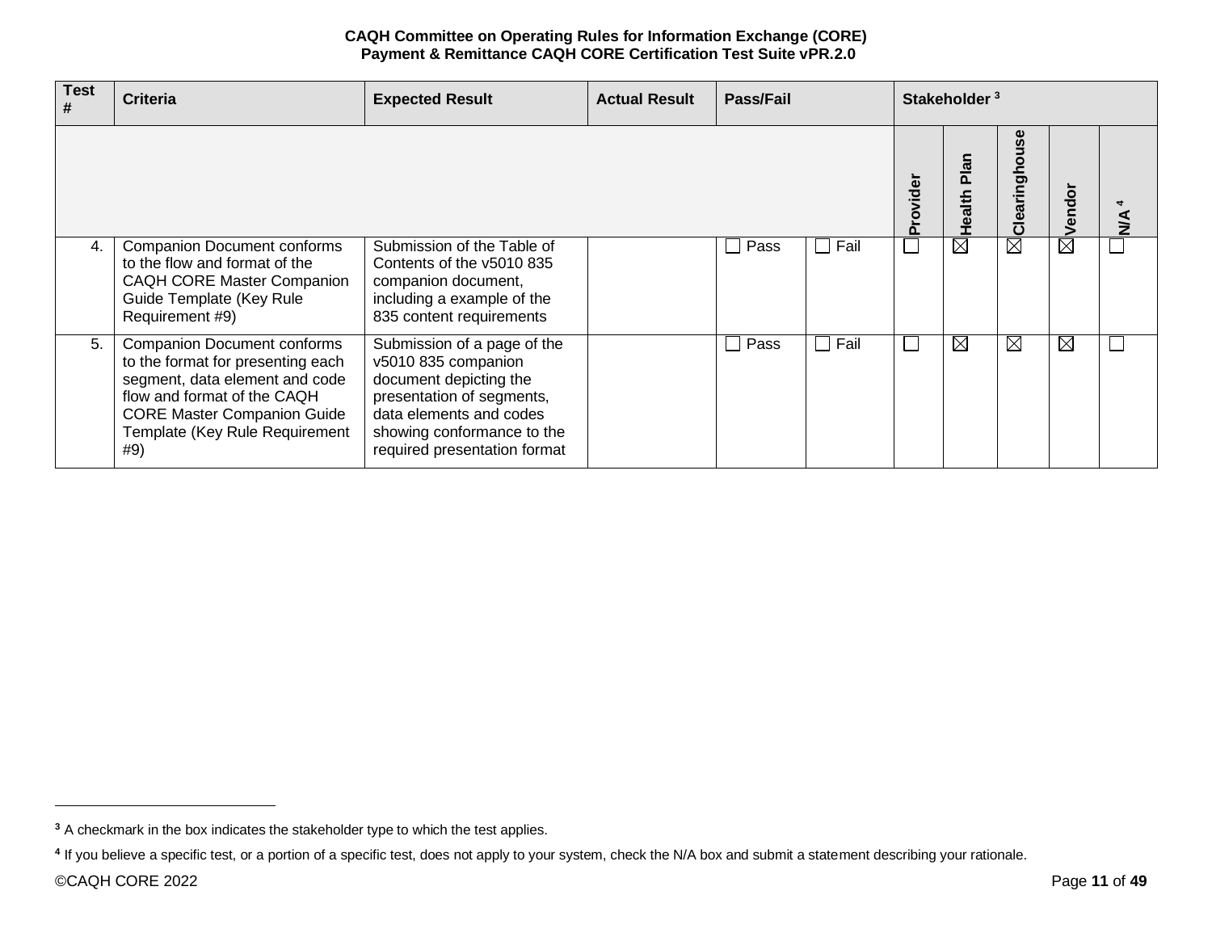| Test # | Criteria | Expected Result | Actual Result | Pass/Fail | | Stakeholder [3] | | | | |
|---|---|---|---|---|---|---|---|---|---|---|
| | | | | | | Provider | Health Plan | Clearinghouse | Vendor | N/A [4] |
| 4. | Companion Document conforms to the flow and format of the CAQH CORE Master Companion Guide Template (Key Rule Requirement #9) | Submission of the Table of Contents of the v5010 835 companion document, including a example of the 835 content requirements | | ☐ Pass | ☐ Fail | ☐ | ☒ | ☒ | ☒ | ☐ |
| 5. | Companion Document conforms to the format for presenting each segment, data element and code flow and format of the CAQH CORE Master Companion Guide Template (Key Rule Requirement #9) | Submission of a page of the v5010 835 companion document depicting the presentation of segments, data elements and codes showing conformance to the required presentation format | | ☐ Pass | ☐ Fail | ☐ | ☒ | ☒ | ☒ | ☐ |

[3] A checkmark in the box indicates the stakeholder type to which the test applies.

[4] If you believe a specific test, or a portion of a specific test, does not apply to your system, check the N/A box and submit a statement describing your rationale.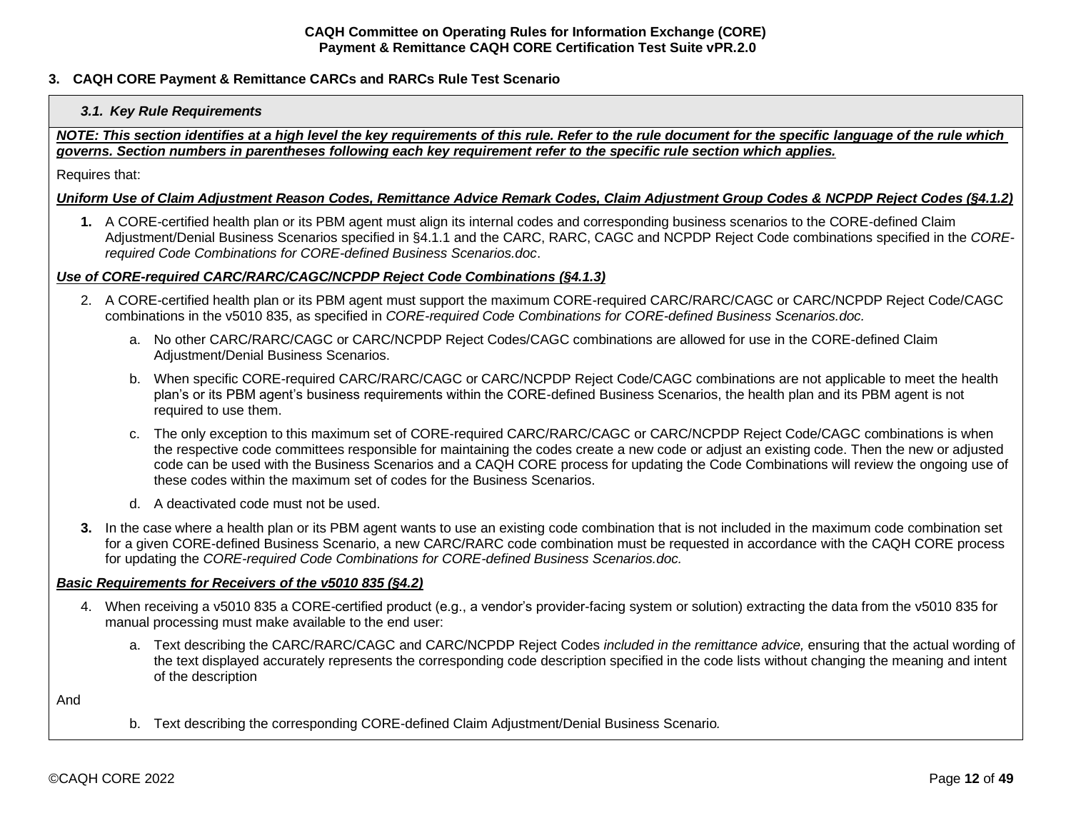## 3. CAQH CORE Payment & Remittance CARCs and RARCs Rule Test Scenario

### *3.1. Key Rule Requirements*

***NOTE: This section identifies at a high level the key requirements of this rule. Refer to the rule document for the specific language of the rule which governs. Section numbers in parentheses following each key requirement refer to the specific rule section which applies.***

Requires that:

***Uniform Use of Claim Adjustment Reason Codes, Remittance Advice Remark Codes, Claim Adjustment Group Codes & NCPDP Reject Codes (§4.1.2)***

**1.** A CORE-certified health plan or its PBM agent must align its internal codes and corresponding business scenarios to the CORE-defined Claim Adjustment/Denial Business Scenarios specified in §4.1.1 and the CARC, RARC, CAGC and NCPDP Reject Code combinations specified in the *CORE-required Code Combinations for CORE-defined Business Scenarios.doc*.

***Use of CORE-required CARC/RARC/CAGC/NCPDP Reject Code Combinations (§4.1.3)***

2. A CORE-certified health plan or its PBM agent must support the maximum CORE-required CARC/RARC/CAGC or CARC/NCPDP Reject Code/CAGC combinations in the v5010 835, as specified in *CORE-required Code Combinations for CORE-defined Business Scenarios.doc.*
   a. No other CARC/RARC/CAGC or CARC/NCPDP Reject Codes/CAGC combinations are allowed for use in the CORE-defined Claim Adjustment/Denial Business Scenarios.
   b. When specific CORE-required CARC/RARC/CAGC or CARC/NCPDP Reject Code/CAGC combinations are not applicable to meet the health plan's or its PBM agent's business requirements within the CORE-defined Business Scenarios, the health plan and its PBM agent is not required to use them.
   c. The only exception to this maximum set of CORE-required CARC/RARC/CAGC or CARC/NCPDP Reject Code/CAGC combinations is when the respective code committees responsible for maintaining the codes create a new code or adjust an existing code. Then the new or adjusted code can be used with the Business Scenarios and a CAQH CORE process for updating the Code Combinations will review the ongoing use of these codes within the maximum set of codes for the Business Scenarios.
   d. A deactivated code must not be used.

**3.** In the case where a health plan or its PBM agent wants to use an existing code combination that is not included in the maximum code combination set for a given CORE-defined Business Scenario, a new CARC/RARC code combination must be requested in accordance with the CAQH CORE process for updating the *CORE-required Code Combinations for CORE-defined Business Scenarios.doc.*

***Basic Requirements for Receivers of the v5010 835 (§4.2)***

4. When receiving a v5010 835 a CORE-certified product (e.g., a vendor's provider-facing system or solution) extracting the data from the v5010 835 for manual processing must make available to the end user:
   a. Text describing the CARC/RARC/CAGC and CARC/NCPDP Reject Codes *included in the remittance advice,* ensuring that the actual wording of the text displayed accurately represents the corresponding code description specified in the code lists without changing the meaning and intent of the description

And

   b. Text describing the corresponding CORE-defined Claim Adjustment/Denial Business Scenario*.*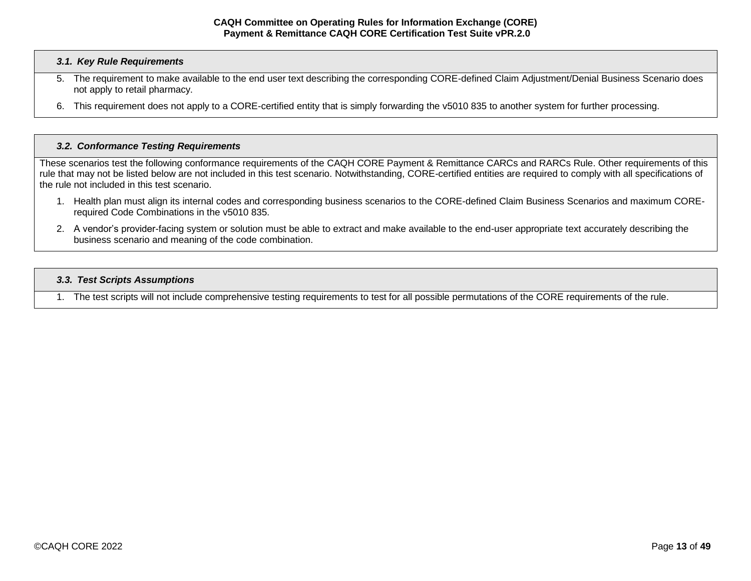### *3.1. Key Rule Requirements*

5. The requirement to make available to the end user text describing the corresponding CORE-defined Claim Adjustment/Denial Business Scenario does not apply to retail pharmacy.
6. This requirement does not apply to a CORE-certified entity that is simply forwarding the v5010 835 to another system for further processing.

### *3.2. Conformance Testing Requirements*

These scenarios test the following conformance requirements of the CAQH CORE Payment & Remittance CARCs and RARCs Rule. Other requirements of this rule that may not be listed below are not included in this test scenario. Notwithstanding, CORE-certified entities are required to comply with all specifications of the rule not included in this test scenario.

1. Health plan must align its internal codes and corresponding business scenarios to the CORE-defined Claim Business Scenarios and maximum CORE-required Code Combinations in the v5010 835.
2. A vendor's provider-facing system or solution must be able to extract and make available to the end-user appropriate text accurately describing the business scenario and meaning of the code combination.

### *3.3. Test Scripts Assumptions*

1. The test scripts will not include comprehensive testing requirements to test for all possible permutations of the CORE requirements of the rule.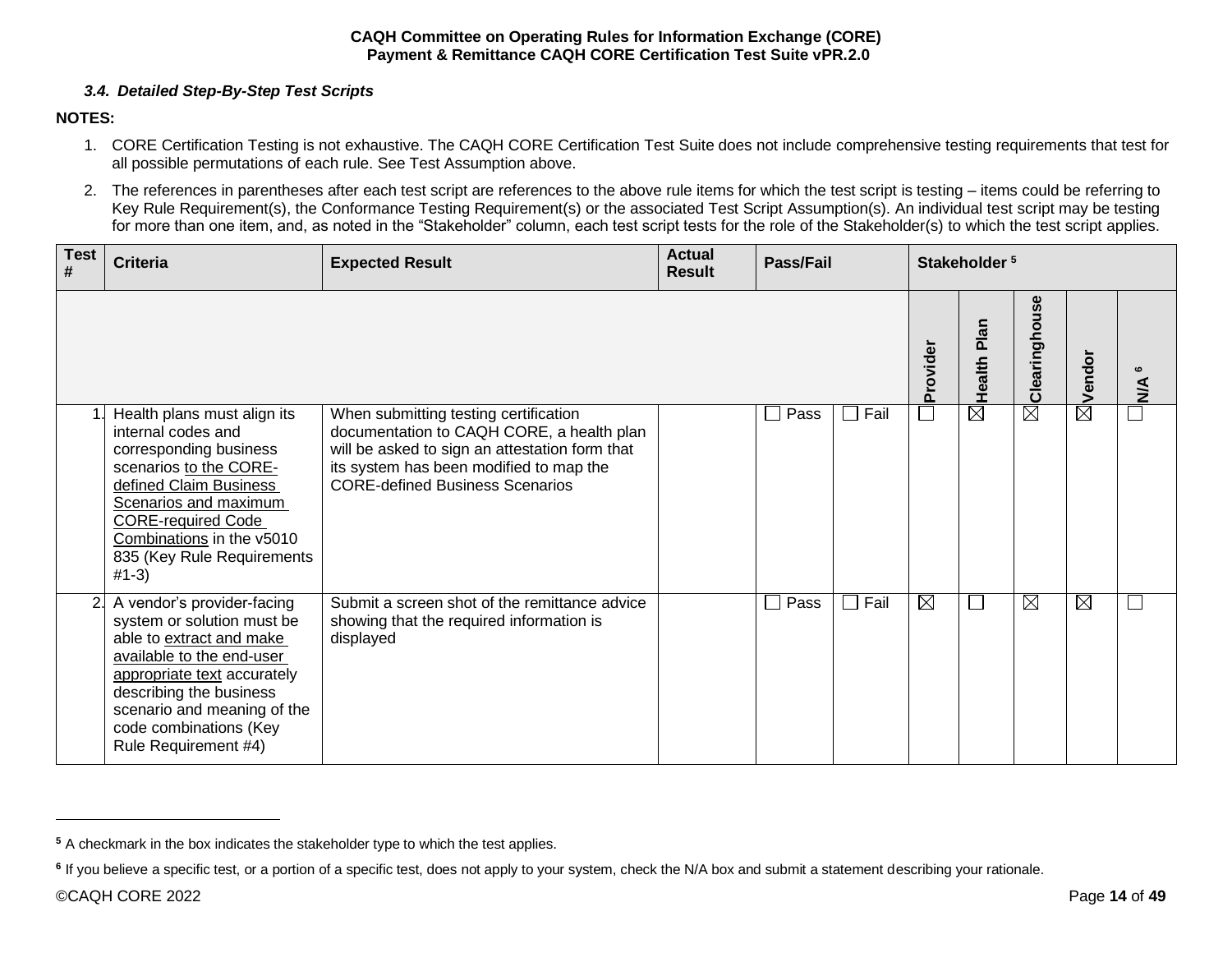### 3.4. Detailed Step-By-Step Test Scripts

**NOTES:**

1. CORE Certification Testing is not exhaustive. The CAQH CORE Certification Test Suite does not include comprehensive testing requirements that test for all possible permutations of each rule. See Test Assumption above.
2. The references in parentheses after each test script are references to the above rule items for which the test script is testing – items could be referring to Key Rule Requirement(s), the Conformance Testing Requirement(s) or the associated Test Script Assumption(s). An individual test script may be testing for more than one item, and, as noted in the "Stakeholder" column, each test script tests for the role of the Stakeholder(s) to which the test script applies.

| Test # | Criteria | Expected Result | Actual Result | Pass/Fail | | Stakeholder [5] | | | | |
|---|---|---|---|---|---|---|---|---|---|---|
| | | | | | | Provider | Health Plan | Clearinghouse | Vendor | N/A [6] |
| 1. | Health plans must align its internal codes and corresponding business scenarios to the CORE-defined Claim Business Scenarios and maximum CORE-required Code Combinations in the v5010 835 (Key Rule Requirements #1-3) | When submitting testing certification documentation to CAQH CORE, a health plan will be asked to sign an attestation form that its system has been modified to map the CORE-defined Business Scenarios | | ☐ Pass | ☐ Fail | ☐ | ☒ | ☒ | ☒ | ☐ |
| 2. | A vendor's provider-facing system or solution must be able to extract and make available to the end-user appropriate text accurately describing the business scenario and meaning of the code combinations (Key Rule Requirement #4) | Submit a screen shot of the remittance advice showing that the required information is displayed | | ☐ Pass | ☐ Fail | ☒ | ☐ | ☒ | ☒ | ☐ |

[5] A checkmark in the box indicates the stakeholder type to which the test applies.

[6] If you believe a specific test, or a portion of a specific test, does not apply to your system, check the N/A box and submit a statement describing your rationale.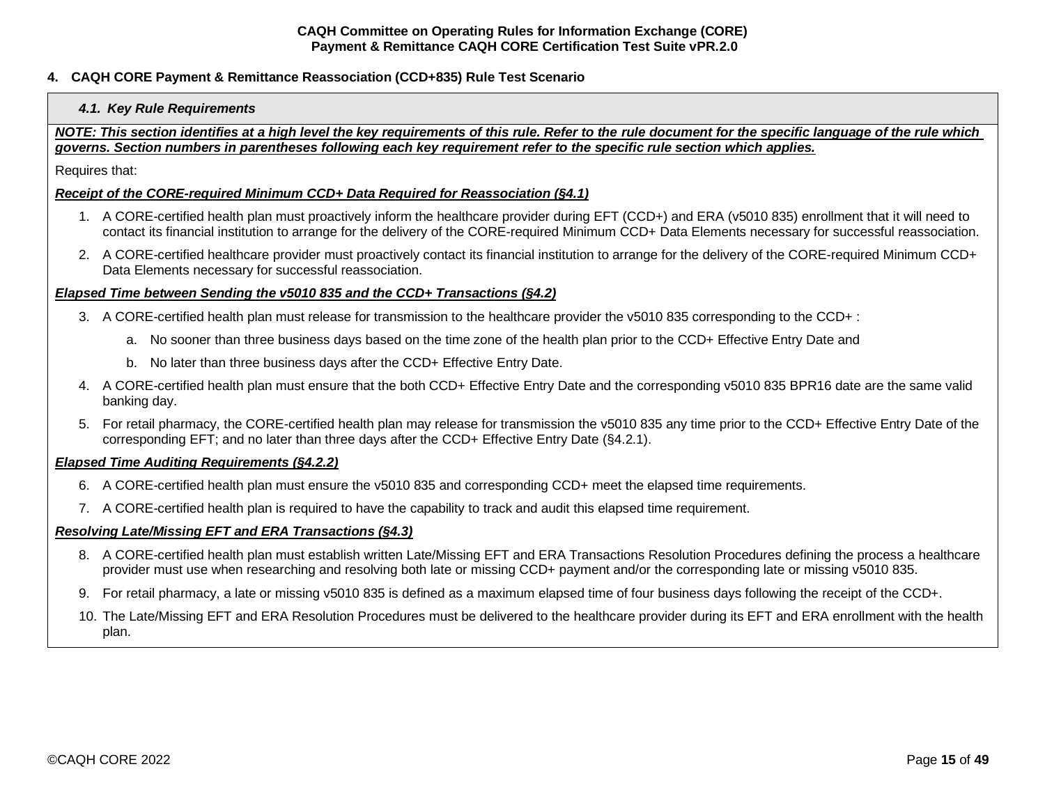## 4. CAQH CORE Payment & Remittance Reassociation (CCD+835) Rule Test Scenario

### *4.1. Key Rule Requirements*

***NOTE: This section identifies at a high level the key requirements of this rule. Refer to the rule document for the specific language of the rule which governs. Section numbers in parentheses following each key requirement refer to the specific rule section which applies.***

Requires that:

***Receipt of the CORE-required Minimum CCD+ Data Required for Reassociation (§4.1)***

1. A CORE-certified health plan must proactively inform the healthcare provider during EFT (CCD+) and ERA (v5010 835) enrollment that it will need to contact its financial institution to arrange for the delivery of the CORE-required Minimum CCD+ Data Elements necessary for successful reassociation.
2. A CORE-certified healthcare provider must proactively contact its financial institution to arrange for the delivery of the CORE-required Minimum CCD+ Data Elements necessary for successful reassociation.

***Elapsed Time between Sending the v5010 835 and the CCD+ Transactions (§4.2)***

3. A CORE-certified health plan must release for transmission to the healthcare provider the v5010 835 corresponding to the CCD+ :
   a. No sooner than three business days based on the time zone of the health plan prior to the CCD+ Effective Entry Date and
   b. No later than three business days after the CCD+ Effective Entry Date.
4. A CORE-certified health plan must ensure that the both CCD+ Effective Entry Date and the corresponding v5010 835 BPR16 date are the same valid banking day.
5. For retail pharmacy, the CORE-certified health plan may release for transmission the v5010 835 any time prior to the CCD+ Effective Entry Date of the corresponding EFT; and no later than three days after the CCD+ Effective Entry Date (§4.2.1).

***Elapsed Time Auditing Requirements (§4.2.2)***

6. A CORE-certified health plan must ensure the v5010 835 and corresponding CCD+ meet the elapsed time requirements.
7. A CORE-certified health plan is required to have the capability to track and audit this elapsed time requirement.

***Resolving Late/Missing EFT and ERA Transactions (§4.3)***

8. A CORE-certified health plan must establish written Late/Missing EFT and ERA Transactions Resolution Procedures defining the process a healthcare provider must use when researching and resolving both late or missing CCD+ payment and/or the corresponding late or missing v5010 835.
9. For retail pharmacy, a late or missing v5010 835 is defined as a maximum elapsed time of four business days following the receipt of the CCD+.
10. The Late/Missing EFT and ERA Resolution Procedures must be delivered to the healthcare provider during its EFT and ERA enrollment with the health plan.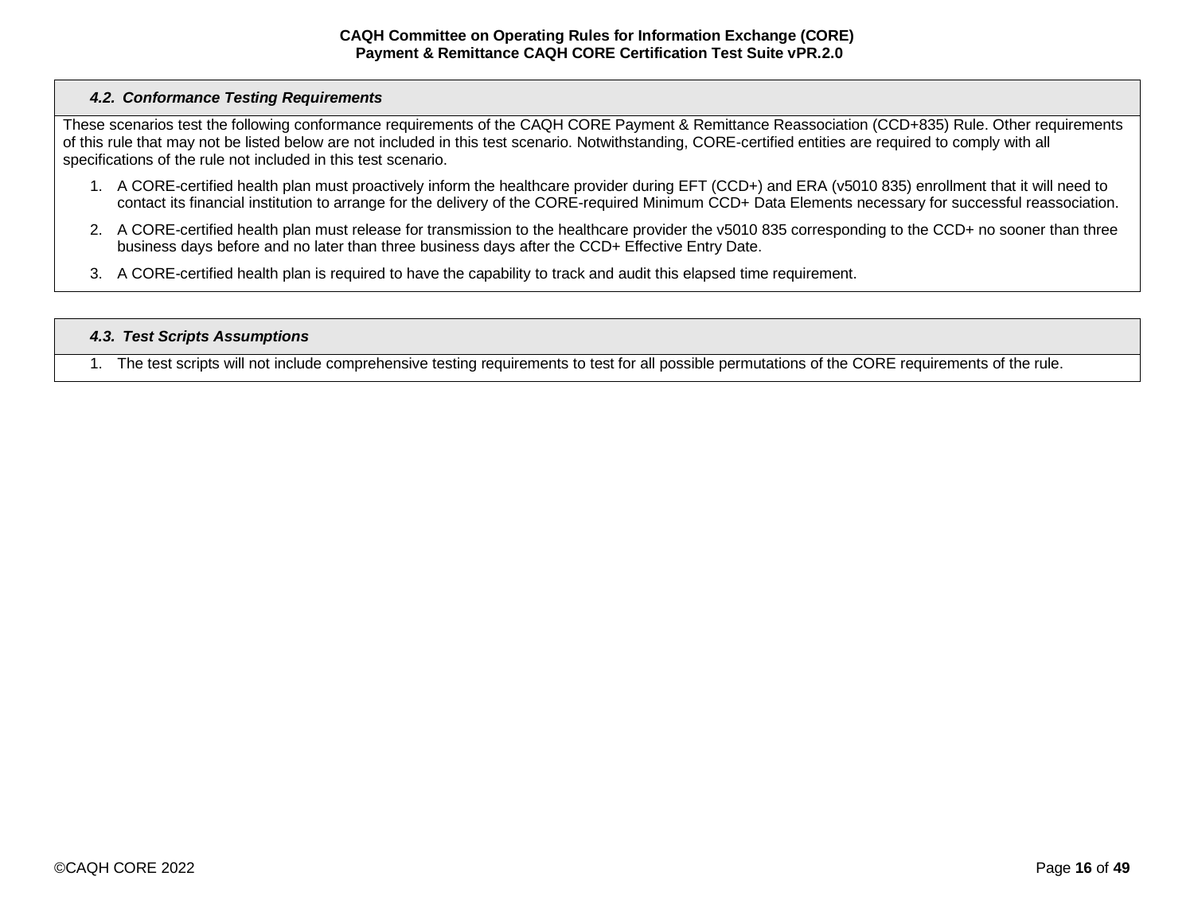### *4.2. Conformance Testing Requirements*

These scenarios test the following conformance requirements of the CAQH CORE Payment & Remittance Reassociation (CCD+835) Rule. Other requirements of this rule that may not be listed below are not included in this test scenario. Notwithstanding, CORE-certified entities are required to comply with all specifications of the rule not included in this test scenario.

1. A CORE-certified health plan must proactively inform the healthcare provider during EFT (CCD+) and ERA (v5010 835) enrollment that it will need to contact its financial institution to arrange for the delivery of the CORE-required Minimum CCD+ Data Elements necessary for successful reassociation.
2. A CORE-certified health plan must release for transmission to the healthcare provider the v5010 835 corresponding to the CCD+ no sooner than three business days before and no later than three business days after the CCD+ Effective Entry Date.
3. A CORE-certified health plan is required to have the capability to track and audit this elapsed time requirement.

### *4.3. Test Scripts Assumptions*

1. The test scripts will not include comprehensive testing requirements to test for all possible permutations of the CORE requirements of the rule.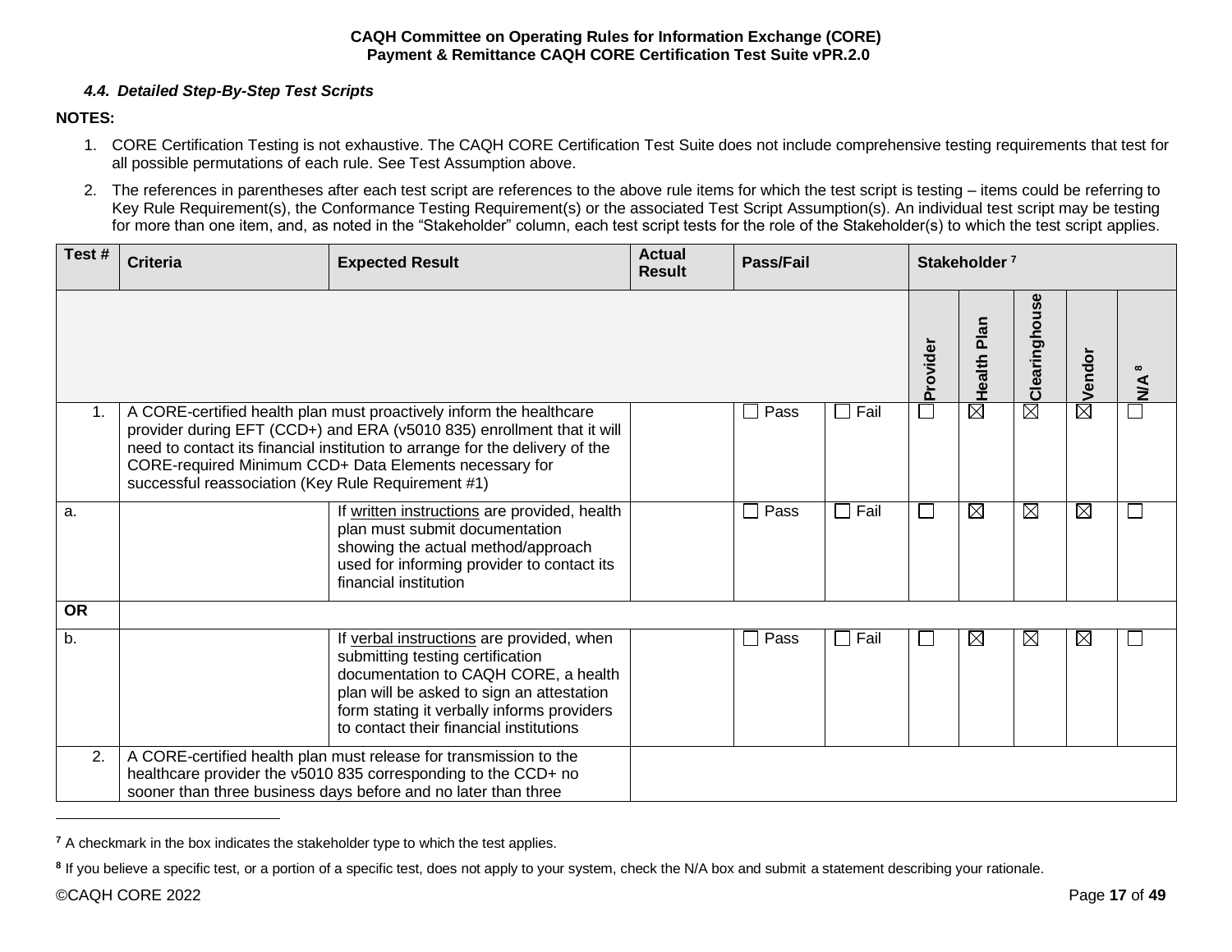### 4.4. *Detailed Step-By-Step Test Scripts*

**NOTES:**

1. CORE Certification Testing is not exhaustive. The CAQH CORE Certification Test Suite does not include comprehensive testing requirements that test for all possible permutations of each rule. See Test Assumption above.
2. The references in parentheses after each test script are references to the above rule items for which the test script is testing – items could be referring to Key Rule Requirement(s), the Conformance Testing Requirement(s) or the associated Test Script Assumption(s). An individual test script may be testing for more than one item, and, as noted in the "Stakeholder" column, each test script tests for the role of the Stakeholder(s) to which the test script applies.

| Test # | Criteria | Expected Result | Actual Result | Pass/Fail | | Stakeholder [7] | | | | |
|---|---|---|---|---|---|---|---|---|---|---|
| | | | | | | Provider | Health Plan | Clearinghouse | Vendor | N/A [8] |
| 1. | A CORE-certified health plan must proactively inform the healthcare provider during EFT (CCD+) and ERA (v5010 835) enrollment that it will need to contact its financial institution to arrange for the delivery of the CORE-required Minimum CCD+ Data Elements necessary for successful reassociation (Key Rule Requirement #1) | | | ☐ Pass | ☐ Fail | ☐ | ☒ | ☒ | ☒ | ☐ |
| a. | | If written instructions are provided, health plan must submit documentation showing the actual method/approach used for informing provider to contact its financial institution | | ☐ Pass | ☐ Fail | ☐ | ☒ | ☒ | ☒ | ☐ |
| **OR** | | | | | | | | | | |
| b. | | If verbal instructions are provided, when submitting testing certification documentation to CAQH CORE, a health plan will be asked to sign an attestation form stating it verbally informs providers to contact their financial institutions | | ☐ Pass | ☐ Fail | ☐ | ☒ | ☒ | ☒ | ☐ |
| 2. | A CORE-certified health plan must release for transmission to the healthcare provider the v5010 835 corresponding to the CCD+ no sooner than three business days before and no later than three | | | | | | | | | |

[7] A checkmark in the box indicates the stakeholder type to which the test applies.

[8] If you believe a specific test, or a portion of a specific test, does not apply to your system, check the N/A box and submit a statement describing your rationale.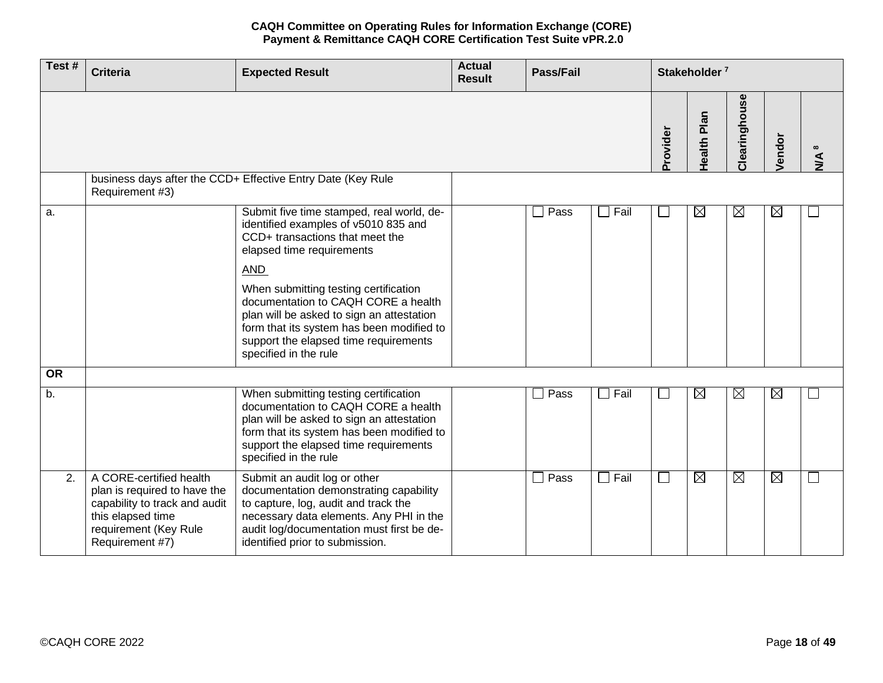| Test # | Criteria | Expected Result | Actual Result | Pass/Fail | | Stakeholder [7] | | | | |
|---|---|---|---|---|---|---|---|---|---|---|
| | | | | | | Provider | Health Plan | Clearinghouse | Vendor | N/A [8] |
| | business days after the CCD+ Effective Entry Date (Key Rule Requirement #3) | | | | | | | | | |
| a. | | Submit five time stamped, real world, de-identified examples of v5010 835 and CCD+ transactions that meet the elapsed time requirements<br><br>AND<br><br>When submitting testing certification documentation to CAQH CORE a health plan will be asked to sign an attestation form that its system has been modified to support the elapsed time requirements specified in the rule | | ☐ Pass | ☐ Fail | ☐ | ☒ | ☒ | ☒ | ☐ |
| **OR** | | | | | | | | | | |
| b. | | When submitting testing certification documentation to CAQH CORE a health plan will be asked to sign an attestation form that its system has been modified to support the elapsed time requirements specified in the rule | | ☐ Pass | ☐ Fail | ☐ | ☒ | ☒ | ☒ | ☐ |
| 2. | A CORE-certified health plan is required to have the capability to track and audit this elapsed time requirement (Key Rule Requirement #7) | Submit an audit log or other documentation demonstrating capability to capture, log, audit and track the necessary data elements. Any PHI in the audit log/documentation must first be de-identified prior to submission. | | ☐ Pass | ☐ Fail | ☐ | ☒ | ☒ | ☒ | ☐ |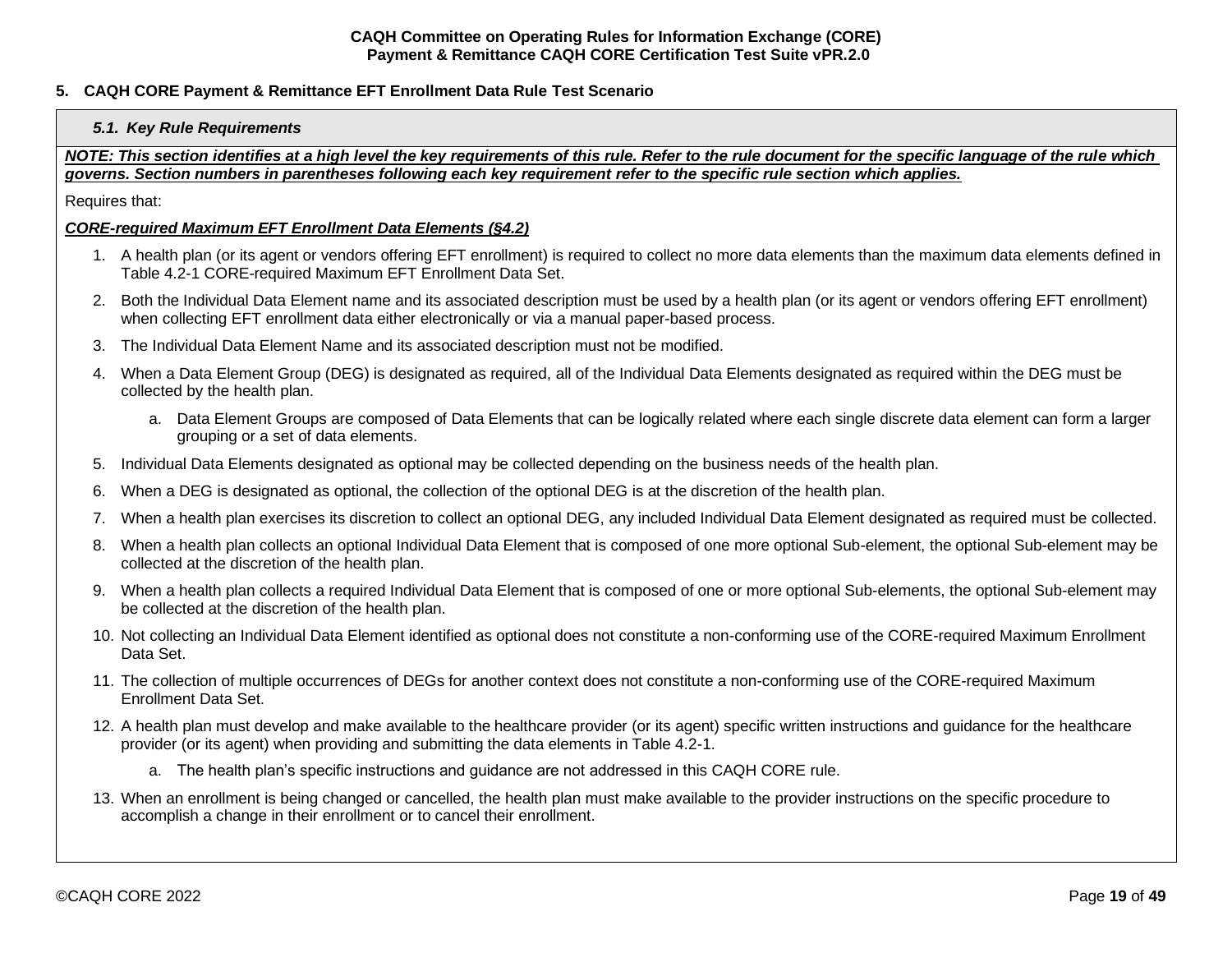## 5. CAQH CORE Payment & Remittance EFT Enrollment Data Rule Test Scenario

### *5.1. Key Rule Requirements*

***NOTE: This section identifies at a high level the key requirements of this rule. Refer to the rule document for the specific language of the rule which governs. Section numbers in parentheses following each key requirement refer to the specific rule section which applies.***

Requires that:

***CORE-required Maximum EFT Enrollment Data Elements (§4.2)***

1. A health plan (or its agent or vendors offering EFT enrollment) is required to collect no more data elements than the maximum data elements defined in Table 4.2-1 CORE-required Maximum EFT Enrollment Data Set.
2. Both the Individual Data Element name and its associated description must be used by a health plan (or its agent or vendors offering EFT enrollment) when collecting EFT enrollment data either electronically or via a manual paper-based process.
3. The Individual Data Element Name and its associated description must not be modified.
4. When a Data Element Group (DEG) is designated as required, all of the Individual Data Elements designated as required within the DEG must be collected by the health plan.
   a. Data Element Groups are composed of Data Elements that can be logically related where each single discrete data element can form a larger grouping or a set of data elements.
5. Individual Data Elements designated as optional may be collected depending on the business needs of the health plan.
6. When a DEG is designated as optional, the collection of the optional DEG is at the discretion of the health plan.
7. When a health plan exercises its discretion to collect an optional DEG, any included Individual Data Element designated as required must be collected.
8. When a health plan collects an optional Individual Data Element that is composed of one more optional Sub-element, the optional Sub-element may be collected at the discretion of the health plan.
9. When a health plan collects a required Individual Data Element that is composed of one or more optional Sub-elements, the optional Sub-element may be collected at the discretion of the health plan.
10. Not collecting an Individual Data Element identified as optional does not constitute a non-conforming use of the CORE-required Maximum Enrollment Data Set.
11. The collection of multiple occurrences of DEGs for another context does not constitute a non-conforming use of the CORE-required Maximum Enrollment Data Set.
12. A health plan must develop and make available to the healthcare provider (or its agent) specific written instructions and guidance for the healthcare provider (or its agent) when providing and submitting the data elements in Table 4.2-1.
    a. The health plan's specific instructions and guidance are not addressed in this CAQH CORE rule.
13. When an enrollment is being changed or cancelled, the health plan must make available to the provider instructions on the specific procedure to accomplish a change in their enrollment or to cancel their enrollment.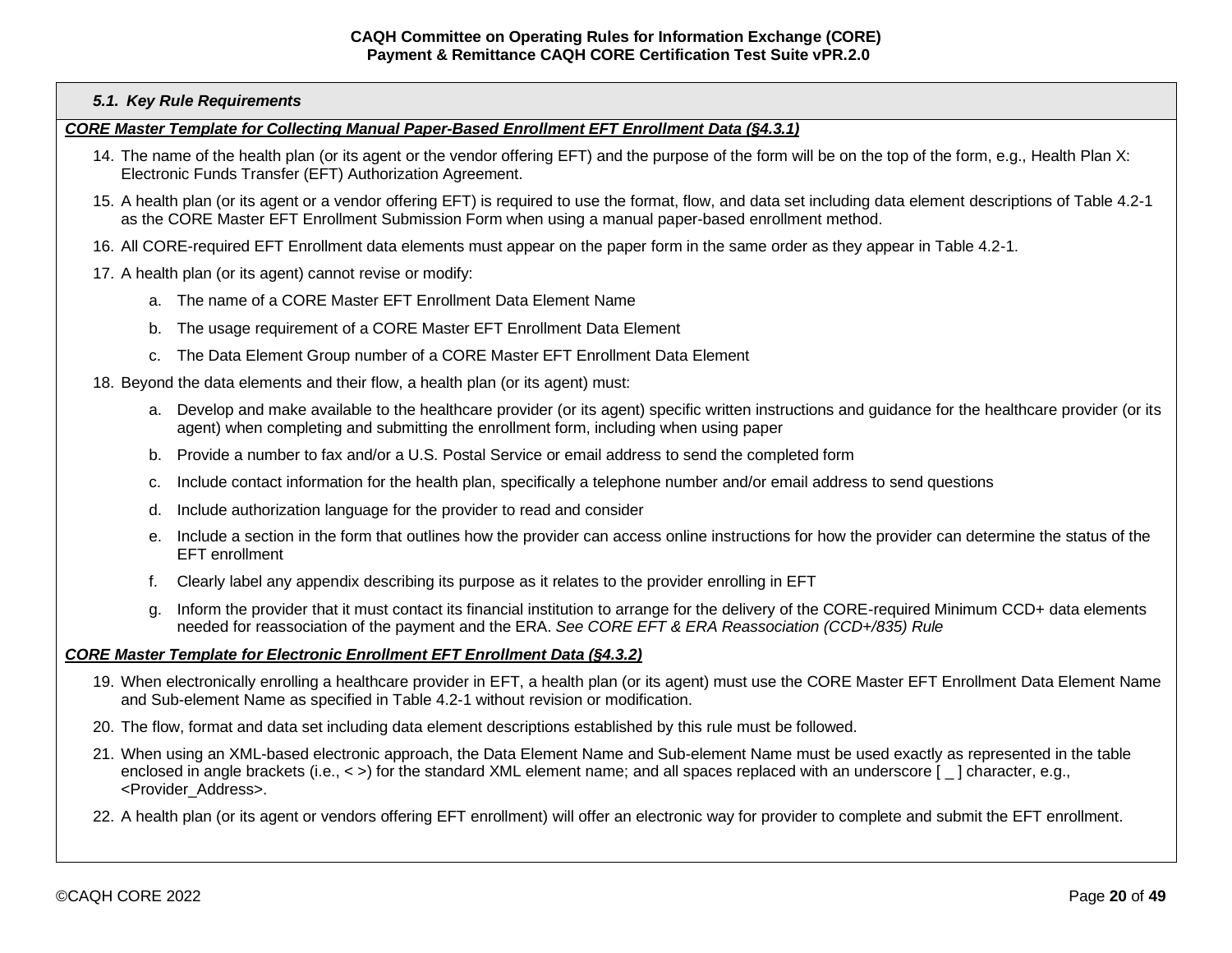### *5.1. Key Rule Requirements*

***CORE Master Template for Collecting Manual Paper-Based Enrollment EFT Enrollment Data (§4.3.1)***

14. The name of the health plan (or its agent or the vendor offering EFT) and the purpose of the form will be on the top of the form, e.g., Health Plan X: Electronic Funds Transfer (EFT) Authorization Agreement.
15. A health plan (or its agent or a vendor offering EFT) is required to use the format, flow, and data set including data element descriptions of Table 4.2-1 as the CORE Master EFT Enrollment Submission Form when using a manual paper-based enrollment method.
16. All CORE-required EFT Enrollment data elements must appear on the paper form in the same order as they appear in Table 4.2-1.
17. A health plan (or its agent) cannot revise or modify:
    a. The name of a CORE Master EFT Enrollment Data Element Name
    b. The usage requirement of a CORE Master EFT Enrollment Data Element
    c. The Data Element Group number of a CORE Master EFT Enrollment Data Element
18. Beyond the data elements and their flow, a health plan (or its agent) must:
    a. Develop and make available to the healthcare provider (or its agent) specific written instructions and guidance for the healthcare provider (or its agent) when completing and submitting the enrollment form, including when using paper
    b. Provide a number to fax and/or a U.S. Postal Service or email address to send the completed form
    c. Include contact information for the health plan, specifically a telephone number and/or email address to send questions
    d. Include authorization language for the provider to read and consider
    e. Include a section in the form that outlines how the provider can access online instructions for how the provider can determine the status of the EFT enrollment
    f. Clearly label any appendix describing its purpose as it relates to the provider enrolling in EFT
    g. Inform the provider that it must contact its financial institution to arrange for the delivery of the CORE-required Minimum CCD+ data elements needed for reassociation of the payment and the ERA. *See CORE EFT & ERA Reassociation (CCD+/835) Rule*

***CORE Master Template for Electronic Enrollment EFT Enrollment Data (§4.3.2)***

19. When electronically enrolling a healthcare provider in EFT, a health plan (or its agent) must use the CORE Master EFT Enrollment Data Element Name and Sub-element Name as specified in Table 4.2-1 without revision or modification.
20. The flow, format and data set including data element descriptions established by this rule must be followed.
21. When using an XML-based electronic approach, the Data Element Name and Sub-element Name must be used exactly as represented in the table enclosed in angle brackets (i.e., < >) for the standard XML element name; and all spaces replaced with an underscore [ _ ] character, e.g., <Provider_Address>.
22. A health plan (or its agent or vendors offering EFT enrollment) will offer an electronic way for provider to complete and submit the EFT enrollment.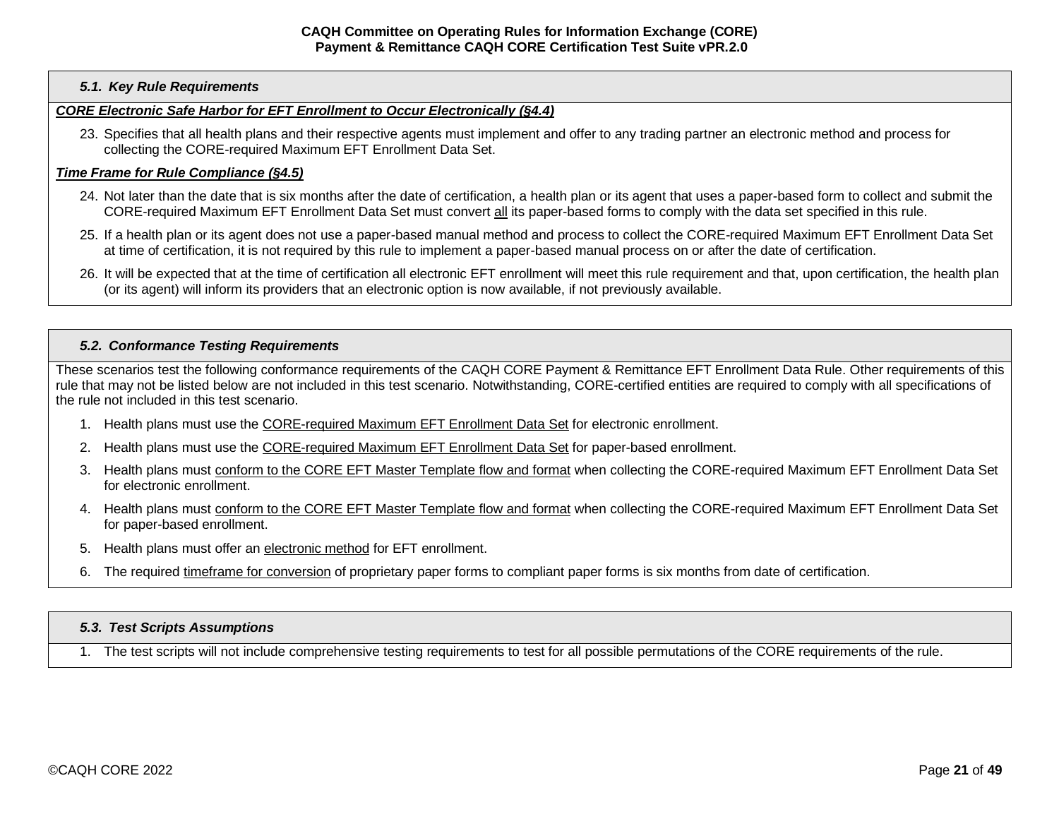### *5.1. Key Rule Requirements*

***CORE Electronic Safe Harbor for EFT Enrollment to Occur Electronically (§4.4)***

23. Specifies that all health plans and their respective agents must implement and offer to any trading partner an electronic method and process for collecting the CORE-required Maximum EFT Enrollment Data Set.

***Time Frame for Rule Compliance (§4.5)***

24. Not later than the date that is six months after the date of certification, a health plan or its agent that uses a paper-based form to collect and submit the CORE-required Maximum EFT Enrollment Data Set must convert all its paper-based forms to comply with the data set specified in this rule.
25. If a health plan or its agent does not use a paper-based manual method and process to collect the CORE-required Maximum EFT Enrollment Data Set at time of certification, it is not required by this rule to implement a paper-based manual process on or after the date of certification.
26. It will be expected that at the time of certification all electronic EFT enrollment will meet this rule requirement and that, upon certification, the health plan (or its agent) will inform its providers that an electronic option is now available, if not previously available.

### *5.2. Conformance Testing Requirements*

These scenarios test the following conformance requirements of the CAQH CORE Payment & Remittance EFT Enrollment Data Rule. Other requirements of this rule that may not be listed below are not included in this test scenario. Notwithstanding, CORE-certified entities are required to comply with all specifications of the rule not included in this test scenario.

1. Health plans must use the CORE-required Maximum EFT Enrollment Data Set for electronic enrollment.
2. Health plans must use the CORE-required Maximum EFT Enrollment Data Set for paper-based enrollment.
3. Health plans must conform to the CORE EFT Master Template flow and format when collecting the CORE-required Maximum EFT Enrollment Data Set for electronic enrollment.
4. Health plans must conform to the CORE EFT Master Template flow and format when collecting the CORE-required Maximum EFT Enrollment Data Set for paper-based enrollment.
5. Health plans must offer an electronic method for EFT enrollment.
6. The required timeframe for conversion of proprietary paper forms to compliant paper forms is six months from date of certification.

### *5.3. Test Scripts Assumptions*

1. The test scripts will not include comprehensive testing requirements to test for all possible permutations of the CORE requirements of the rule.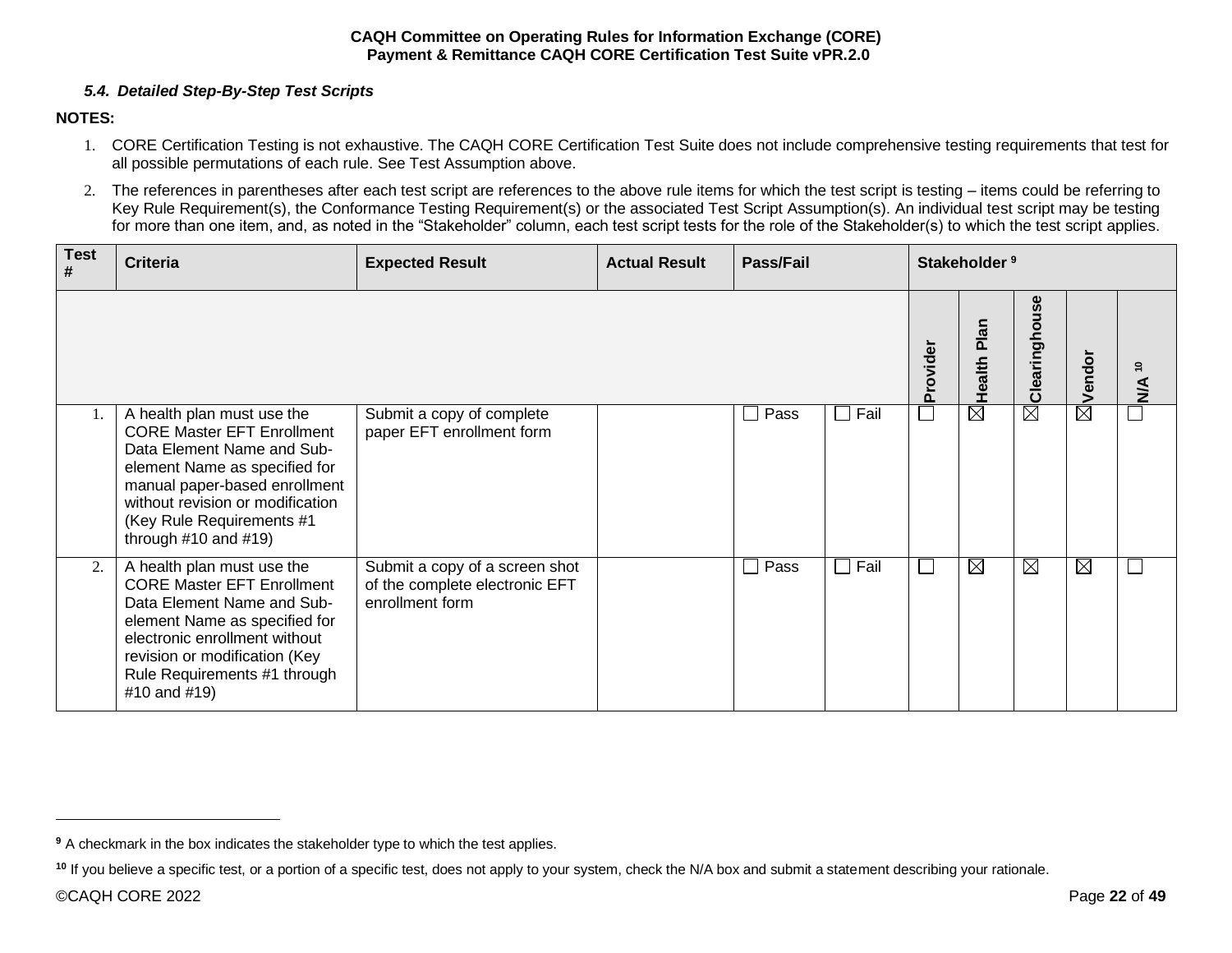### 5.4. *Detailed Step-By-Step Test Scripts*

**NOTES:**

1. CORE Certification Testing is not exhaustive. The CAQH CORE Certification Test Suite does not include comprehensive testing requirements that test for all possible permutations of each rule. See Test Assumption above.
2. The references in parentheses after each test script are references to the above rule items for which the test script is testing – items could be referring to Key Rule Requirement(s), the Conformance Testing Requirement(s) or the associated Test Script Assumption(s). An individual test script may be testing for more than one item, and, as noted in the "Stakeholder" column, each test script tests for the role of the Stakeholder(s) to which the test script applies.

| Test # | Criteria | Expected Result | Actual Result | Pass/Fail | | Stakeholder [9] | | | | |
|---|---|---|---|---|---|---|---|---|---|---|
| | | | | | | Provider | Health Plan | Clearinghouse | Vendor | N/A [10] |
| 1. | A health plan must use the CORE Master EFT Enrollment Data Element Name and Sub-element Name as specified for manual paper-based enrollment without revision or modification (Key Rule Requirements #1 through #10 and #19) | Submit a copy of complete paper EFT enrollment form | | ☐ Pass | ☐ Fail | ☐ | ☒ | ☒ | ☒ | ☐ |
| 2. | A health plan must use the CORE Master EFT Enrollment Data Element Name and Sub-element Name as specified for electronic enrollment without revision or modification (Key Rule Requirements #1 through #10 and #19) | Submit a copy of a screen shot of the complete electronic EFT enrollment form | | ☐ Pass | ☐ Fail | ☐ | ☒ | ☒ | ☒ | ☐ |

[9] A checkmark in the box indicates the stakeholder type to which the test applies.

[10] If you believe a specific test, or a portion of a specific test, does not apply to your system, check the N/A box and submit a statement describing your rationale.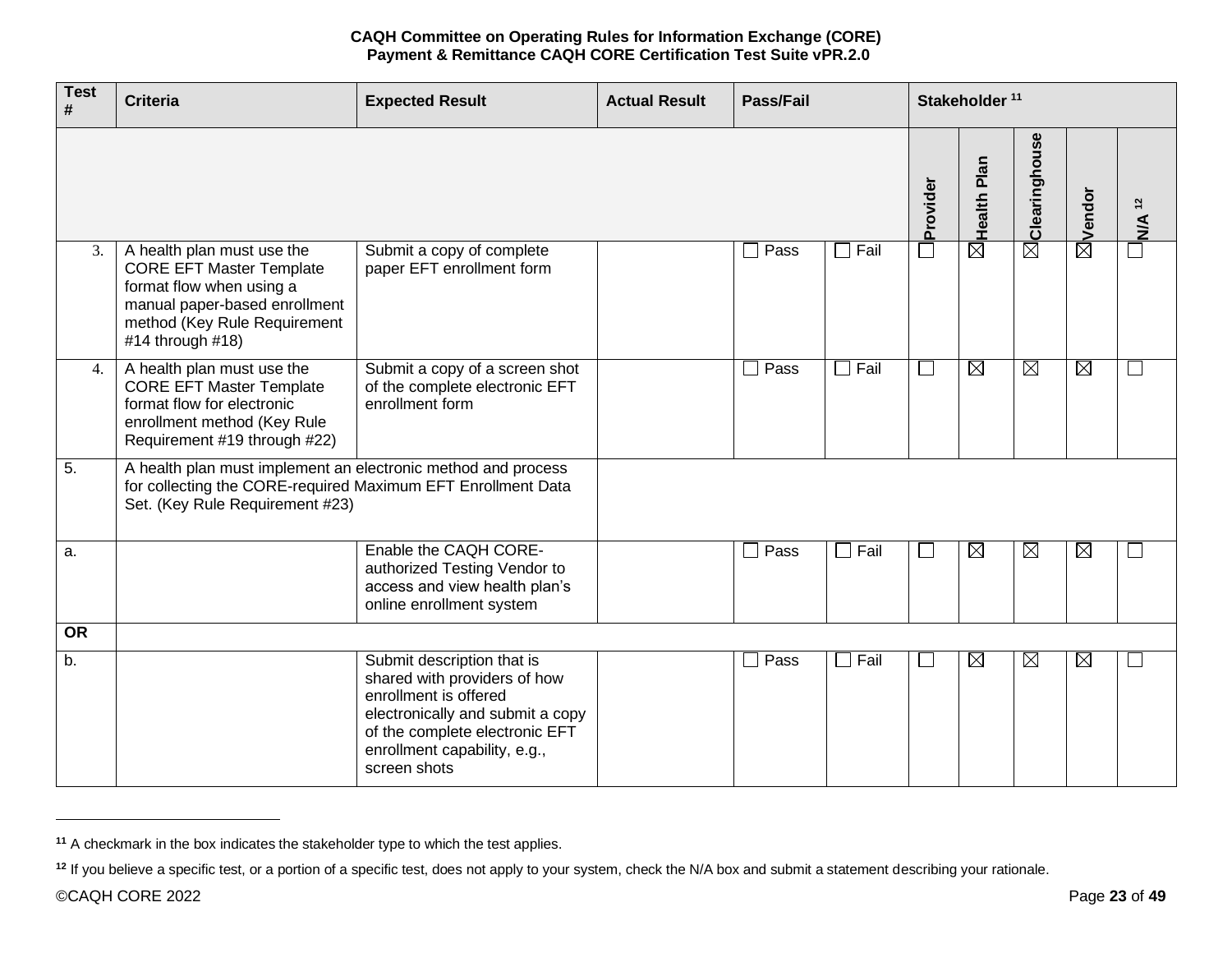| Test # | Criteria | Expected Result | Actual Result | Pass/Fail | | Stakeholder [11] | | | | |
|---|---|---|---|---|---|---|---|---|---|---|
| | | | | | | Provider | Health Plan | Clearinghouse | Vendor | N/A [12] |
| 3. | A health plan must use the CORE EFT Master Template format flow when using a manual paper-based enrollment method (Key Rule Requirement #14 through #18) | Submit a copy of complete paper EFT enrollment form | | ☐ Pass | ☐ Fail | ☐ | ☒ | ☒ | ☒ | ☐ |
| 4. | A health plan must use the CORE EFT Master Template format flow for electronic enrollment method (Key Rule Requirement #19 through #22) | Submit a copy of a screen shot of the complete electronic EFT enrollment form | | ☐ Pass | ☐ Fail | ☐ | ☒ | ☒ | ☒ | ☐ |
| 5. | A health plan must implement an electronic method and process for collecting the CORE-required Maximum EFT Enrollment Data Set. (Key Rule Requirement #23) | | | | | | | | | |
| a. | | Enable the CAQH CORE-authorized Testing Vendor to access and view health plan's online enrollment system | | ☐ Pass | ☐ Fail | ☐ | ☒ | ☒ | ☒ | ☐ |
| **OR** | | | | | | | | | | |
| b. | | Submit description that is shared with providers of how enrollment is offered electronically and submit a copy of the complete electronic EFT enrollment capability, e.g., screen shots | | ☐ Pass | ☐ Fail | ☐ | ☒ | ☒ | ☒ | ☐ |

[11] A checkmark in the box indicates the stakeholder type to which the test applies.

[12] If you believe a specific test, or a portion of a specific test, does not apply to your system, check the N/A box and submit a statement describing your rationale.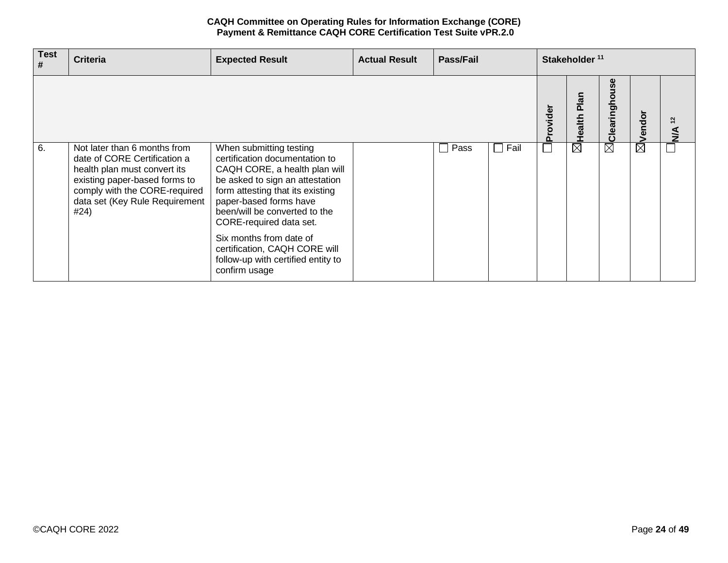| Test # | Criteria | Expected Result | Actual Result | Pass/Fail | | Stakeholder[11] | | | | |
|---|---|---|---|---|---|---|---|---|---|---|
| | | | | | | Provider | Health Plan | Clearinghouse | Vendor | N/A[12] |
| 6. | Not later than 6 months from date of CORE Certification a health plan must convert its existing paper-based forms to comply with the CORE-required data set (Key Rule Requirement #24) | When submitting testing certification documentation to CAQH CORE, a health plan will be asked to sign an attestation form attesting that its existing paper-based forms have been/will be converted to the CORE-required data set.<br><br>Six months from date of certification, CAQH CORE will follow-up with certified entity to confirm usage | | ☐ Pass | ☐ Fail | ☐ | ☒ | ☒ | ☒ | ☐ |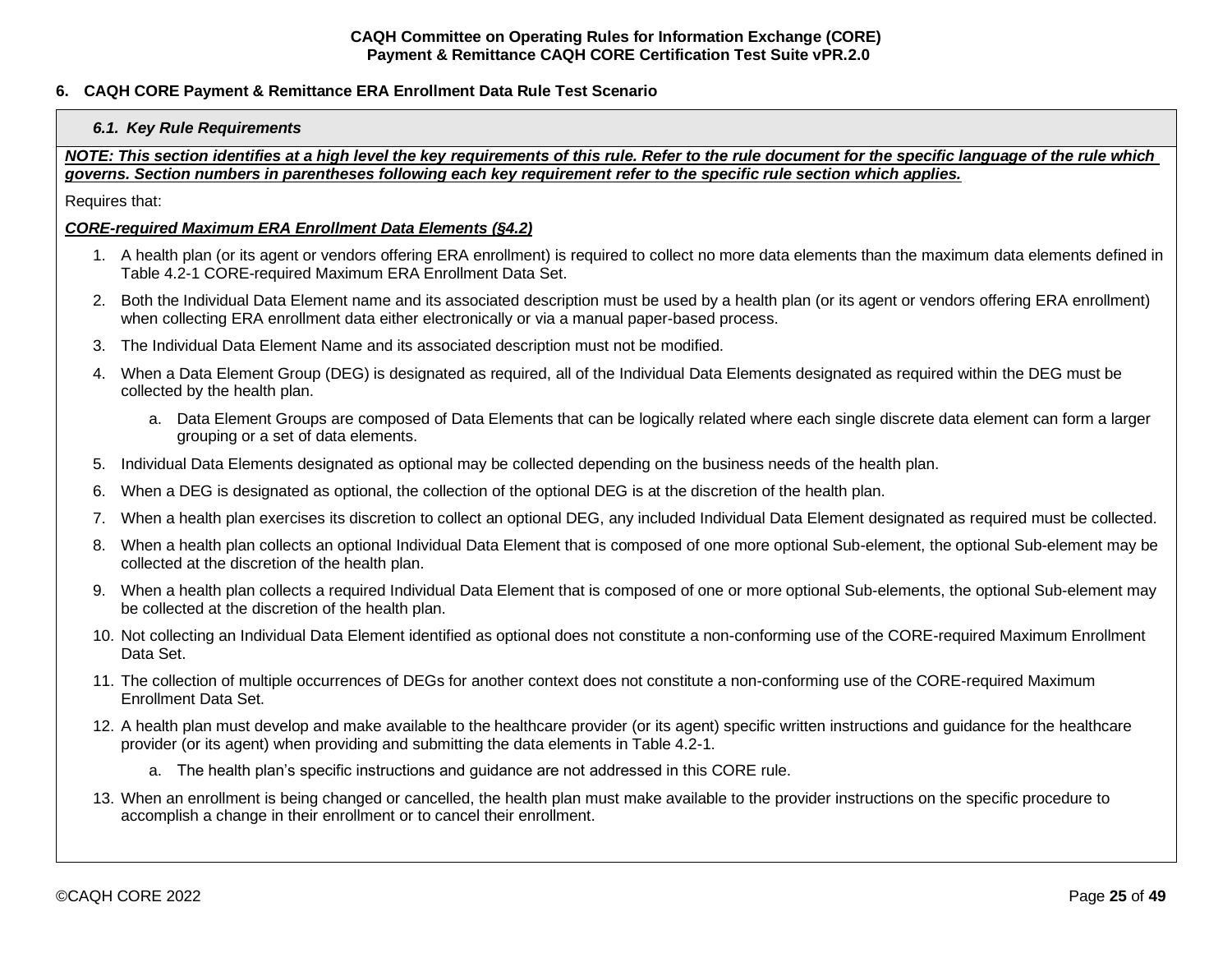## 6. CAQH CORE Payment & Remittance ERA Enrollment Data Rule Test Scenario

### *6.1. Key Rule Requirements*

***NOTE: This section identifies at a high level the key requirements of this rule. Refer to the rule document for the specific language of the rule which governs. Section numbers in parentheses following each key requirement refer to the specific rule section which applies.***

Requires that:

***CORE-required Maximum ERA Enrollment Data Elements (§4.2)***

1. A health plan (or its agent or vendors offering ERA enrollment) is required to collect no more data elements than the maximum data elements defined in Table 4.2-1 CORE-required Maximum ERA Enrollment Data Set.
2. Both the Individual Data Element name and its associated description must be used by a health plan (or its agent or vendors offering ERA enrollment) when collecting ERA enrollment data either electronically or via a manual paper-based process.
3. The Individual Data Element Name and its associated description must not be modified.
4. When a Data Element Group (DEG) is designated as required, all of the Individual Data Elements designated as required within the DEG must be collected by the health plan.
   a. Data Element Groups are composed of Data Elements that can be logically related where each single discrete data element can form a larger grouping or a set of data elements.
5. Individual Data Elements designated as optional may be collected depending on the business needs of the health plan.
6. When a DEG is designated as optional, the collection of the optional DEG is at the discretion of the health plan.
7. When a health plan exercises its discretion to collect an optional DEG, any included Individual Data Element designated as required must be collected.
8. When a health plan collects an optional Individual Data Element that is composed of one more optional Sub-element, the optional Sub-element may be collected at the discretion of the health plan.
9. When a health plan collects a required Individual Data Element that is composed of one or more optional Sub-elements, the optional Sub-element may be collected at the discretion of the health plan.
10. Not collecting an Individual Data Element identified as optional does not constitute a non-conforming use of the CORE-required Maximum Enrollment Data Set.
11. The collection of multiple occurrences of DEGs for another context does not constitute a non-conforming use of the CORE-required Maximum Enrollment Data Set.
12. A health plan must develop and make available to the healthcare provider (or its agent) specific written instructions and guidance for the healthcare provider (or its agent) when providing and submitting the data elements in Table 4.2-1.
    a. The health plan's specific instructions and guidance are not addressed in this CORE rule.
13. When an enrollment is being changed or cancelled, the health plan must make available to the provider instructions on the specific procedure to accomplish a change in their enrollment or to cancel their enrollment.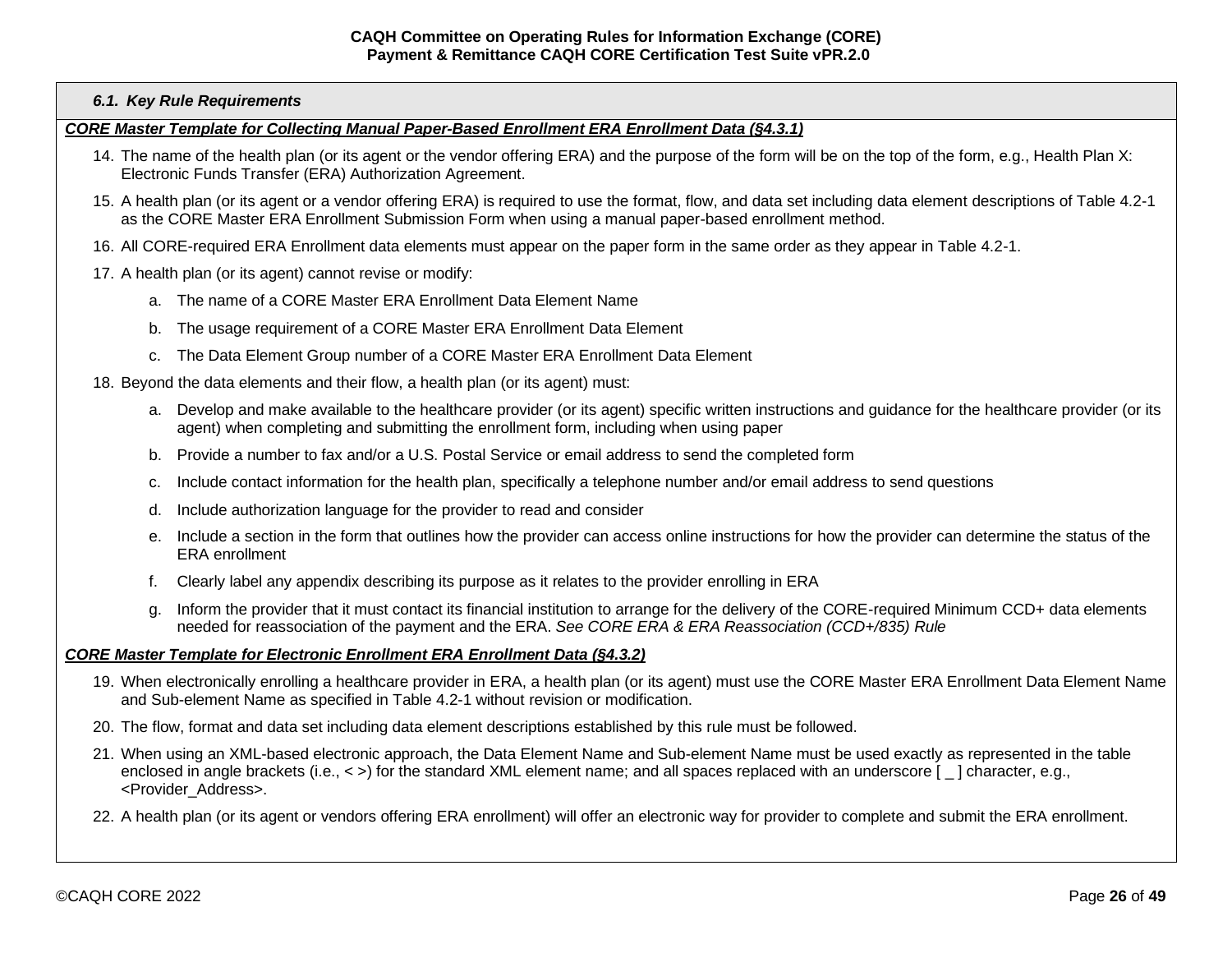### *6.1. Key Rule Requirements*

***CORE Master Template for Collecting Manual Paper-Based Enrollment ERA Enrollment Data (§4.3.1)***

14. The name of the health plan (or its agent or the vendor offering ERA) and the purpose of the form will be on the top of the form, e.g., Health Plan X: Electronic Funds Transfer (ERA) Authorization Agreement.
15. A health plan (or its agent or a vendor offering ERA) is required to use the format, flow, and data set including data element descriptions of Table 4.2-1 as the CORE Master ERA Enrollment Submission Form when using a manual paper-based enrollment method.
16. All CORE-required ERA Enrollment data elements must appear on the paper form in the same order as they appear in Table 4.2-1.
17. A health plan (or its agent) cannot revise or modify:
    a. The name of a CORE Master ERA Enrollment Data Element Name
    b. The usage requirement of a CORE Master ERA Enrollment Data Element
    c. The Data Element Group number of a CORE Master ERA Enrollment Data Element
18. Beyond the data elements and their flow, a health plan (or its agent) must:
    a. Develop and make available to the healthcare provider (or its agent) specific written instructions and guidance for the healthcare provider (or its agent) when completing and submitting the enrollment form, including when using paper
    b. Provide a number to fax and/or a U.S. Postal Service or email address to send the completed form
    c. Include contact information for the health plan, specifically a telephone number and/or email address to send questions
    d. Include authorization language for the provider to read and consider
    e. Include a section in the form that outlines how the provider can access online instructions for how the provider can determine the status of the ERA enrollment
    f. Clearly label any appendix describing its purpose as it relates to the provider enrolling in ERA
    g. Inform the provider that it must contact its financial institution to arrange for the delivery of the CORE-required Minimum CCD+ data elements needed for reassociation of the payment and the ERA. *See CORE ERA & ERA Reassociation (CCD+/835) Rule*

***CORE Master Template for Electronic Enrollment ERA Enrollment Data (§4.3.2)***

19. When electronically enrolling a healthcare provider in ERA, a health plan (or its agent) must use the CORE Master ERA Enrollment Data Element Name and Sub-element Name as specified in Table 4.2-1 without revision or modification.
20. The flow, format and data set including data element descriptions established by this rule must be followed.
21. When using an XML-based electronic approach, the Data Element Name and Sub-element Name must be used exactly as represented in the table enclosed in angle brackets (i.e., < >) for the standard XML element name; and all spaces replaced with an underscore [ _ ] character, e.g., <Provider_Address>.
22. A health plan (or its agent or vendors offering ERA enrollment) will offer an electronic way for provider to complete and submit the ERA enrollment.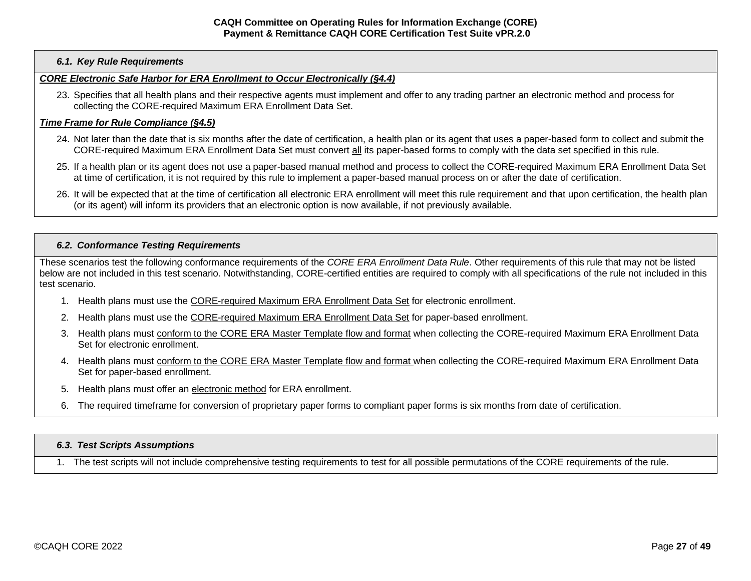### *6.1. Key Rule Requirements*

***<u>CORE Electronic Safe Harbor for ERA Enrollment to Occur Electronically (§4.4)</u>***

23. Specifies that all health plans and their respective agents must implement and offer to any trading partner an electronic method and process for collecting the CORE-required Maximum ERA Enrollment Data Set.

***<u>Time Frame for Rule Compliance (§4.5)</u>***

24. Not later than the date that is six months after the date of certification, a health plan or its agent that uses a paper-based form to collect and submit the CORE-required Maximum ERA Enrollment Data Set must convert <u>all</u> its paper-based forms to comply with the data set specified in this rule.
25. If a health plan or its agent does not use a paper-based manual method and process to collect the CORE-required Maximum ERA Enrollment Data Set at time of certification, it is not required by this rule to implement a paper-based manual process on or after the date of certification.
26. It will be expected that at the time of certification all electronic ERA enrollment will meet this rule requirement and that upon certification, the health plan (or its agent) will inform its providers that an electronic option is now available, if not previously available.

### *6.2. Conformance Testing Requirements*

These scenarios test the following conformance requirements of the *CORE ERA Enrollment Data Rule*. Other requirements of this rule that may not be listed below are not included in this test scenario. Notwithstanding, CORE-certified entities are required to comply with all specifications of the rule not included in this test scenario.

1. Health plans must use the <u>CORE-required Maximum ERA Enrollment Data Set</u> for electronic enrollment.
2. Health plans must use the <u>CORE-required Maximum ERA Enrollment Data Set</u> for paper-based enrollment.
3. Health plans must <u>conform to the CORE ERA Master Template flow and format</u> when collecting the CORE-required Maximum ERA Enrollment Data Set for electronic enrollment.
4. Health plans must <u>conform to the CORE ERA Master Template flow and format</u> when collecting the CORE-required Maximum ERA Enrollment Data Set for paper-based enrollment.
5. Health plans must offer an <u>electronic method</u> for ERA enrollment.
6. The required <u>timeframe for conversion</u> of proprietary paper forms to compliant paper forms is six months from date of certification.

### *6.3. Test Scripts Assumptions*

1. The test scripts will not include comprehensive testing requirements to test for all possible permutations of the CORE requirements of the rule.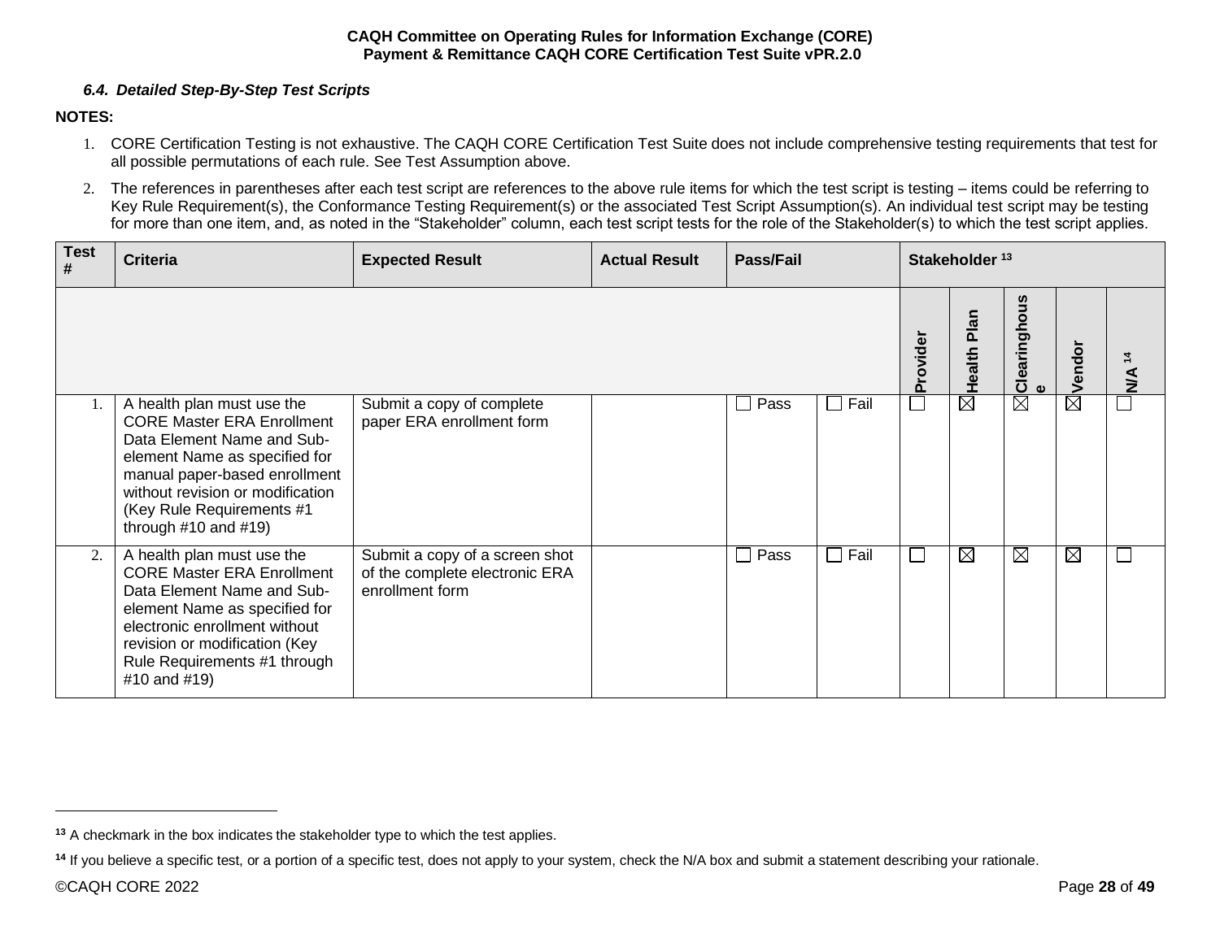### *6.4. Detailed Step-By-Step Test Scripts*

**NOTES:**

1. CORE Certification Testing is not exhaustive. The CAQH CORE Certification Test Suite does not include comprehensive testing requirements that test for all possible permutations of each rule. See Test Assumption above.
2. The references in parentheses after each test script are references to the above rule items for which the test script is testing – items could be referring to Key Rule Requirement(s), the Conformance Testing Requirement(s) or the associated Test Script Assumption(s). An individual test script may be testing for more than one item, and, as noted in the "Stakeholder" column, each test script tests for the role of the Stakeholder(s) to which the test script applies.

| Test # | Criteria | Expected Result | Actual Result | Pass/Fail | | Stakeholder [13] | | | | |
|---|---|---|---|---|---|---|---|---|---|---|
| | | | | | | Provider | Health Plan | Clearinghouse | Vendor | N/A [14] |
| 1. | A health plan must use the CORE Master ERA Enrollment Data Element Name and Sub-element Name as specified for manual paper-based enrollment without revision or modification (Key Rule Requirements #1 through #10 and #19) | Submit a copy of complete paper ERA enrollment form | | ☐ Pass | ☐ Fail | ☐ | ☒ | ☒ | ☒ | ☐ |
| 2. | A health plan must use the CORE Master ERA Enrollment Data Element Name and Sub-element Name as specified for electronic enrollment without revision or modification (Key Rule Requirements #1 through #10 and #19) | Submit a copy of a screen shot of the complete electronic ERA enrollment form | | ☐ Pass | ☐ Fail | ☐ | ☒ | ☒ | ☒ | ☐ |

[13] A checkmark in the box indicates the stakeholder type to which the test applies.

[14] If you believe a specific test, or a portion of a specific test, does not apply to your system, check the N/A box and submit a statement describing your rationale.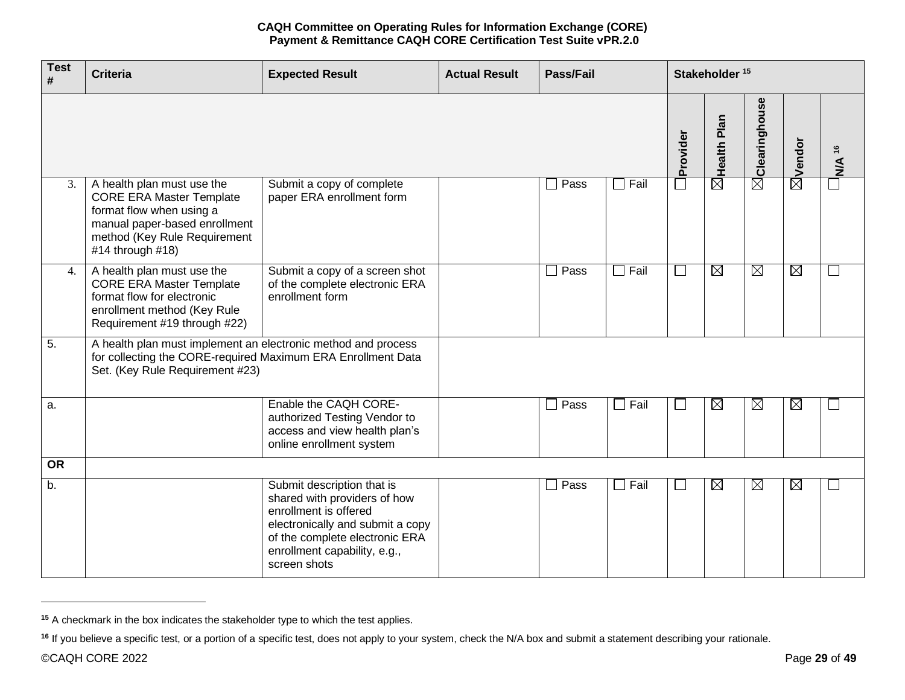| Test # | Criteria | Expected Result | Actual Result | Pass/Fail | | Stakeholder [15] | | | | |
|---|---|---|---|---|---|---|---|---|---|---|
| | | | | | | Provider | Health Plan | Clearinghouse | Vendor | N/A [16] |
| 3. | A health plan must use the CORE ERA Master Template format flow when using a manual paper-based enrollment method (Key Rule Requirement #14 through #18) | Submit a copy of complete paper ERA enrollment form | | ☐ Pass | ☐ Fail | ☐ | ☒ | ☒ | ☒ | ☐ |
| 4. | A health plan must use the CORE ERA Master Template format flow for electronic enrollment method (Key Rule Requirement #19 through #22) | Submit a copy of a screen shot of the complete electronic ERA enrollment form | | ☐ Pass | ☐ Fail | ☐ | ☒ | ☒ | ☒ | ☐ |
| 5. | A health plan must implement an electronic method and process for collecting the CORE-required Maximum ERA Enrollment Data Set. (Key Rule Requirement #23) | | | | | | | | | |
| a. | | Enable the CAQH CORE-authorized Testing Vendor to access and view health plan's online enrollment system | | ☐ Pass | ☐ Fail | ☐ | ☒ | ☒ | ☒ | ☐ |
| **OR** | | | | | | | | | | |
| b. | | Submit description that is shared with providers of how enrollment is offered electronically and submit a copy of the complete electronic ERA enrollment capability, e.g., screen shots | | ☐ Pass | ☐ Fail | ☐ | ☒ | ☒ | ☒ | ☐ |

[15] A checkmark in the box indicates the stakeholder type to which the test applies.

[16] If you believe a specific test, or a portion of a specific test, does not apply to your system, check the N/A box and submit a statement describing your rationale.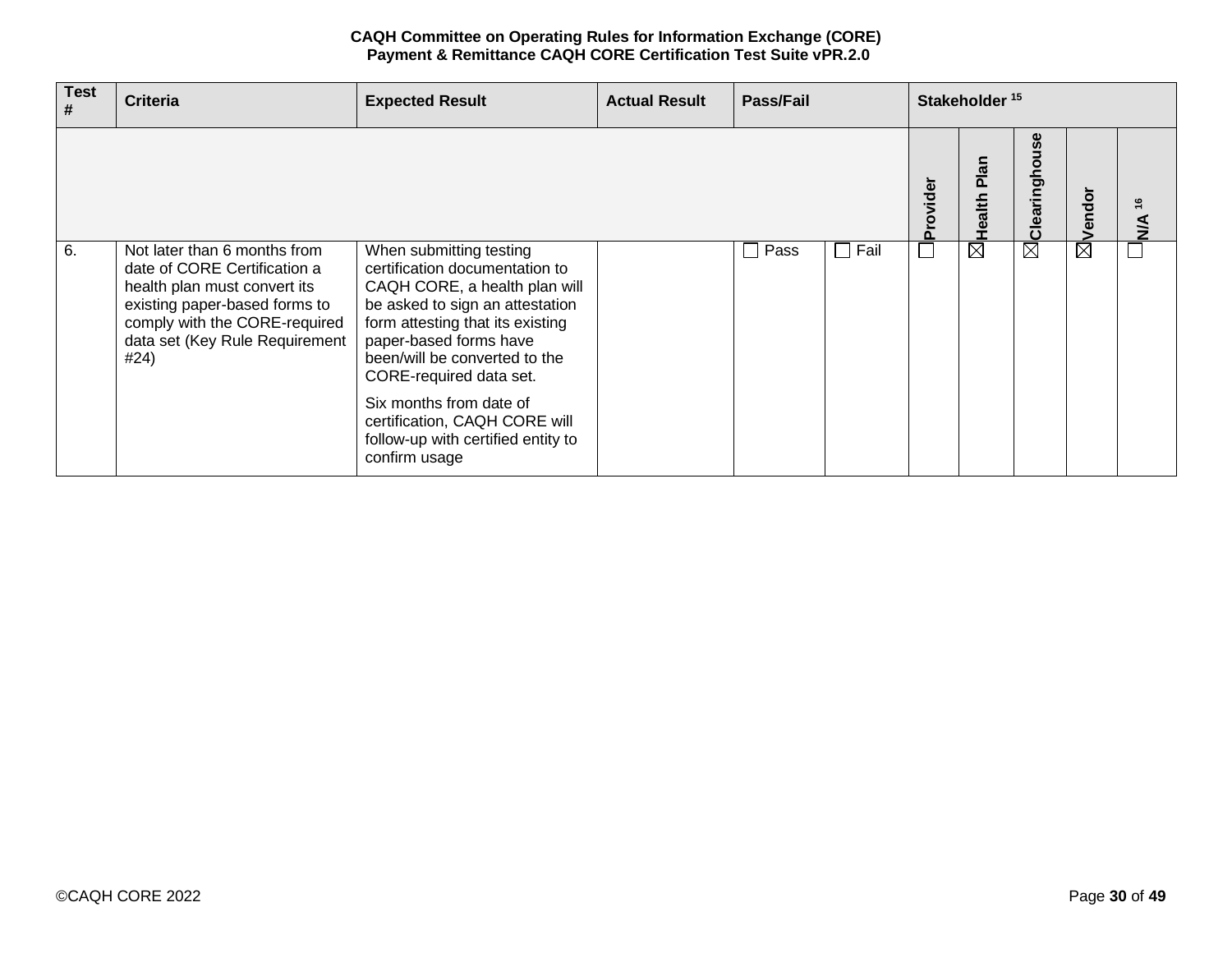| Test # | Criteria | Expected Result | Actual Result | Pass/Fail | | Stakeholder [15] | | | | |
|---|---|---|---|---|---|---|---|---|---|---|
| | | | | | | Provider | Health Plan | Clearinghouse | Vendor | N/A [16] |
| 6. | Not later than 6 months from date of CORE Certification a health plan must convert its existing paper-based forms to comply with the CORE-required data set (Key Rule Requirement #24) | When submitting testing certification documentation to CAQH CORE, a health plan will be asked to sign an attestation form attesting that its existing paper-based forms have been/will be converted to the CORE-required data set.<br><br>Six months from date of certification, CAQH CORE will follow-up with certified entity to confirm usage | | ☐ Pass | ☐ Fail | ☐ | ☒ | ☒ | ☒ | ☐ |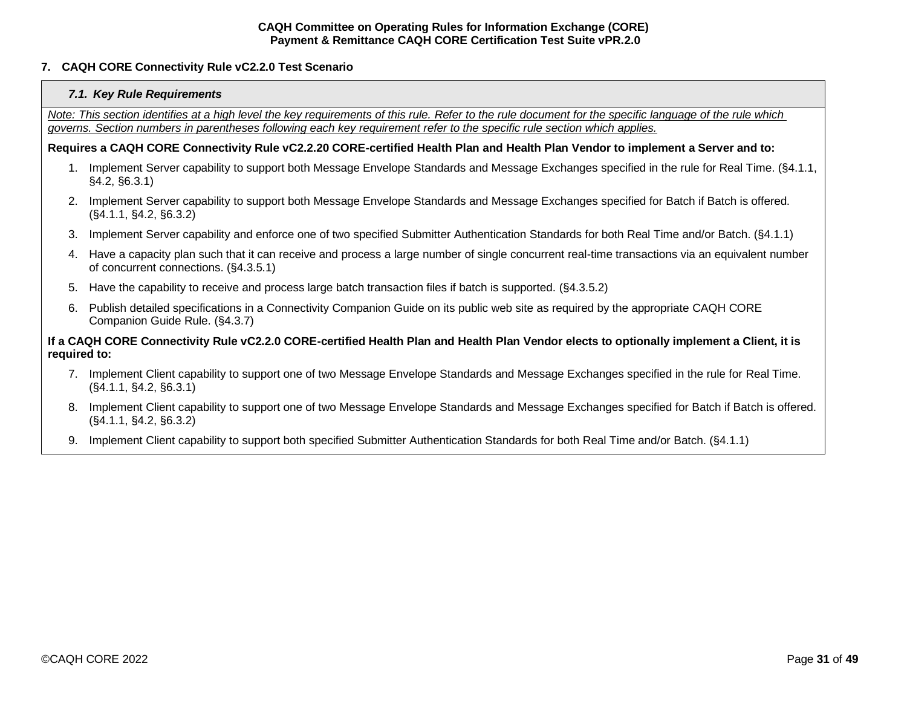## 7. CAQH CORE Connectivity Rule vC2.2.0 Test Scenario

### *7.1. Key Rule Requirements*

*Note: This section identifies at a high level the key requirements of this rule. Refer to the rule document for the specific language of the rule which governs. Section numbers in parentheses following each key requirement refer to the specific rule section which applies.*

**Requires a CAQH CORE Connectivity Rule vC2.2.20 CORE-certified Health Plan and Health Plan Vendor to implement a Server and to:**

1. Implement Server capability to support both Message Envelope Standards and Message Exchanges specified in the rule for Real Time. (§4.1.1, §4.2, §6.3.1)
2. Implement Server capability to support both Message Envelope Standards and Message Exchanges specified for Batch if Batch is offered. (§4.1.1, §4.2, §6.3.2)
3. Implement Server capability and enforce one of two specified Submitter Authentication Standards for both Real Time and/or Batch. (§4.1.1)
4. Have a capacity plan such that it can receive and process a large number of single concurrent real-time transactions via an equivalent number of concurrent connections. (§4.3.5.1)
5. Have the capability to receive and process large batch transaction files if batch is supported. (§4.3.5.2)
6. Publish detailed specifications in a Connectivity Companion Guide on its public web site as required by the appropriate CAQH CORE Companion Guide Rule. (§4.3.7)

**If a CAQH CORE Connectivity Rule vC2.2.0 CORE-certified Health Plan and Health Plan Vendor elects to optionally implement a Client, it is required to:**

7. Implement Client capability to support one of two Message Envelope Standards and Message Exchanges specified in the rule for Real Time. (§4.1.1, §4.2, §6.3.1)
8. Implement Client capability to support one of two Message Envelope Standards and Message Exchanges specified for Batch if Batch is offered. (§4.1.1, §4.2, §6.3.2)
9. Implement Client capability to support both specified Submitter Authentication Standards for both Real Time and/or Batch. (§4.1.1)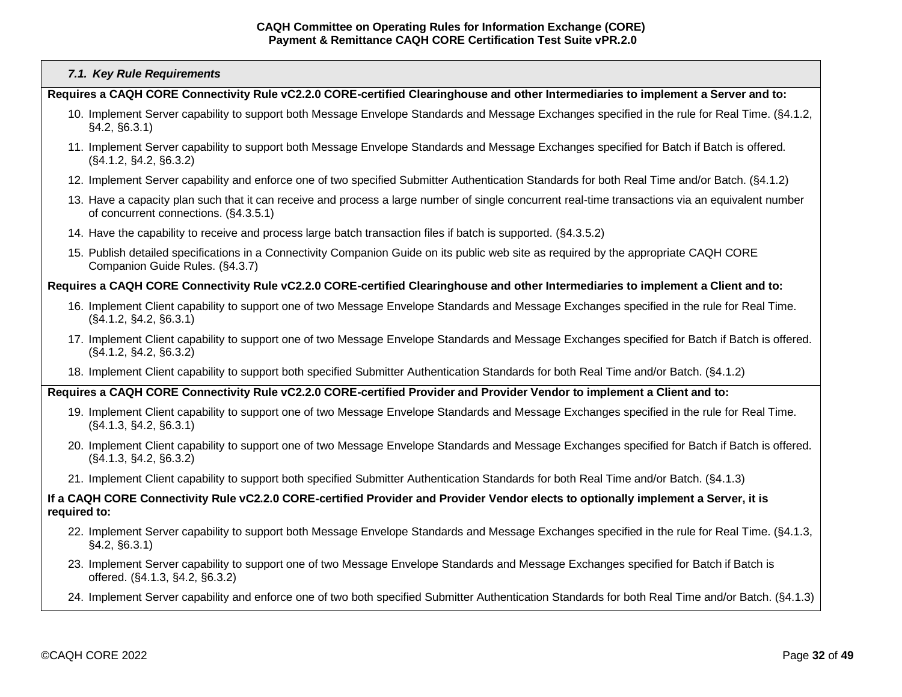### *7.1. Key Rule Requirements*

**Requires a CAQH CORE Connectivity Rule vC2.2.0 CORE-certified Clearinghouse and other Intermediaries to implement a Server and to:**

10. Implement Server capability to support both Message Envelope Standards and Message Exchanges specified in the rule for Real Time. (§4.1.2, §4.2, §6.3.1)
11. Implement Server capability to support both Message Envelope Standards and Message Exchanges specified for Batch if Batch is offered. (§4.1.2, §4.2, §6.3.2)
12. Implement Server capability and enforce one of two specified Submitter Authentication Standards for both Real Time and/or Batch. (§4.1.2)
13. Have a capacity plan such that it can receive and process a large number of single concurrent real-time transactions via an equivalent number of concurrent connections. (§4.3.5.1)
14. Have the capability to receive and process large batch transaction files if batch is supported. (§4.3.5.2)
15. Publish detailed specifications in a Connectivity Companion Guide on its public web site as required by the appropriate CAQH CORE Companion Guide Rules. (§4.3.7)

**Requires a CAQH CORE Connectivity Rule vC2.2.0 CORE-certified Clearinghouse and other Intermediaries to implement a Client and to:**

16. Implement Client capability to support one of two Message Envelope Standards and Message Exchanges specified in the rule for Real Time. (§4.1.2, §4.2, §6.3.1)
17. Implement Client capability to support one of two Message Envelope Standards and Message Exchanges specified for Batch if Batch is offered. (§4.1.2, §4.2, §6.3.2)
18. Implement Client capability to support both specified Submitter Authentication Standards for both Real Time and/or Batch. (§4.1.2)

**Requires a CAQH CORE Connectivity Rule vC2.2.0 CORE-certified Provider and Provider Vendor to implement a Client and to:**

19. Implement Client capability to support one of two Message Envelope Standards and Message Exchanges specified in the rule for Real Time. (§4.1.3, §4.2, §6.3.1)
20. Implement Client capability to support one of two Message Envelope Standards and Message Exchanges specified for Batch if Batch is offered. (§4.1.3, §4.2, §6.3.2)
21. Implement Client capability to support both specified Submitter Authentication Standards for both Real Time and/or Batch. (§4.1.3)

**If a CAQH CORE Connectivity Rule vC2.2.0 CORE-certified Provider and Provider Vendor elects to optionally implement a Server, it is required to:**

22. Implement Server capability to support both Message Envelope Standards and Message Exchanges specified in the rule for Real Time. (§4.1.3, §4.2, §6.3.1)
23. Implement Server capability to support one of two Message Envelope Standards and Message Exchanges specified for Batch if Batch is offered. (§4.1.3, §4.2, §6.3.2)
24. Implement Server capability and enforce one of two both specified Submitter Authentication Standards for both Real Time and/or Batch. (§4.1.3)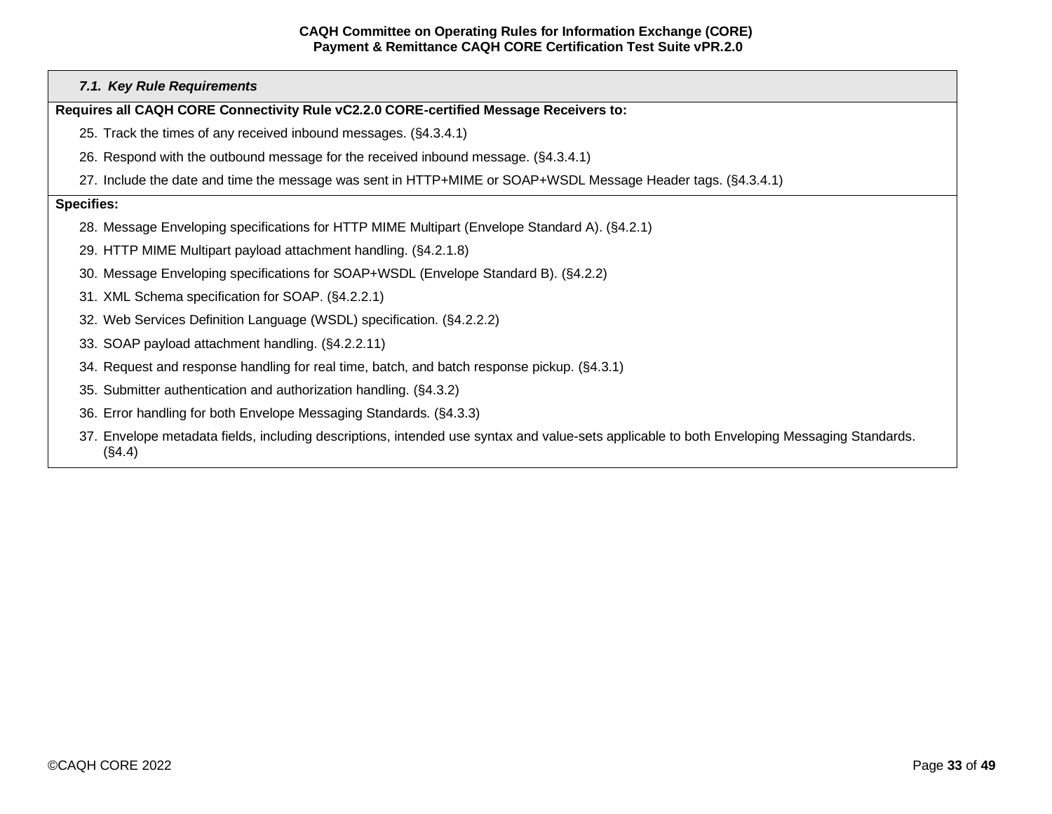### 7.1. Key Rule Requirements

**Requires all CAQH CORE Connectivity Rule vC2.2.0 CORE-certified Message Receivers to:**

25. Track the times of any received inbound messages. (§4.3.4.1)
26. Respond with the outbound message for the received inbound message. (§4.3.4.1)
27. Include the date and time the message was sent in HTTP+MIME or SOAP+WSDL Message Header tags. (§4.3.4.1)

**Specifies:**

28. Message Enveloping specifications for HTTP MIME Multipart (Envelope Standard A). (§4.2.1)
29. HTTP MIME Multipart payload attachment handling. (§4.2.1.8)
30. Message Enveloping specifications for SOAP+WSDL (Envelope Standard B). (§4.2.2)
31. XML Schema specification for SOAP. (§4.2.2.1)
32. Web Services Definition Language (WSDL) specification. (§4.2.2.2)
33. SOAP payload attachment handling. (§4.2.2.11)
34. Request and response handling for real time, batch, and batch response pickup. (§4.3.1)
35. Submitter authentication and authorization handling. (§4.3.2)
36. Error handling for both Envelope Messaging Standards. (§4.3.3)
37. Envelope metadata fields, including descriptions, intended use syntax and value-sets applicable to both Enveloping Messaging Standards. (§4.4)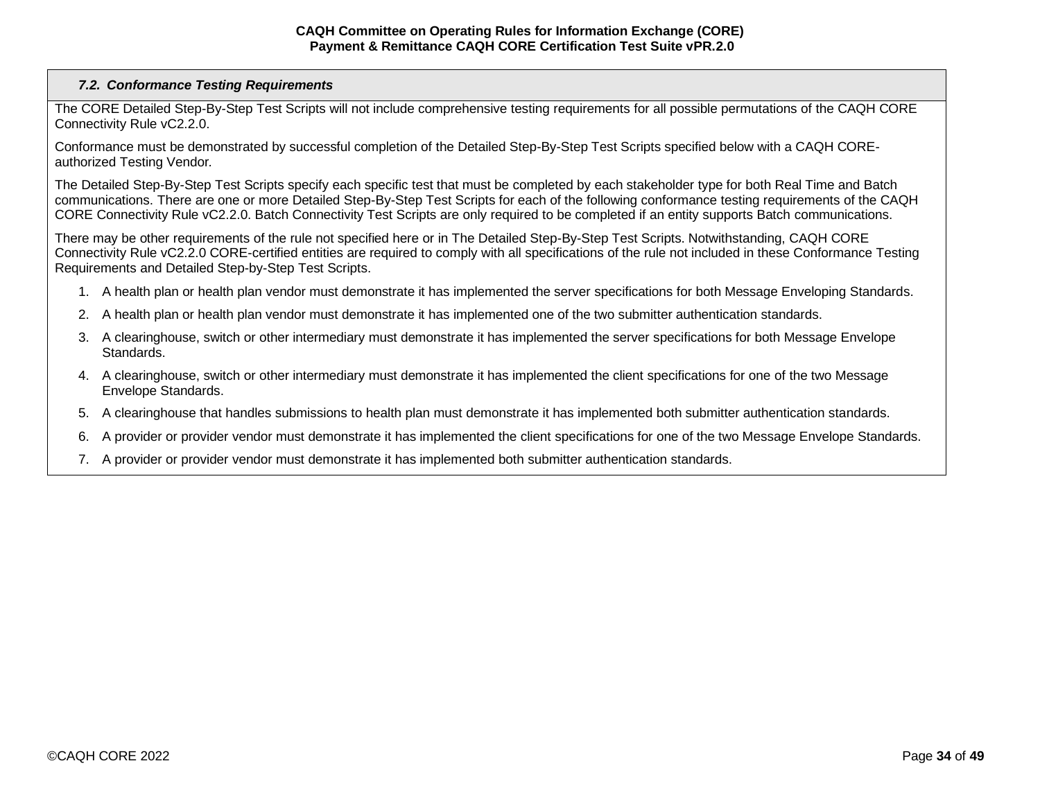### *7.2. Conformance Testing Requirements*

The CORE Detailed Step-By-Step Test Scripts will not include comprehensive testing requirements for all possible permutations of the CAQH CORE Connectivity Rule vC2.2.0.

Conformance must be demonstrated by successful completion of the Detailed Step-By-Step Test Scripts specified below with a CAQH CORE-authorized Testing Vendor.

The Detailed Step-By-Step Test Scripts specify each specific test that must be completed by each stakeholder type for both Real Time and Batch communications. There are one or more Detailed Step-By-Step Test Scripts for each of the following conformance testing requirements of the CAQH CORE Connectivity Rule vC2.2.0. Batch Connectivity Test Scripts are only required to be completed if an entity supports Batch communications.

There may be other requirements of the rule not specified here or in The Detailed Step-By-Step Test Scripts. Notwithstanding, CAQH CORE Connectivity Rule vC2.2.0 CORE-certified entities are required to comply with all specifications of the rule not included in these Conformance Testing Requirements and Detailed Step-by-Step Test Scripts.

1. A health plan or health plan vendor must demonstrate it has implemented the server specifications for both Message Enveloping Standards.
2. A health plan or health plan vendor must demonstrate it has implemented one of the two submitter authentication standards.
3. A clearinghouse, switch or other intermediary must demonstrate it has implemented the server specifications for both Message Envelope Standards.
4. A clearinghouse, switch or other intermediary must demonstrate it has implemented the client specifications for one of the two Message Envelope Standards.
5. A clearinghouse that handles submissions to health plan must demonstrate it has implemented both submitter authentication standards.
6. A provider or provider vendor must demonstrate it has implemented the client specifications for one of the two Message Envelope Standards.
7. A provider or provider vendor must demonstrate it has implemented both submitter authentication standards.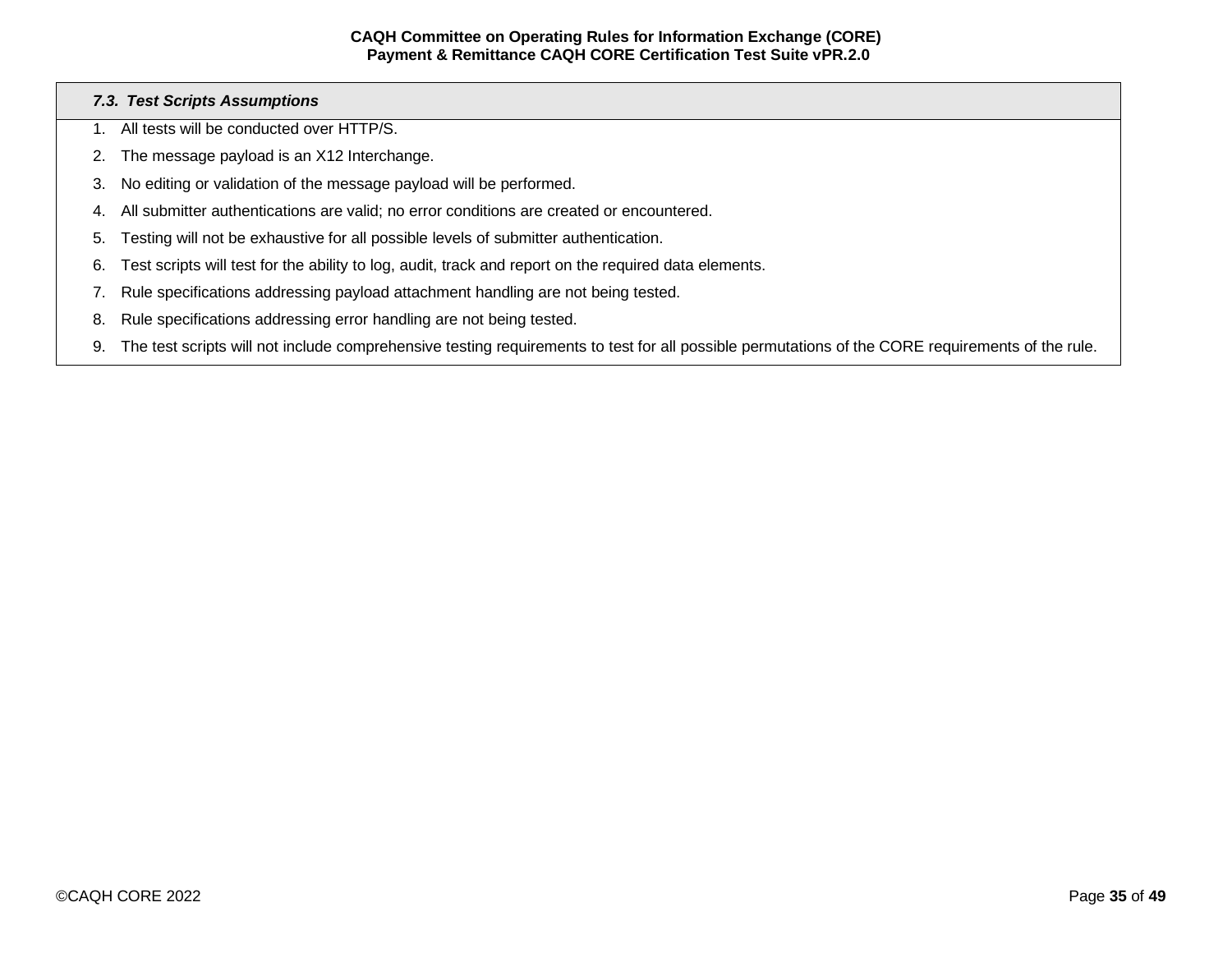### *7.3. Test Scripts Assumptions*

1. All tests will be conducted over HTTP/S.
2. The message payload is an X12 Interchange.
3. No editing or validation of the message payload will be performed.
4. All submitter authentications are valid; no error conditions are created or encountered.
5. Testing will not be exhaustive for all possible levels of submitter authentication.
6. Test scripts will test for the ability to log, audit, track and report on the required data elements.
7. Rule specifications addressing payload attachment handling are not being tested.
8. Rule specifications addressing error handling are not being tested.
9. The test scripts will not include comprehensive testing requirements to test for all possible permutations of the CORE requirements of the rule.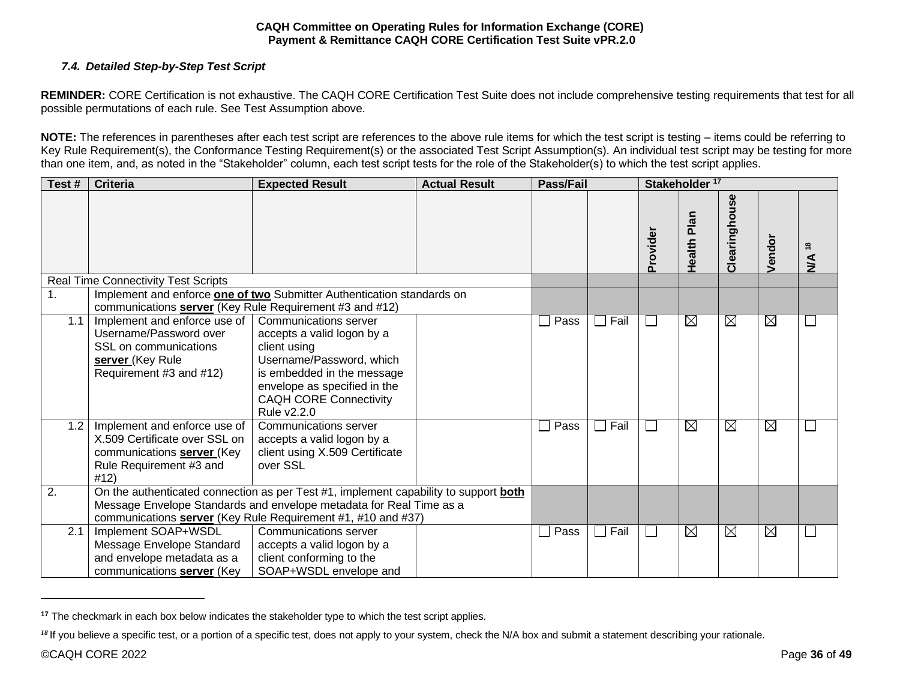### *7.4. Detailed Step-by-Step Test Script*

**REMINDER:** CORE Certification is not exhaustive. The CAQH CORE Certification Test Suite does not include comprehensive testing requirements that test for all possible permutations of each rule. See Test Assumption above.

**NOTE:** The references in parentheses after each test script are references to the above rule items for which the test script is testing – items could be referring to Key Rule Requirement(s), the Conformance Testing Requirement(s) or the associated Test Script Assumption(s). An individual test script may be testing for more than one item, and, as noted in the "Stakeholder" column, each test script tests for the role of the Stakeholder(s) to which the test script applies.

| Test # | Criteria | Expected Result | Actual Result | Pass/Fail | | Stakeholder [17] | | | | |
|---|---|---|---|---|---|---|---|---|---|---|
| | | | | | | Provider | Health Plan | Clearinghouse | Vendor | N/A [18] |
| Real Time Connectivity Test Scripts | | | | | | | | | | |
| 1. | Implement and enforce **one of two** Submitter Authentication standards on communications **server** (Key Rule Requirement #3 and #12) | | | | | | | | | |
| 1.1 | Implement and enforce use of Username/Password over SSL on communications **server** (Key Rule Requirement #3 and #12) | Communications server accepts a valid logon by a client using Username/Password, which is embedded in the message envelope as specified in the CAQH CORE Connectivity Rule v2.2.0 | | ☐ Pass | ☐ Fail | ☐ | ☒ | ☒ | ☒ | ☐ |
| 1.2 | Implement and enforce use of X.509 Certificate over SSL on communications **server** (Key Rule Requirement #3 and #12) | Communications server accepts a valid logon by a client using X.509 Certificate over SSL | | ☐ Pass | ☐ Fail | ☐ | ☒ | ☒ | ☒ | ☐ |
| 2. | On the authenticated connection as per Test #1, implement capability to support **both** Message Envelope Standards and envelope metadata for Real Time as a communications **server** (Key Rule Requirement #1, #10 and #37) | | | | | | | | | |
| 2.1 | Implement SOAP+WSDL Message Envelope Standard and envelope metadata as a communications **server** (Key | Communications server accepts a valid logon by a client conforming to the SOAP+WSDL envelope and | | ☐ Pass | ☐ Fail | ☐ | ☒ | ☒ | ☒ | ☐ |

[17] The checkmark in each box below indicates the stakeholder type to which the test script applies.

[18] If you believe a specific test, or a portion of a specific test, does not apply to your system, check the N/A box and submit a statement describing your rationale.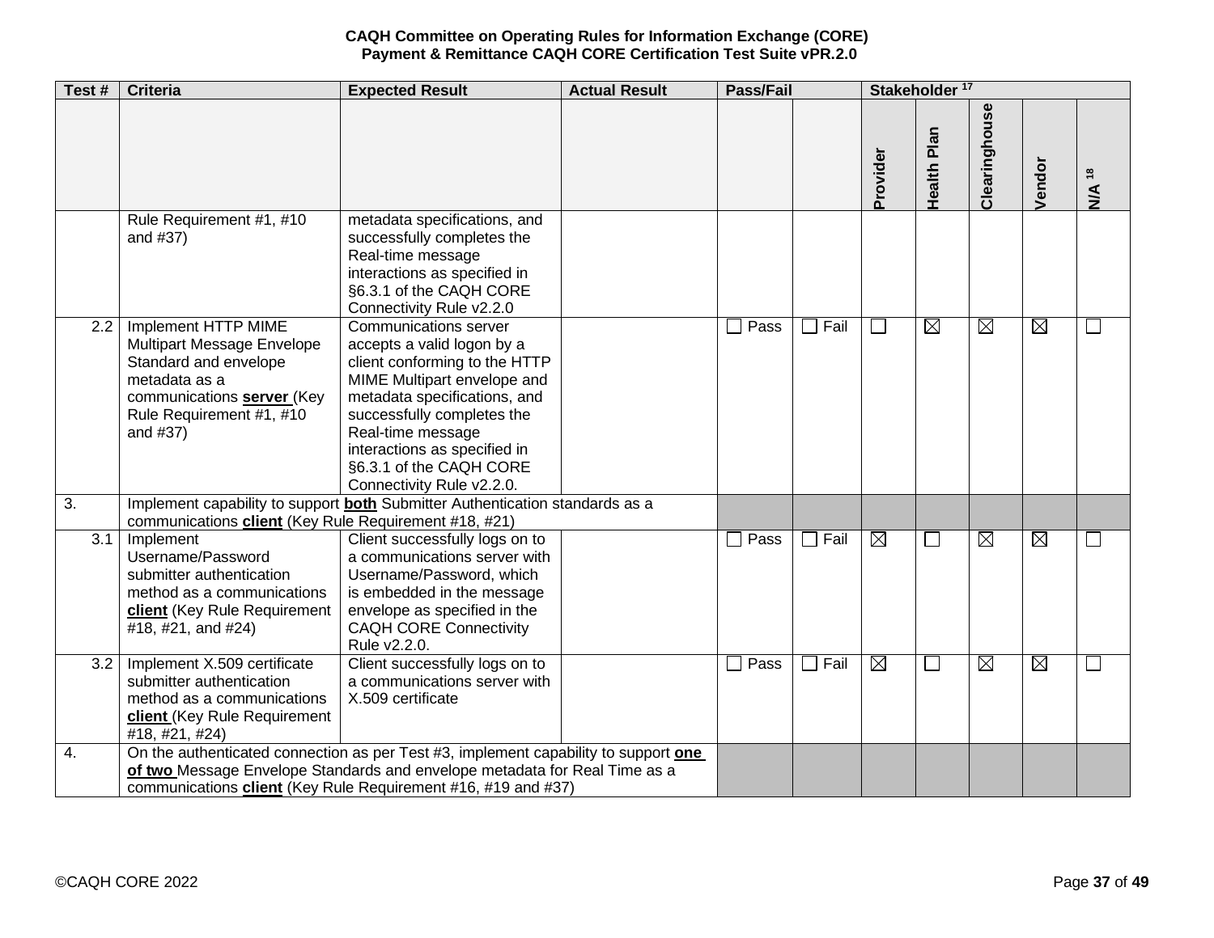| Test # | Criteria | Expected Result | Actual Result | Pass/Fail | | Stakeholder [17] | | | | |
|---|---|---|---|---|---|---|---|---|---|---|
| | | | | | | Provider | Health Plan | Clearinghouse | Vendor | N/A [18] |
| | Rule Requirement #1, #10 and #37) | metadata specifications, and successfully completes the Real-time message interactions as specified in §6.3.1 of the CAQH CORE Connectivity Rule v2.2.0 | | | | | | | | |
| 2.2 | Implement HTTP MIME Multipart Message Envelope Standard and envelope metadata as a communications **server** (Key Rule Requirement #1, #10 and #37) | Communications server accepts a valid logon by a client conforming to the HTTP MIME Multipart envelope and metadata specifications, and successfully completes the Real-time message interactions as specified in §6.3.1 of the CAQH CORE Connectivity Rule v2.2.0. | | ☐ Pass | ☐ Fail | ☐ | ☒ | ☒ | ☒ | ☐ |
| 3. | Implement capability to support **both** Submitter Authentication standards as a communications **client** (Key Rule Requirement #18, #21) | | | | | | | | | |
| 3.1 | Implement Username/Password submitter authentication method as a communications **client** (Key Rule Requirement #18, #21, and #24) | Client successfully logs on to a communications server with Username/Password, which is embedded in the message envelope as specified in the CAQH CORE Connectivity Rule v2.2.0. | | ☐ Pass | ☐ Fail | ☒ | ☐ | ☒ | ☒ | ☐ |
| 3.2 | Implement X.509 certificate submitter authentication method as a communications **client** (Key Rule Requirement #18, #21, #24) | Client successfully logs on to a communications server with X.509 certificate | | ☐ Pass | ☐ Fail | ☒ | ☐ | ☒ | ☒ | ☐ |
| 4. | On the authenticated connection as per Test #3, implement capability to support **one of two** Message Envelope Standards and envelope metadata for Real Time as a communications **client** (Key Rule Requirement #16, #19 and #37) | | | | | | | | | |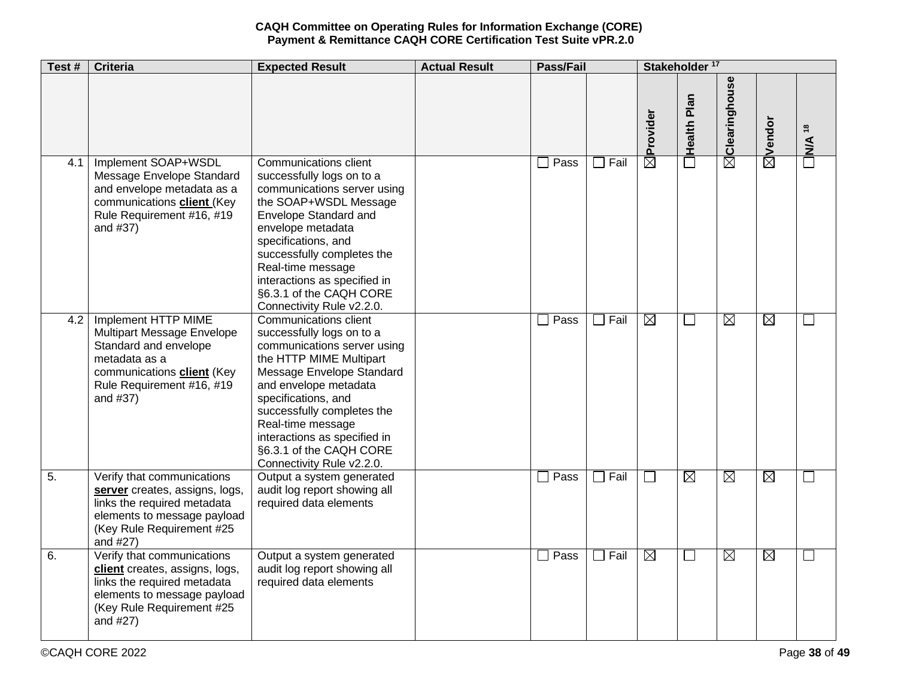| Test # | Criteria | Expected Result | Actual Result | Pass/Fail | | Stakeholder [17] | | | | |
|---|---|---|---|---|---|---|---|---|---|---|
| | | | | | | Provider | Health Plan | Clearinghouse | Vendor | N/A [18] |
| 4.1 | Implement SOAP+WSDL Message Envelope Standard and envelope metadata as a communications **client** (Key Rule Requirement #16, #19 and #37) | Communications client successfully logs on to a communications server using the SOAP+WSDL Message Envelope Standard and envelope metadata specifications, and successfully completes the Real-time message interactions as specified in §6.3.1 of the CAQH CORE Connectivity Rule v2.2.0. | | ☐ Pass | ☐ Fail | ☒ | ☐ | ☒ | ☒ | ☐ |
| 4.2 | Implement HTTP MIME Multipart Message Envelope Standard and envelope metadata as a communications **client** (Key Rule Requirement #16, #19 and #37) | Communications client successfully logs on to a communications server using the HTTP MIME Multipart Message Envelope Standard and envelope metadata specifications, and successfully completes the Real-time message interactions as specified in §6.3.1 of the CAQH CORE Connectivity Rule v2.2.0. | | ☐ Pass | ☐ Fail | ☒ | ☐ | ☒ | ☒ | ☐ |
| 5. | Verify that communications **server** creates, assigns, logs, links the required metadata elements to message payload (Key Rule Requirement #25 and #27) | Output a system generated audit log report showing all required data elements | | ☐ Pass | ☐ Fail | ☐ | ☒ | ☒ | ☒ | ☐ |
| 6. | Verify that communications **client** creates, assigns, logs, links the required metadata elements to message payload (Key Rule Requirement #25 and #27) | Output a system generated audit log report showing all required data elements | | ☐ Pass | ☐ Fail | ☒ | ☐ | ☒ | ☒ | ☐ |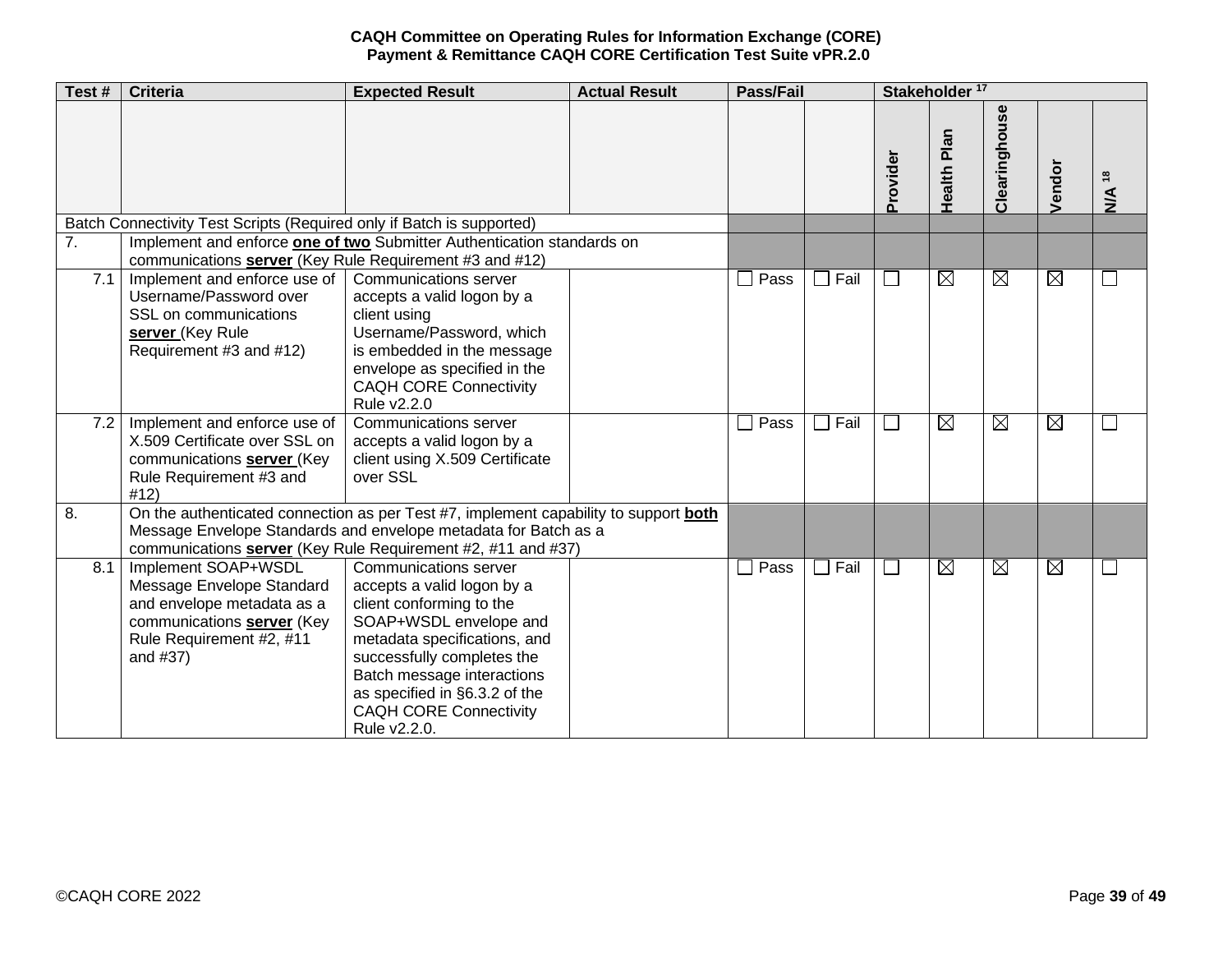| Test # | Criteria | Expected Result | Actual Result | Pass/Fail | | Stakeholder [17] | | | | |
|---|---|---|---|---|---|---|---|---|---|---|
| | | | | | | Provider | Health Plan | Clearinghouse | Vendor | N/A [18] |
| Batch Connectivity Test Scripts (Required only if Batch is supported) | | | | | | | | | | |
| 7. | Implement and enforce **one of two** Submitter Authentication standards on communications **server** (Key Rule Requirement #3 and #12) | | | | | | | | | |
| 7.1 | Implement and enforce use of Username/Password over SSL on communications **server** (Key Rule Requirement #3 and #12) | Communications server accepts a valid logon by a client using Username/Password, which is embedded in the message envelope as specified in the CAQH CORE Connectivity Rule v2.2.0 | | ☐ Pass | ☐ Fail | ☐ | ☒ | ☒ | ☒ | ☐ |
| 7.2 | Implement and enforce use of X.509 Certificate over SSL on communications **server** (Key Rule Requirement #3 and #12) | Communications server accepts a valid logon by a client using X.509 Certificate over SSL | | ☐ Pass | ☐ Fail | ☐ | ☒ | ☒ | ☒ | ☐ |
| 8. | On the authenticated connection as per Test #7, implement capability to support **both** Message Envelope Standards and envelope metadata for Batch as a communications **server** (Key Rule Requirement #2, #11 and #37) | | | | | | | | | |
| 8.1 | Implement SOAP+WSDL Message Envelope Standard and envelope metadata as a communications **server** (Key Rule Requirement #2, #11 and #37) | Communications server accepts a valid logon by a client conforming to the SOAP+WSDL envelope and metadata specifications, and successfully completes the Batch message interactions as specified in §6.3.2 of the CAQH CORE Connectivity Rule v2.2.0. | | ☐ Pass | ☐ Fail | ☐ | ☒ | ☒ | ☒ | ☐ |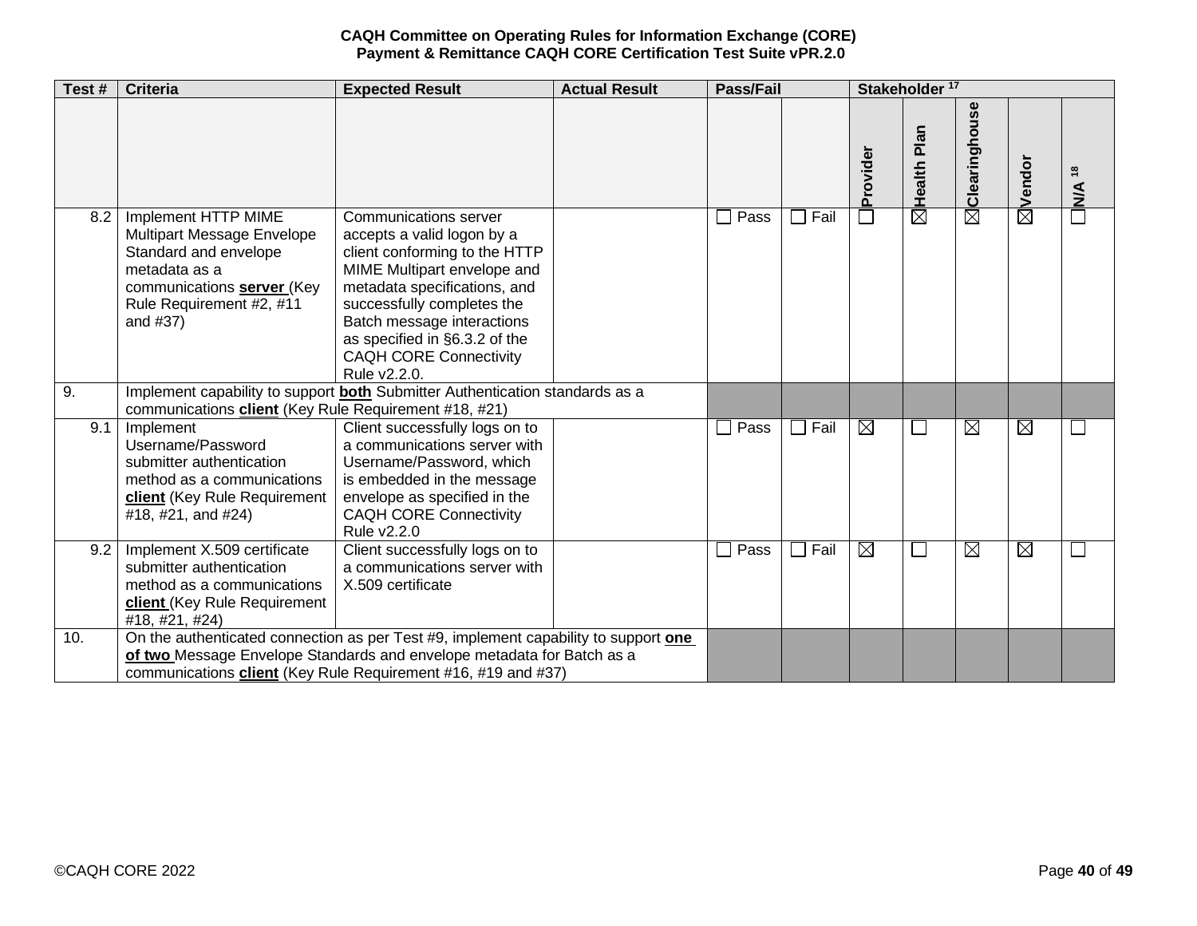| Test # | Criteria | Expected Result | Actual Result | Pass/Fail | | Stakeholder [17] | | | | |
|---|---|---|---|---|---|---|---|---|---|---|
| | | | | | | Provider | Health Plan | Clearinghouse | Vendor | N/A [18] |
| 8.2 | Implement HTTP MIME Multipart Message Envelope Standard and envelope metadata as a communications **server** (Key Rule Requirement #2, #11 and #37) | Communications server accepts a valid logon by a client conforming to the HTTP MIME Multipart envelope and metadata specifications, and successfully completes the Batch message interactions as specified in §6.3.2 of the CAQH CORE Connectivity Rule v2.2.0. | | ☐ Pass | ☐ Fail | ☐ | ☒ | ☒ | ☒ | ☐ |
| 9. | Implement capability to support **both** Submitter Authentication standards as a communications **client** (Key Rule Requirement #18, #21) | | | | | | | | | |
| 9.1 | Implement Username/Password submitter authentication method as a communications **client** (Key Rule Requirement #18, #21, and #24) | Client successfully logs on to a communications server with Username/Password, which is embedded in the message envelope as specified in the CAQH CORE Connectivity Rule v2.2.0 | | ☐ Pass | ☐ Fail | ☒ | ☐ | ☒ | ☒ | ☐ |
| 9.2 | Implement X.509 certificate submitter authentication method as a communications **client** (Key Rule Requirement #18, #21, #24) | Client successfully logs on to a communications server with X.509 certificate | | ☐ Pass | ☐ Fail | ☒ | ☐ | ☒ | ☒ | ☐ |
| 10. | On the authenticated connection as per Test #9, implement capability to support **one of two** Message Envelope Standards and envelope metadata for Batch as a communications **client** (Key Rule Requirement #16, #19 and #37) | | | | | | | | | |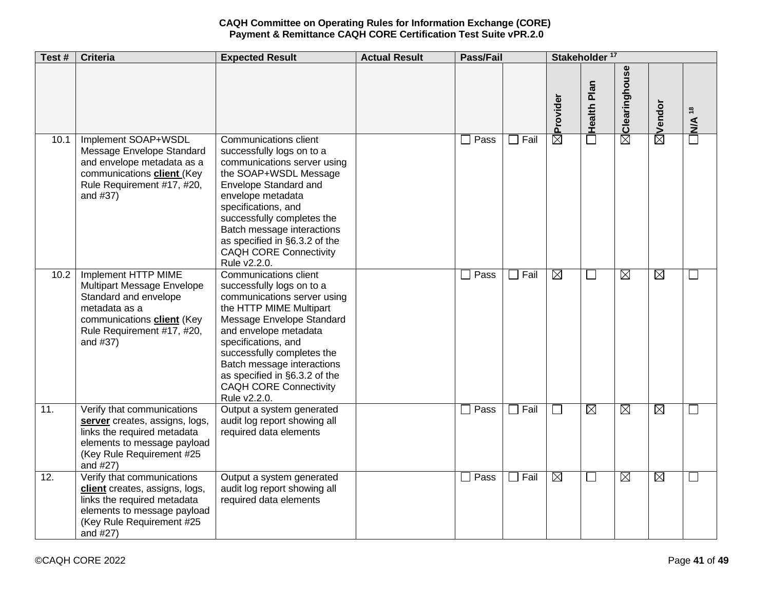| Test # | Criteria | Expected Result | Actual Result | Pass/Fail | | Stakeholder [17] | | | | |
|---|---|---|---|---|---|---|---|---|---|---|
| | | | | | | Provider | Health Plan | Clearinghouse | Vendor | N/A [18] |
| 10.1 | Implement SOAP+WSDL Message Envelope Standard and envelope metadata as a communications **client** (Key Rule Requirement #17, #20, and #37) | Communications client successfully logs on to a communications server using the SOAP+WSDL Message Envelope Standard and envelope metadata specifications, and successfully completes the Batch message interactions as specified in §6.3.2 of the CAQH CORE Connectivity Rule v2.2.0. | | ☐ Pass | ☐ Fail | ☒ | ☐ | ☒ | ☒ | ☐ |
| 10.2 | Implement HTTP MIME Multipart Message Envelope Standard and envelope metadata as a communications **client** (Key Rule Requirement #17, #20, and #37) | Communications client successfully logs on to a communications server using the HTTP MIME Multipart Message Envelope Standard and envelope metadata specifications, and successfully completes the Batch message interactions as specified in §6.3.2 of the CAQH CORE Connectivity Rule v2.2.0. | | ☐ Pass | ☐ Fail | ☒ | ☐ | ☒ | ☒ | ☐ |
| 11. | Verify that communications **server** creates, assigns, logs, links the required metadata elements to message payload (Key Rule Requirement #25 and #27) | Output a system generated audit log report showing all required data elements | | ☐ Pass | ☐ Fail | ☐ | ☒ | ☒ | ☒ | ☐ |
| 12. | Verify that communications **client** creates, assigns, logs, links the required metadata elements to message payload (Key Rule Requirement #25 and #27) | Output a system generated audit log report showing all required data elements | | ☐ Pass | ☐ Fail | ☒ | ☐ | ☒ | ☒ | ☐ |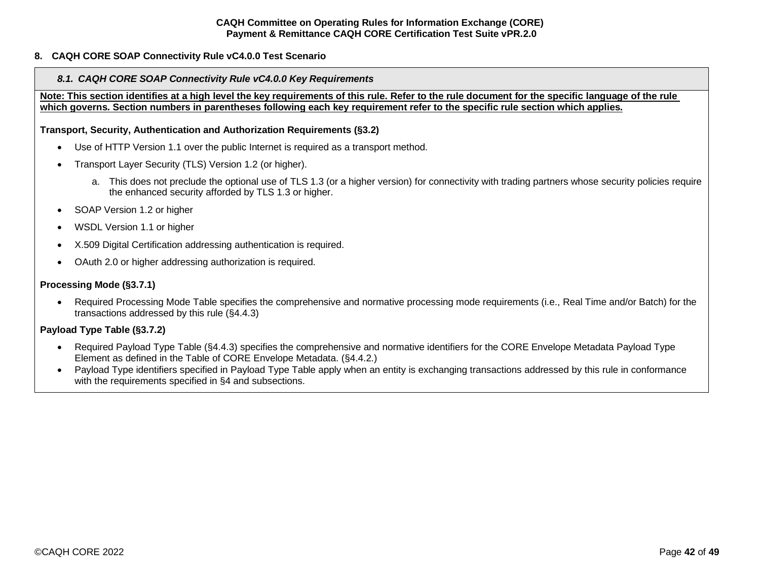## 8. CAQH CORE SOAP Connectivity Rule vC4.0.0 Test Scenario

### *8.1. CAQH CORE SOAP Connectivity Rule vC4.0.0 Key Requirements*

**Note: This section identifies at a high level the key requirements of this rule. Refer to the rule document for the specific language of the rule which governs. Section numbers in parentheses following each key requirement refer to the specific rule section which applies.**

**Transport, Security, Authentication and Authorization Requirements (§3.2)**

- Use of HTTP Version 1.1 over the public Internet is required as a transport method.
- Transport Layer Security (TLS) Version 1.2 (or higher).
  a. This does not preclude the optional use of TLS 1.3 (or a higher version) for connectivity with trading partners whose security policies require the enhanced security afforded by TLS 1.3 or higher.
- SOAP Version 1.2 or higher
- WSDL Version 1.1 or higher
- X.509 Digital Certification addressing authentication is required.
- OAuth 2.0 or higher addressing authorization is required.

**Processing Mode (§3.7.1)**

- Required Processing Mode Table specifies the comprehensive and normative processing mode requirements (i.e., Real Time and/or Batch) for the transactions addressed by this rule (§4.4.3)

**Payload Type Table (§3.7.2)**

- Required Payload Type Table (§4.4.3) specifies the comprehensive and normative identifiers for the CORE Envelope Metadata Payload Type Element as defined in the Table of CORE Envelope Metadata. (§4.4.2.)
- Payload Type identifiers specified in Payload Type Table apply when an entity is exchanging transactions addressed by this rule in conformance with the requirements specified in §4 and subsections.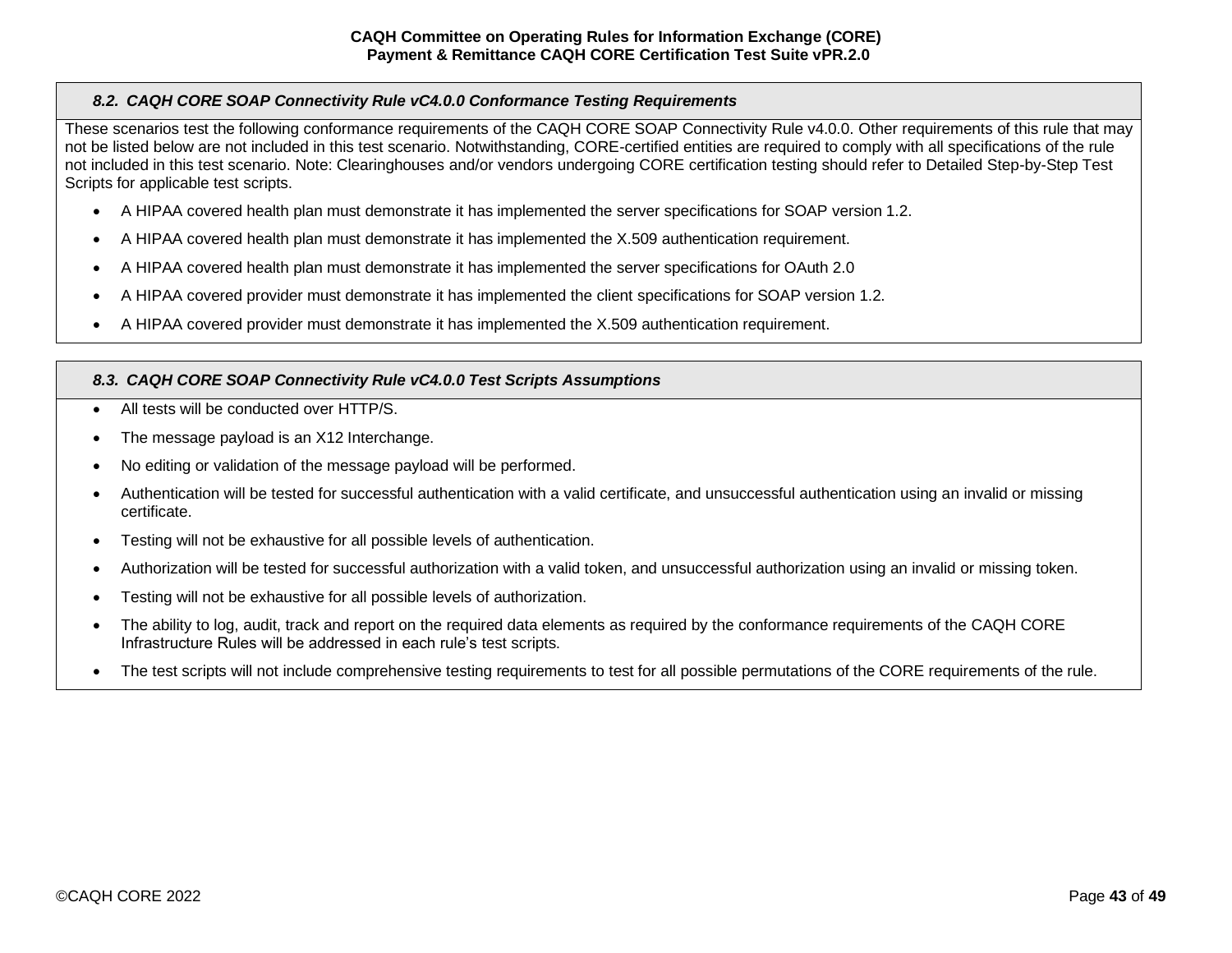### *8.2. CAQH CORE SOAP Connectivity Rule vC4.0.0 Conformance Testing Requirements*

These scenarios test the following conformance requirements of the CAQH CORE SOAP Connectivity Rule v4.0.0. Other requirements of this rule that may not be listed below are not included in this test scenario. Notwithstanding, CORE-certified entities are required to comply with all specifications of the rule not included in this test scenario. Note: Clearinghouses and/or vendors undergoing CORE certification testing should refer to Detailed Step-by-Step Test Scripts for applicable test scripts.

- A HIPAA covered health plan must demonstrate it has implemented the server specifications for SOAP version 1.2.
- A HIPAA covered health plan must demonstrate it has implemented the X.509 authentication requirement.
- A HIPAA covered health plan must demonstrate it has implemented the server specifications for OAuth 2.0
- A HIPAA covered provider must demonstrate it has implemented the client specifications for SOAP version 1.2.
- A HIPAA covered provider must demonstrate it has implemented the X.509 authentication requirement.

### *8.3. CAQH CORE SOAP Connectivity Rule vC4.0.0 Test Scripts Assumptions*

- All tests will be conducted over HTTP/S.
- The message payload is an X12 Interchange.
- No editing or validation of the message payload will be performed.
- Authentication will be tested for successful authentication with a valid certificate, and unsuccessful authentication using an invalid or missing certificate.
- Testing will not be exhaustive for all possible levels of authentication.
- Authorization will be tested for successful authorization with a valid token, and unsuccessful authorization using an invalid or missing token.
- Testing will not be exhaustive for all possible levels of authorization.
- The ability to log, audit, track and report on the required data elements as required by the conformance requirements of the CAQH CORE Infrastructure Rules will be addressed in each rule's test scripts.
- The test scripts will not include comprehensive testing requirements to test for all possible permutations of the CORE requirements of the rule.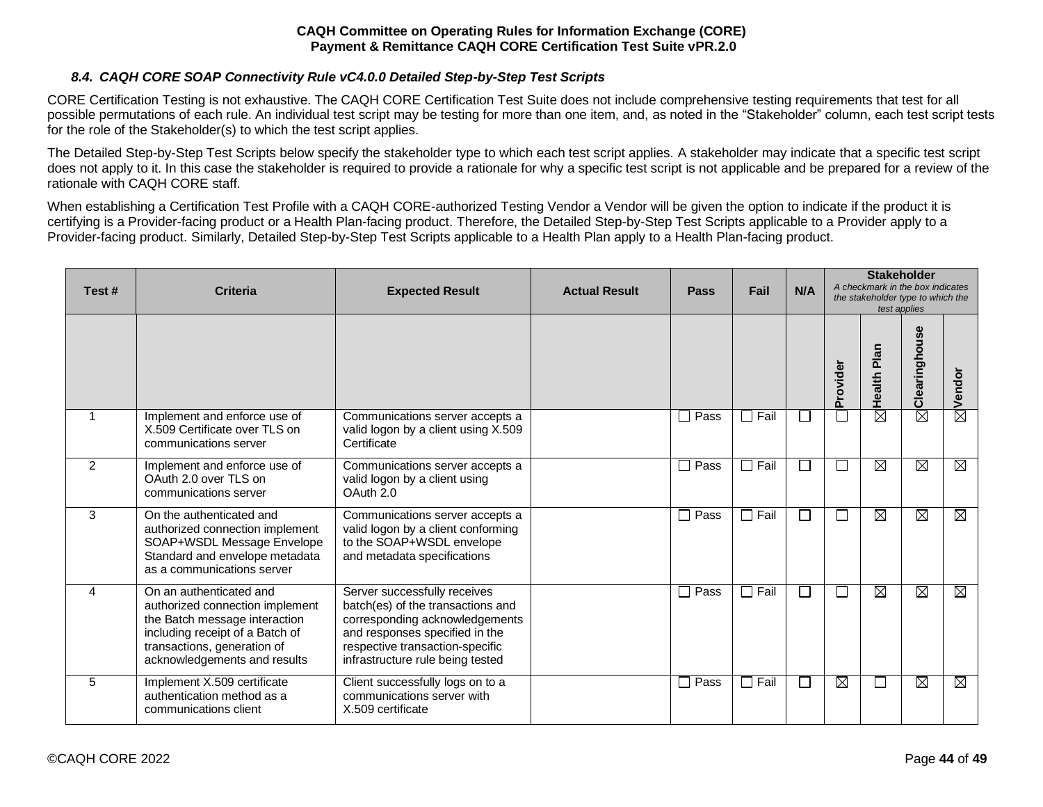### 8.4. CAQH CORE SOAP Connectivity Rule vC4.0.0 Detailed Step-by-Step Test Scripts

CORE Certification Testing is not exhaustive. The CAQH CORE Certification Test Suite does not include comprehensive testing requirements that test for all possible permutations of each rule. An individual test script may be testing for more than one item, and, as noted in the "Stakeholder" column, each test script tests for the role of the Stakeholder(s) to which the test script applies.

The Detailed Step-by-Step Test Scripts below specify the stakeholder type to which each test script applies. A stakeholder may indicate that a specific test script does not apply to it. In this case the stakeholder is required to provide a rationale for why a specific test script is not applicable and be prepared for a review of the rationale with CAQH CORE staff.

When establishing a Certification Test Profile with a CAQH CORE-authorized Testing Vendor a Vendor will be given the option to indicate if the product it is certifying is a Provider-facing product or a Health Plan-facing product. Therefore, the Detailed Step-by-Step Test Scripts applicable to a Provider apply to a Provider-facing product. Similarly, Detailed Step-by-Step Test Scripts applicable to a Health Plan apply to a Health Plan-facing product.

| Test # | Criteria | Expected Result | Actual Result | Pass | Fail | N/A | Stakeholder *A checkmark in the box indicates the stakeholder type to which the test applies* | | | |
|---|---|---|---|---|---|---|---|---|---|---|
| | | | | | | | Provider | Health Plan | Clearinghouse | Vendor |
| 1 | Implement and enforce use of X.509 Certificate over TLS on communications server | Communications server accepts a valid logon by a client using X.509 Certificate | | ☐ Pass | ☐ Fail | ☐ | ☐ | ☒ | ☒ | ☒ |
| 2 | Implement and enforce use of OAuth 2.0 over TLS on communications server | Communications server accepts a valid logon by a client using OAuth 2.0 | | ☐ Pass | ☐ Fail | ☐ | ☐ | ☒ | ☒ | ☒ |
| 3 | On the authenticated and authorized connection implement SOAP+WSDL Message Envelope Standard and envelope metadata as a communications server | Communications server accepts a valid logon by a client conforming to the SOAP+WSDL envelope and metadata specifications | | ☐ Pass | ☐ Fail | ☐ | ☐ | ☒ | ☒ | ☒ |
| 4 | On an authenticated and authorized connection implement the Batch message interaction including receipt of a Batch of transactions, generation of acknowledgements and results | Server successfully receives batch(es) of the transactions and corresponding acknowledgements and responses specified in the respective transaction-specific infrastructure rule being tested | | ☐ Pass | ☐ Fail | ☐ | ☐ | ☒ | ☒ | ☒ |
| 5 | Implement X.509 certificate authentication method as a communications client | Client successfully logs on to a communications server with X.509 certificate | | ☐ Pass | ☐ Fail | ☐ | ☒ | ☐ | ☒ | ☒ |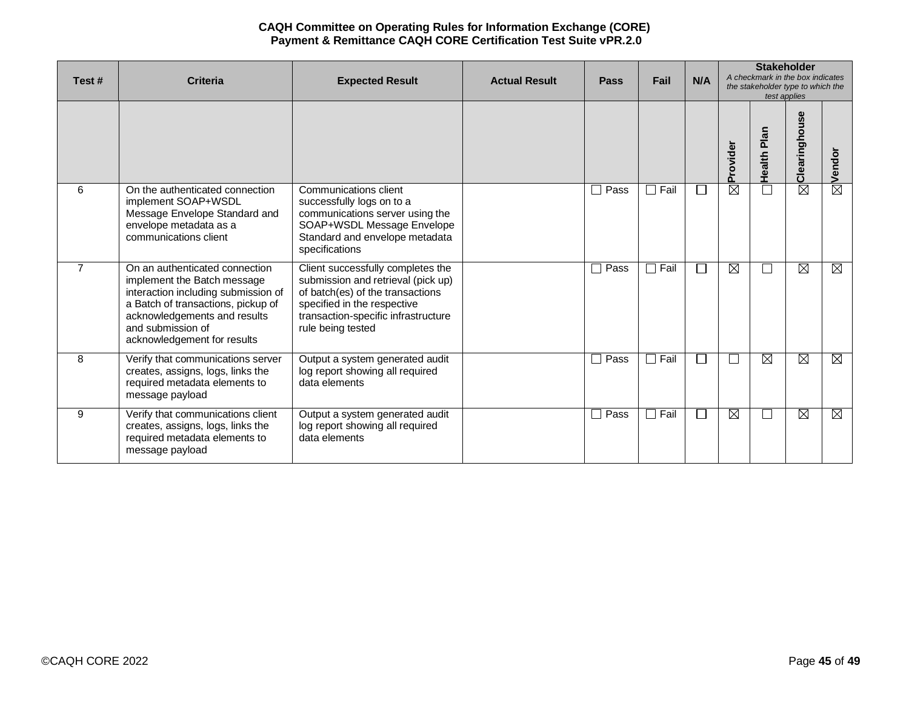| Test # | Criteria | Expected Result | Actual Result | Pass | Fail | N/A | Stakeholder *A checkmark in the box indicates the stakeholder type to which the test applies* | | | |
|---|---|---|---|---|---|---|---|---|---|---|
| | | | | | | | Provider | Health Plan | Clearinghouse | Vendor |
| 6 | On the authenticated connection implement SOAP+WSDL Message Envelope Standard and envelope metadata as a communications client | Communications client successfully logs on to a communications server using the SOAP+WSDL Message Envelope Standard and envelope metadata specifications | | ☐ Pass | ☐ Fail | ☐ | ☒ | ☐ | ☒ | ☒ |
| 7 | On an authenticated connection implement the Batch message interaction including submission of a Batch of transactions, pickup of acknowledgements and results and submission of acknowledgement for results | Client successfully completes the submission and retrieval (pick up) of batch(es) of the transactions specified in the respective transaction-specific infrastructure rule being tested | | ☐ Pass | ☐ Fail | ☐ | ☒ | ☐ | ☒ | ☒ |
| 8 | Verify that communications server creates, assigns, logs, links the required metadata elements to message payload | Output a system generated audit log report showing all required data elements | | ☐ Pass | ☐ Fail | ☐ | ☐ | ☒ | ☒ | ☒ |
| 9 | Verify that communications client creates, assigns, logs, links the required metadata elements to message payload | Output a system generated audit log report showing all required data elements | | ☐ Pass | ☐ Fail | ☐ | ☒ | ☐ | ☒ | ☒ |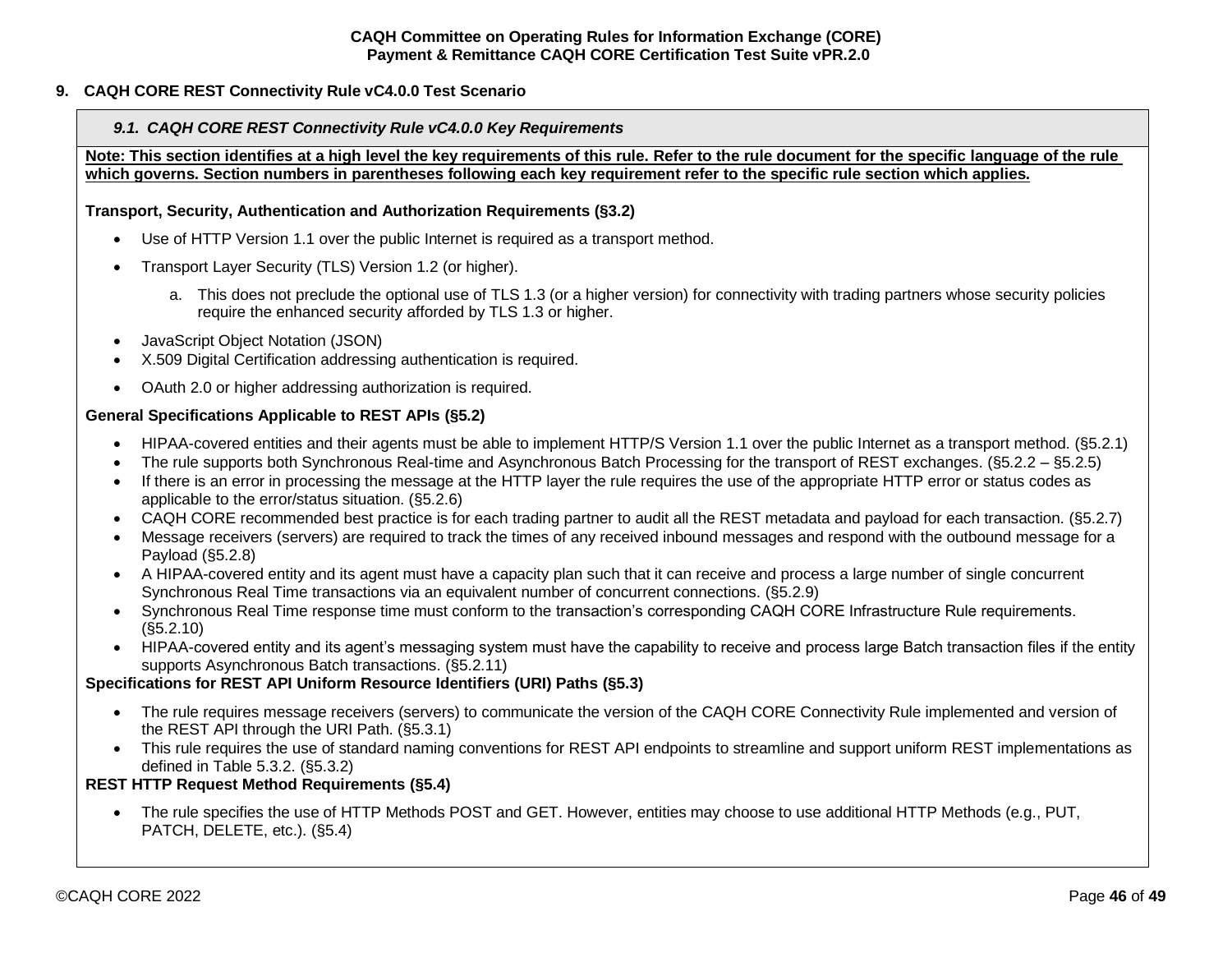## 9. CAQH CORE REST Connectivity Rule vC4.0.0 Test Scenario

### *9.1. CAQH CORE REST Connectivity Rule vC4.0.0 Key Requirements*

**Note: This section identifies at a high level the key requirements of this rule. Refer to the rule document for the specific language of the rule which governs. Section numbers in parentheses following each key requirement refer to the specific rule section which applies.**

**Transport, Security, Authentication and Authorization Requirements (§3.2)**

- Use of HTTP Version 1.1 over the public Internet is required as a transport method.
- Transport Layer Security (TLS) Version 1.2 (or higher).
    a. This does not preclude the optional use of TLS 1.3 (or a higher version) for connectivity with trading partners whose security policies require the enhanced security afforded by TLS 1.3 or higher.
- JavaScript Object Notation (JSON)
- X.509 Digital Certification addressing authentication is required.
- OAuth 2.0 or higher addressing authorization is required.

**General Specifications Applicable to REST APIs (§5.2)**

- HIPAA-covered entities and their agents must be able to implement HTTP/S Version 1.1 over the public Internet as a transport method. (§5.2.1)
- The rule supports both Synchronous Real-time and Asynchronous Batch Processing for the transport of REST exchanges. (§5.2.2 – §5.2.5)
- If there is an error in processing the message at the HTTP layer the rule requires the use of the appropriate HTTP error or status codes as applicable to the error/status situation. (§5.2.6)
- CAQH CORE recommended best practice is for each trading partner to audit all the REST metadata and payload for each transaction. (§5.2.7)
- Message receivers (servers) are required to track the times of any received inbound messages and respond with the outbound message for a Payload (§5.2.8)
- A HIPAA-covered entity and its agent must have a capacity plan such that it can receive and process a large number of single concurrent Synchronous Real Time transactions via an equivalent number of concurrent connections. (§5.2.9)
- Synchronous Real Time response time must conform to the transaction's corresponding CAQH CORE Infrastructure Rule requirements. (§5.2.10)
- HIPAA-covered entity and its agent's messaging system must have the capability to receive and process large Batch transaction files if the entity supports Asynchronous Batch transactions. (§5.2.11)

**Specifications for REST API Uniform Resource Identifiers (URI) Paths (§5.3)**

- The rule requires message receivers (servers) to communicate the version of the CAQH CORE Connectivity Rule implemented and version of the REST API through the URI Path. (§5.3.1)
- This rule requires the use of standard naming conventions for REST API endpoints to streamline and support uniform REST implementations as defined in Table 5.3.2. (§5.3.2)

**REST HTTP Request Method Requirements (§5.4)**

- The rule specifies the use of HTTP Methods POST and GET. However, entities may choose to use additional HTTP Methods (e.g., PUT, PATCH, DELETE, etc.). (§5.4)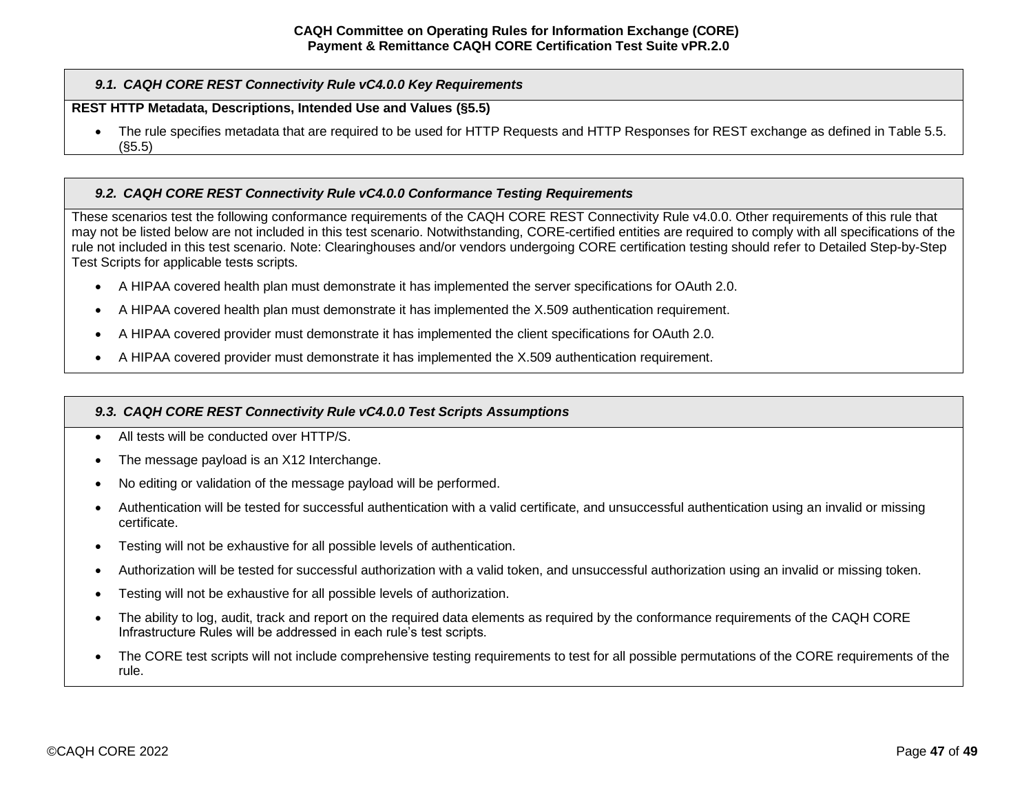### *9.1. CAQH CORE REST Connectivity Rule vC4.0.0 Key Requirements*

**REST HTTP Metadata, Descriptions, Intended Use and Values (§5.5)**

- The rule specifies metadata that are required to be used for HTTP Requests and HTTP Responses for REST exchange as defined in Table 5.5. (§5.5)

### *9.2. CAQH CORE REST Connectivity Rule vC4.0.0 Conformance Testing Requirements*

These scenarios test the following conformance requirements of the CAQH CORE REST Connectivity Rule v4.0.0. Other requirements of this rule that may not be listed below are not included in this test scenario. Notwithstanding, CORE-certified entities are required to comply with all specifications of the rule not included in this test scenario. Note: Clearinghouses and/or vendors undergoing CORE certification testing should refer to Detailed Step-by-Step Test Scripts for applicable tests scripts.

- A HIPAA covered health plan must demonstrate it has implemented the server specifications for OAuth 2.0.
- A HIPAA covered health plan must demonstrate it has implemented the X.509 authentication requirement.
- A HIPAA covered provider must demonstrate it has implemented the client specifications for OAuth 2.0.
- A HIPAA covered provider must demonstrate it has implemented the X.509 authentication requirement.

### *9.3. CAQH CORE REST Connectivity Rule vC4.0.0 Test Scripts Assumptions*

- All tests will be conducted over HTTP/S.
- The message payload is an X12 Interchange.
- No editing or validation of the message payload will be performed.
- Authentication will be tested for successful authentication with a valid certificate, and unsuccessful authentication using an invalid or missing certificate.
- Testing will not be exhaustive for all possible levels of authentication.
- Authorization will be tested for successful authorization with a valid token, and unsuccessful authorization using an invalid or missing token.
- Testing will not be exhaustive for all possible levels of authorization.
- The ability to log, audit, track and report on the required data elements as required by the conformance requirements of the CAQH CORE Infrastructure Rules will be addressed in each rule's test scripts.
- The CORE test scripts will not include comprehensive testing requirements to test for all possible permutations of the CORE requirements of the rule.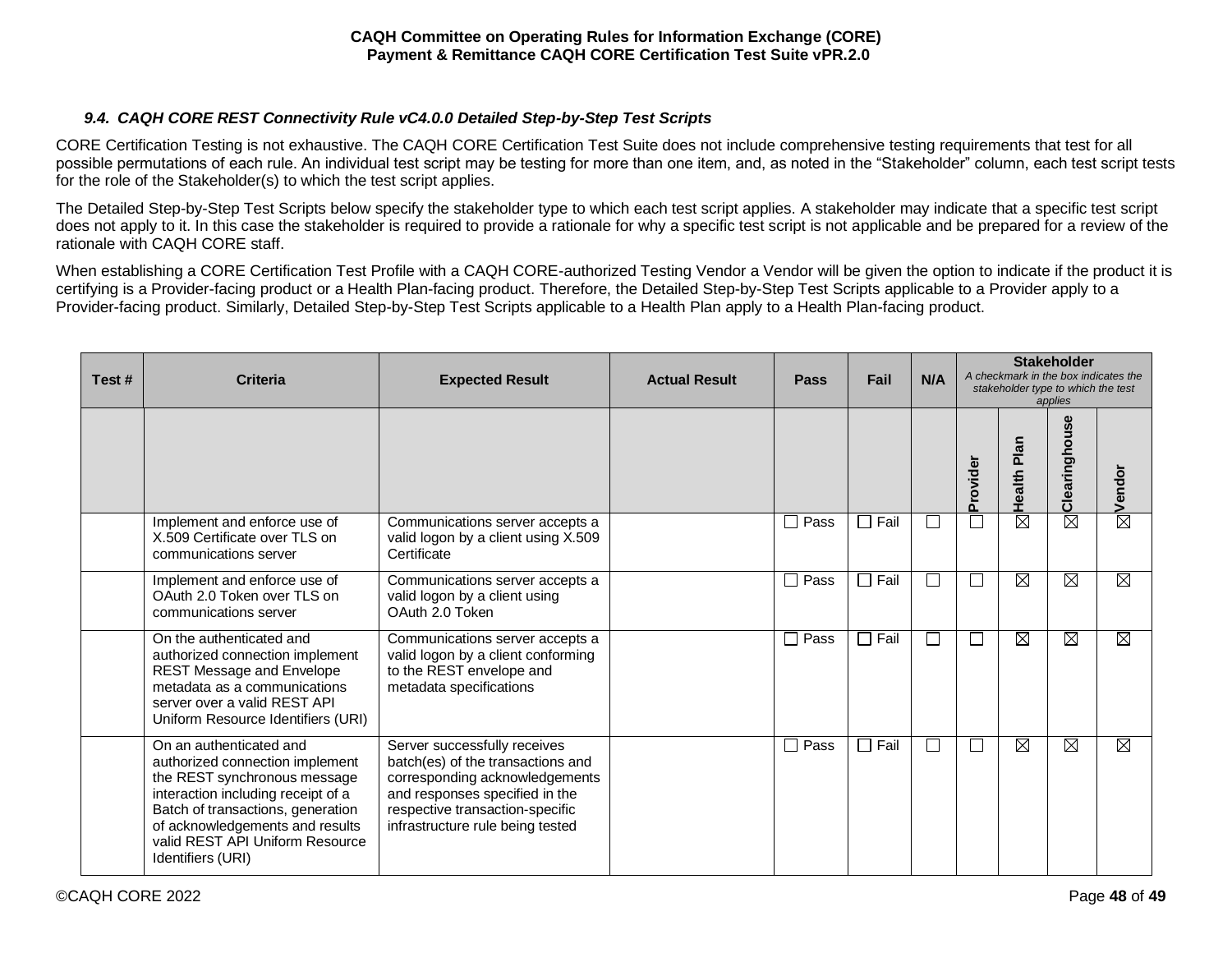### *9.4. CAQH CORE REST Connectivity Rule vC4.0.0 Detailed Step-by-Step Test Scripts*

CORE Certification Testing is not exhaustive. The CAQH CORE Certification Test Suite does not include comprehensive testing requirements that test for all possible permutations of each rule. An individual test script may be testing for more than one item, and, as noted in the "Stakeholder" column, each test script tests for the role of the Stakeholder(s) to which the test script applies.

The Detailed Step-by-Step Test Scripts below specify the stakeholder type to which each test script applies. A stakeholder may indicate that a specific test script does not apply to it. In this case the stakeholder is required to provide a rationale for why a specific test script is not applicable and be prepared for a review of the rationale with CAQH CORE staff.

When establishing a CORE Certification Test Profile with a CAQH CORE-authorized Testing Vendor a Vendor will be given the option to indicate if the product it is certifying is a Provider-facing product or a Health Plan-facing product. Therefore, the Detailed Step-by-Step Test Scripts applicable to a Provider apply to a Provider-facing product. Similarly, Detailed Step-by-Step Test Scripts applicable to a Health Plan apply to a Health Plan-facing product.

| Test # | Criteria | Expected Result | Actual Result | Pass | Fail | N/A | Stakeholder *A checkmark in the box indicates the stakeholder type to which the test applies* | | | |
|---|---|---|---|---|---|---|---|---|---|---|
| | | | | | | | Provider | Health Plan | Clearinghouse | Vendor |
| | Implement and enforce use of X.509 Certificate over TLS on communications server | Communications server accepts a valid logon by a client using X.509 Certificate | | ☐ Pass | ☐ Fail | ☐ | ☐ | ☒ | ☒ | ☒ |
| | Implement and enforce use of OAuth 2.0 Token over TLS on communications server | Communications server accepts a valid logon by a client using OAuth 2.0 Token | | ☐ Pass | ☐ Fail | ☐ | ☐ | ☒ | ☒ | ☒ |
| | On the authenticated and authorized connection implement REST Message and Envelope metadata as a communications server over a valid REST API Uniform Resource Identifiers (URI) | Communications server accepts a valid logon by a client conforming to the REST envelope and metadata specifications | | ☐ Pass | ☐ Fail | ☐ | ☐ | ☒ | ☒ | ☒ |
| | On an authenticated and authorized connection implement the REST synchronous message interaction including receipt of a Batch of transactions, generation of acknowledgements and results valid REST API Uniform Resource Identifiers (URI) | Server successfully receives batch(es) of the transactions and corresponding acknowledgements and responses specified in the respective transaction-specific infrastructure rule being tested | | ☐ Pass | ☐ Fail | ☐ | ☐ | ☒ | ☒ | ☒ |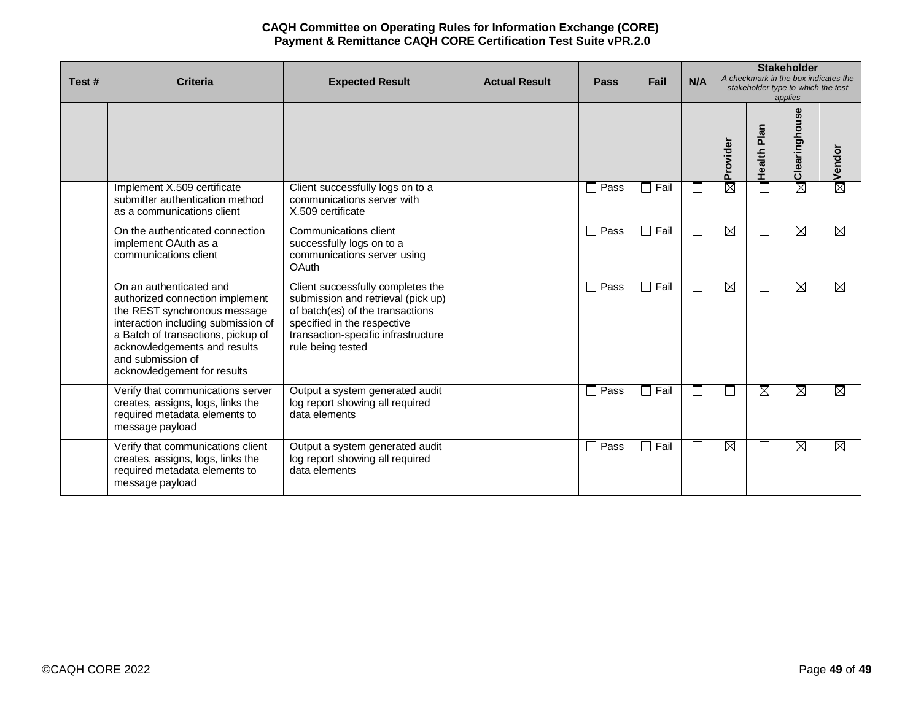| Test # | Criteria | Expected Result | Actual Result | Pass | Fail | N/A | Stakeholder *A checkmark in the box indicates the stakeholder type to which the test applies* | | | |
|---|---|---|---|---|---|---|---|---|---|---|
| | | | | | | | Provider | Health Plan | Clearinghouse | Vendor |
| | Implement X.509 certificate submitter authentication method as a communications client | Client successfully logs on to a communications server with X.509 certificate | | ☐ Pass | ☐ Fail | ☐ | ☒ | ☐ | ☒ | ☒ |
| | On the authenticated connection implement OAuth as a communications client | Communications client successfully logs on to a communications server using OAuth | | ☐ Pass | ☐ Fail | ☐ | ☒ | ☐ | ☒ | ☒ |
| | On an authenticated and authorized connection implement the REST synchronous message interaction including submission of a Batch of transactions, pickup of acknowledgements and results and submission of acknowledgement for results | Client successfully completes the submission and retrieval (pick up) of batch(es) of the transactions specified in the respective transaction-specific infrastructure rule being tested | | ☐ Pass | ☐ Fail | ☐ | ☒ | ☐ | ☒ | ☒ |
| | Verify that communications server creates, assigns, logs, links the required metadata elements to message payload | Output a system generated audit log report showing all required data elements | | ☐ Pass | ☐ Fail | ☐ | ☐ | ☒ | ☒ | ☒ |
| | Verify that communications client creates, assigns, logs, links the required metadata elements to message payload | Output a system generated audit log report showing all required data elements | | ☐ Pass | ☐ Fail | ☐ | ☒ | ☐ | ☒ | ☒ |